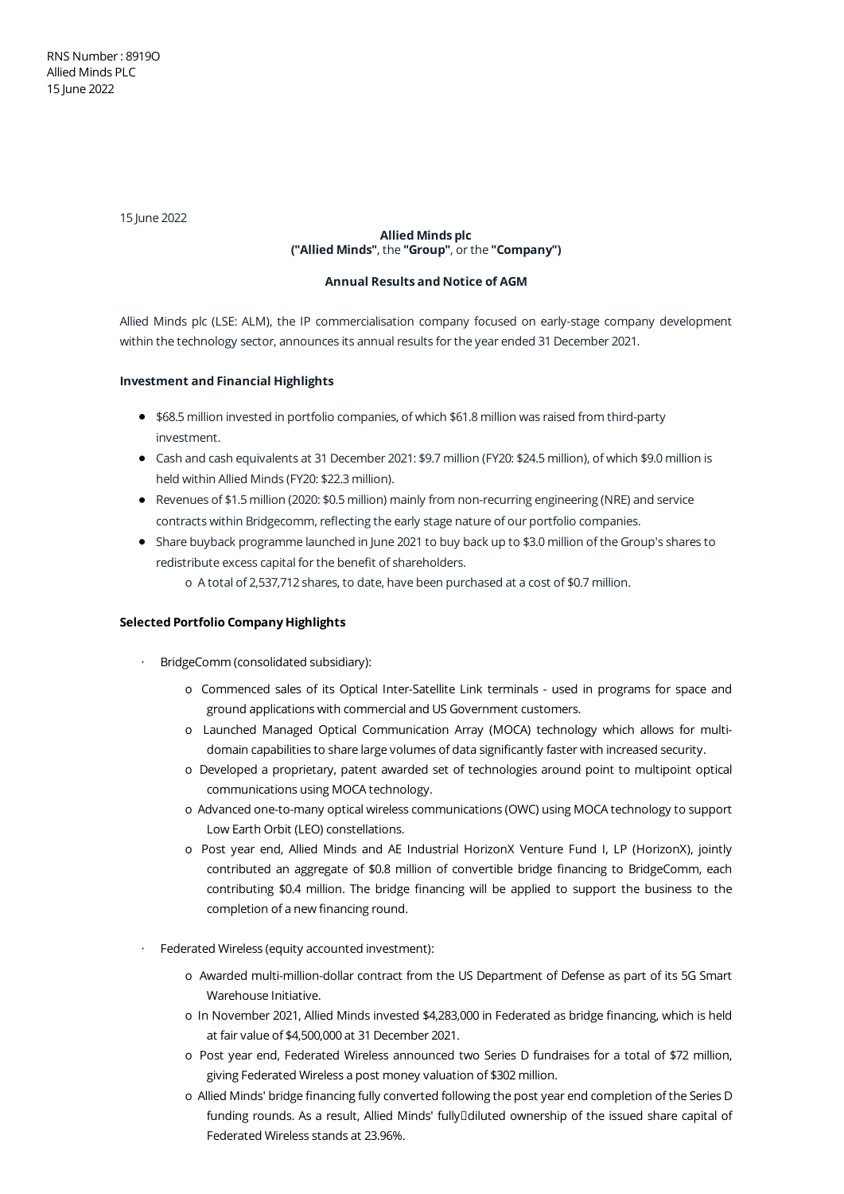RNS Number : 8919O
Allied Minds PLC
15 June 2022

15 June 2022

**Allied Minds plc**
**("Allied Minds"**, the **"Group"**, or the **"Company")**

**Annual Results and Notice of AGM**

Allied Minds plc (LSE: ALM), the IP commercialisation company focused on early-stage company development within the technology sector, announces its annual results for the year ended 31 December 2021.

**Investment and Financial Highlights**

- $68.5 million invested in portfolio companies, of which $61.8 million was raised from third-party investment.
- Cash and cash equivalents at 31 December 2021: $9.7 million (FY20: $24.5 million), of which $9.0 million is held within Allied Minds (FY20: $22.3 million).
- Revenues of $1.5 million (2020: $0.5 million) mainly from non-recurring engineering (NRE) and service contracts within Bridgecomm, reflecting the early stage nature of our portfolio companies.
- Share buyback programme launched in June 2021 to buy back up to $3.0 million of the Group's shares to redistribute excess capital for the benefit of shareholders.
  - A total of 2,537,712 shares, to date, have been purchased at a cost of $0.7 million.

**Selected Portfolio Company Highlights**

- BridgeComm (consolidated subsidiary):
  - Commenced sales of its Optical Inter-Satellite Link terminals - used in programs for space and ground applications with commercial and US Government customers.
  - Launched Managed Optical Communication Array (MOCA) technology which allows for multi-domain capabilities to share large volumes of data significantly faster with increased security.
  - Developed a proprietary, patent awarded set of technologies around point to multipoint optical communications using MOCA technology.
  - Advanced one-to-many optical wireless communications (OWC) using MOCA technology to support Low Earth Orbit (LEO) constellations.
  - Post year end, Allied Minds and AE Industrial HorizonX Venture Fund I, LP (HorizonX), jointly contributed an aggregate of $0.8 million of convertible bridge financing to BridgeComm, each contributing $0.4 million. The bridge financing will be applied to support the business to the completion of a new financing round.

- Federated Wireless (equity accounted investment):
  - Awarded multi-million-dollar contract from the US Department of Defense as part of its 5G Smart Warehouse Initiative.
  - In November 2021, Allied Minds invested $4,283,000 in Federated as bridge financing, which is held at fair value of $4,500,000 at 31 December 2021.
  - Post year end, Federated Wireless announced two Series D fundraises for a total of $72 million, giving Federated Wireless a post money valuation of $302 million.
  - Allied Minds' bridge financing fully converted following the post year end completion of the Series D funding rounds. As a result, Allied Minds' fully-diluted ownership of the issued share capital of Federated Wireless stands at 23.96%.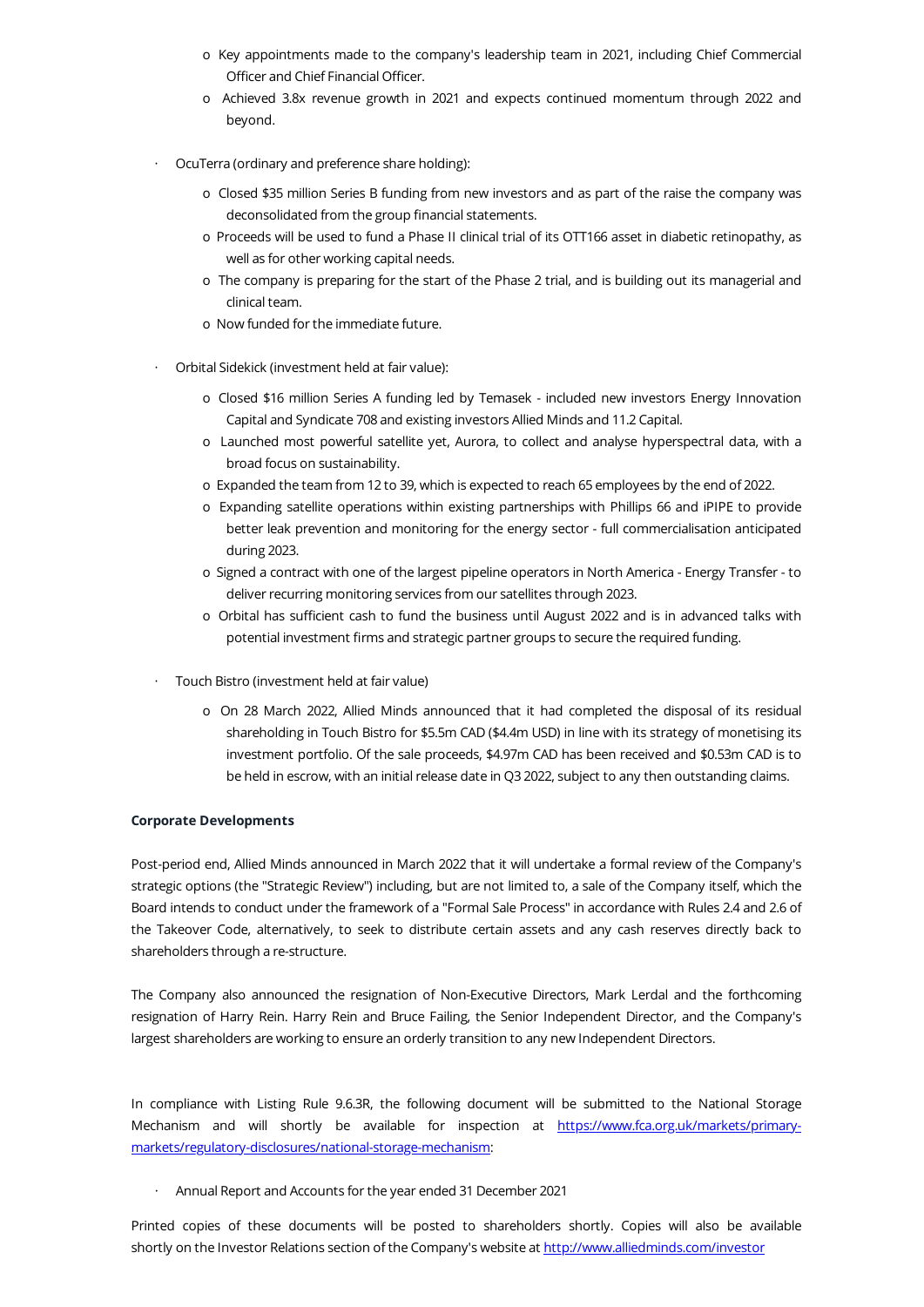- Key appointments made to the company's leadership team in 2021, including Chief Commercial Officer and Chief Financial Officer.
    - Achieved 3.8x revenue growth in 2021 and expects continued momentum through 2022 and beyond.

- OcuTerra (ordinary and preference share holding):
    - Closed $35 million Series B funding from new investors and as part of the raise the company was deconsolidated from the group financial statements.
    - Proceeds will be used to fund a Phase II clinical trial of its OTT166 asset in diabetic retinopathy, as well as for other working capital needs.
    - The company is preparing for the start of the Phase 2 trial, and is building out its managerial and clinical team.
    - Now funded for the immediate future.

- Orbital Sidekick (investment held at fair value):
    - Closed $16 million Series A funding led by Temasek - included new investors Energy Innovation Capital and Syndicate 708 and existing investors Allied Minds and 11.2 Capital.
    - Launched most powerful satellite yet, Aurora, to collect and analyse hyperspectral data, with a broad focus on sustainability.
    - Expanded the team from 12 to 39, which is expected to reach 65 employees by the end of 2022.
    - Expanding satellite operations within existing partnerships with Phillips 66 and iPIPE to provide better leak prevention and monitoring for the energy sector - full commercialisation anticipated during 2023.
    - Signed a contract with one of the largest pipeline operators in North America - Energy Transfer - to deliver recurring monitoring services from our satellites through 2023.
    - Orbital has sufficient cash to fund the business until August 2022 and is in advanced talks with potential investment firms and strategic partner groups to secure the required funding.

- Touch Bistro (investment held at fair value)
    - On 28 March 2022, Allied Minds announced that it had completed the disposal of its residual shareholding in Touch Bistro for $5.5m CAD ($4.4m USD) in line with its strategy of monetising its investment portfolio. Of the sale proceeds, $4.97m CAD has been received and $0.53m CAD is to be held in escrow, with an initial release date in Q3 2022, subject to any then outstanding claims.

**Corporate Developments**

Post-period end, Allied Minds announced in March 2022 that it will undertake a formal review of the Company's strategic options (the "Strategic Review") including, but are not limited to, a sale of the Company itself, which the Board intends to conduct under the framework of a "Formal Sale Process" in accordance with Rules 2.4 and 2.6 of the Takeover Code, alternatively, to seek to distribute certain assets and any cash reserves directly back to shareholders through a re-structure.

The Company also announced the resignation of Non-Executive Directors, Mark Lerdal and the forthcoming resignation of Harry Rein. Harry Rein and Bruce Failing, the Senior Independent Director, and the Company's largest shareholders are working to ensure an orderly transition to any new Independent Directors.

In compliance with Listing Rule 9.6.3R, the following document will be submitted to the National Storage Mechanism and will shortly be available for inspection at [https://www.fca.org.uk/markets/primary-markets/regulatory-disclosures/national-storage-mechanism](https://www.fca.org.uk/markets/primary-markets/regulatory-disclosures/national-storage-mechanism):

- Annual Report and Accounts for the year ended 31 December 2021

Printed copies of these documents will be posted to shareholders shortly. Copies will also be available shortly on the Investor Relations section of the Company's website at [http://www.alliedminds.com/investor](http://www.alliedminds.com/investor)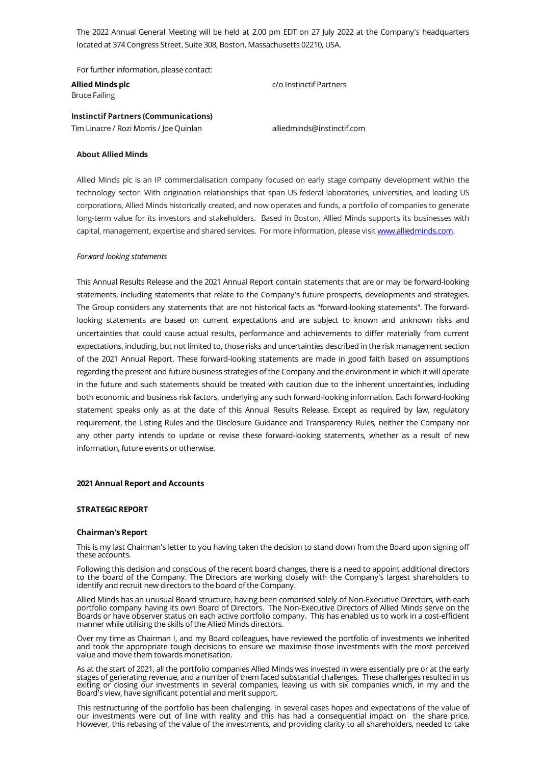The 2022 Annual General Meeting will be held at 2.00 pm EDT on 27 July 2022 at the Company's headquarters located at 374 Congress Street, Suite 308, Boston, Massachusetts 02210, USA.

For further information, please contact:

| | |
|---|---|
| **Allied Minds plc** | c/o Instinctif Partners |
| Bruce Failing | |
| **Instinctif Partners (Communications)** | |
| Tim Linacre / Rozi Morris / Joe Quinlan | alliedminds@instinctif.com |

**About Allied Minds**

Allied Minds plc is an IP commercialisation company focused on early stage company development within the technology sector. With origination relationships that span US federal laboratories, universities, and leading US corporations, Allied Minds historically created, and now operates and funds, a portfolio of companies to generate long-term value for its investors and stakeholders. Based in Boston, Allied Minds supports its businesses with capital, management, expertise and shared services. For more information, please visit www.alliedminds.com.

*Forward looking statements*

This Annual Results Release and the 2021 Annual Report contain statements that are or may be forward-looking statements, including statements that relate to the Company's future prospects, developments and strategies. The Group considers any statements that are not historical facts as "forward-looking statements". The forward-looking statements are based on current expectations and are subject to known and unknown risks and uncertainties that could cause actual results, performance and achievements to differ materially from current expectations, including, but not limited to, those risks and uncertainties described in the risk management section of the 2021 Annual Report. These forward-looking statements are made in good faith based on assumptions regarding the present and future business strategies of the Company and the environment in which it will operate in the future and such statements should be treated with caution due to the inherent uncertainties, including both economic and business risk factors, underlying any such forward-looking information. Each forward-looking statement speaks only as at the date of this Annual Results Release. Except as required by law, regulatory requirement, the Listing Rules and the Disclosure Guidance and Transparency Rules, neither the Company nor any other party intends to update or revise these forward-looking statements, whether as a result of new information, future events or otherwise.

**2021 Annual Report and Accounts**

**STRATEGIC REPORT**

**Chairman's Report**

This is my last Chairman's letter to you having taken the decision to stand down from the Board upon signing off these accounts.

Following this decision and conscious of the recent board changes, there is a need to appoint additional directors to the board of the Company. The Directors are working closely with the Company's largest shareholders to identify and recruit new directors to the board of the Company.

Allied Minds has an unusual Board structure, having been comprised solely of Non-Executive Directors, with each portfolio company having its own Board of Directors. The Non-Executive Directors of Allied Minds serve on the Boards or have observer status on each active portfolio company. This has enabled us to work in a cost-efficient manner while utilising the skills of the Allied Minds directors.

Over my time as Chairman I, and my Board colleagues, have reviewed the portfolio of investments we inherited and took the appropriate tough decisions to ensure we maximise those investments with the most perceived value and move them towards monetisation.

As at the start of 2021, all the portfolio companies Allied Minds was invested in were essentially pre or at the early stages of generating revenue, and a number of them faced substantial challenges. These challenges resulted in us exiting or closing our investments in several companies, leaving us with six companies which, in my and the Board's view, have significant potential and merit support.

This restructuring of the portfolio has been challenging. In several cases hopes and expectations of the value of our investments were out of line with reality and this has had a consequential impact on the share price. However, this rebasing of the value of the investments, and providing clarity to all shareholders, needed to take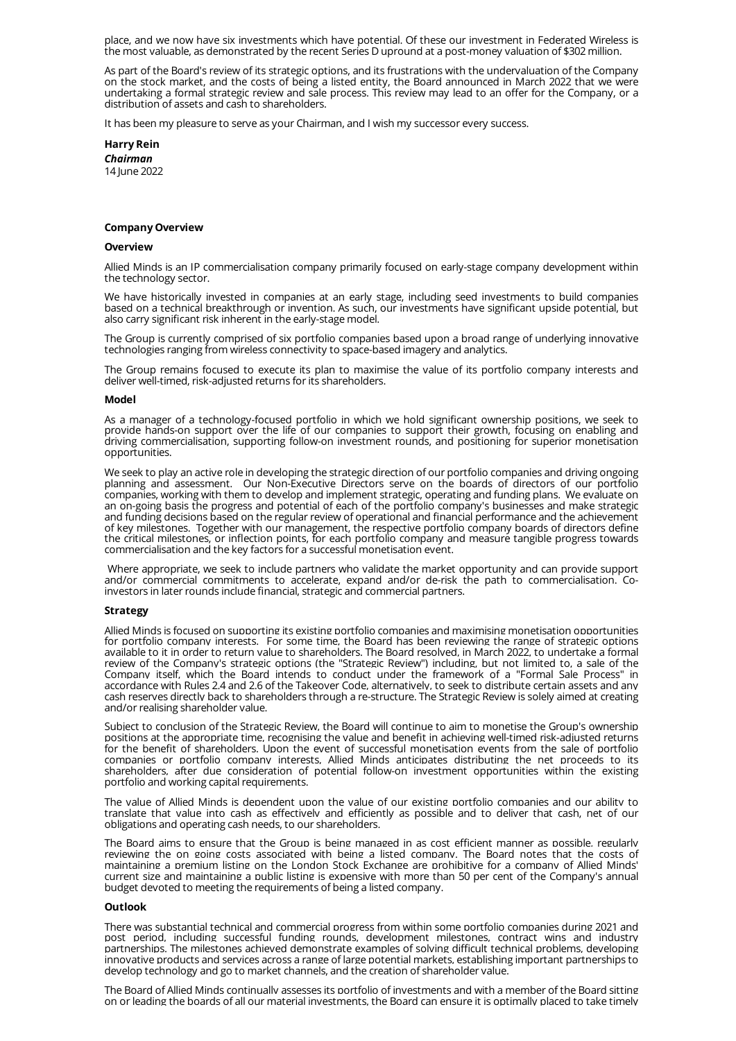place, and we now have six investments which have potential. Of these our investment in Federated Wireless is the most valuable, as demonstrated by the recent Series D upround at a post-money valuation of $302 million.

As part of the Board's review of its strategic options, and its frustrations with the undervaluation of the Company on the stock market, and the costs of being a listed entity, the Board announced in March 2022 that we were undertaking a formal strategic review and sale process. This review may lead to an offer for the Company, or a distribution of assets and cash to shareholders.

It has been my pleasure to serve as your Chairman, and I wish my successor every success.

**Harry Rein**
***Chairman***
14 June 2022

**Company Overview**

**Overview**

Allied Minds is an IP commercialisation company primarily focused on early-stage company development within the technology sector.

We have historically invested in companies at an early stage, including seed investments to build companies based on a technical breakthrough or invention. As such, our investments have significant upside potential, but also carry significant risk inherent in the early-stage model.

The Group is currently comprised of six portfolio companies based upon a broad range of underlying innovative technologies ranging from wireless connectivity to space-based imagery and analytics.

The Group remains focused to execute its plan to maximise the value of its portfolio company interests and deliver well-timed, risk-adjusted returns for its shareholders.

**Model**

As a manager of a technology-focused portfolio in which we hold significant ownership positions, we seek to provide hands-on support over the life of our companies to support their growth, focusing on enabling and driving commercialisation, supporting follow-on investment rounds, and positioning for superior monetisation opportunities.

We seek to play an active role in developing the strategic direction of our portfolio companies and driving ongoing planning and assessment. Our Non-Executive Directors serve on the boards of directors of our portfolio companies, working with them to develop and implement strategic, operating and funding plans. We evaluate on an on-going basis the progress and potential of each of the portfolio company's businesses and make strategic and funding decisions based on the regular review of operational and financial performance and the achievement of key milestones. Together with our management, the respective portfolio company boards of directors define the critical milestones, or inflection points, for each portfolio company and measure tangible progress towards commercialisation and the key factors for a successful monetisation event.

Where appropriate, we seek to include partners who validate the market opportunity and can provide support and/or commercial commitments to accelerate, expand and/or de-risk the path to commercialisation. Co-investors in later rounds include financial, strategic and commercial partners.

**Strategy**

Allied Minds is focused on supporting its existing portfolio companies and maximising monetisation opportunities for portfolio company interests. For some time, the Board has been reviewing the range of strategic options available to it in order to return value to shareholders. The Board resolved, in March 2022, to undertake a formal review of the Company's strategic options (the "Strategic Review") including, but not limited to, a sale of the Company itself, which the Board intends to conduct under the framework of a "Formal Sale Process" in accordance with Rules 2.4 and 2.6 of the Takeover Code, alternatively, to seek to distribute certain assets and any cash reserves directly back to shareholders through a re-structure. The Strategic Review is solely aimed at creating and/or realising shareholder value.

Subject to conclusion of the Strategic Review, the Board will continue to aim to monetise the Group's ownership positions at the appropriate time, recognising the value and benefit in achieving well-timed risk-adjusted returns for the benefit of shareholders. Upon the event of successful monetisation events from the sale of portfolio companies or portfolio company interests, Allied Minds anticipates distributing the net proceeds to its shareholders, after due consideration of potential follow-on investment opportunities within the existing portfolio and working capital requirements.

The value of Allied Minds is dependent upon the value of our existing portfolio companies and our ability to translate that value into cash as effectively and efficiently as possible and to deliver that cash, net of our obligations and operating cash needs, to our shareholders.

The Board aims to ensure that the Group is being managed in as cost efficient manner as possible, regularly reviewing the on going costs associated with being a listed company. The Board notes that the costs of maintaining a premium listing on the London Stock Exchange are prohibitive for a company of Allied Minds' current size and maintaining a public listing is expensive with more than 50 per cent of the Company's annual budget devoted to meeting the requirements of being a listed company.

**Outlook**

There was substantial technical and commercial progress from within some portfolio companies during 2021 and post period, including successful funding rounds, development milestones, contract wins and industry partnerships. The milestones achieved demonstrate examples of solving difficult technical problems, developing innovative products and services across a range of large potential markets, establishing important partnerships to develop technology and go to market channels, and the creation of shareholder value.

The Board of Allied Minds continually assesses its portfolio of investments and with a member of the Board sitting on or leading the boards of all our material investments, the Board can ensure it is optimally placed to take timely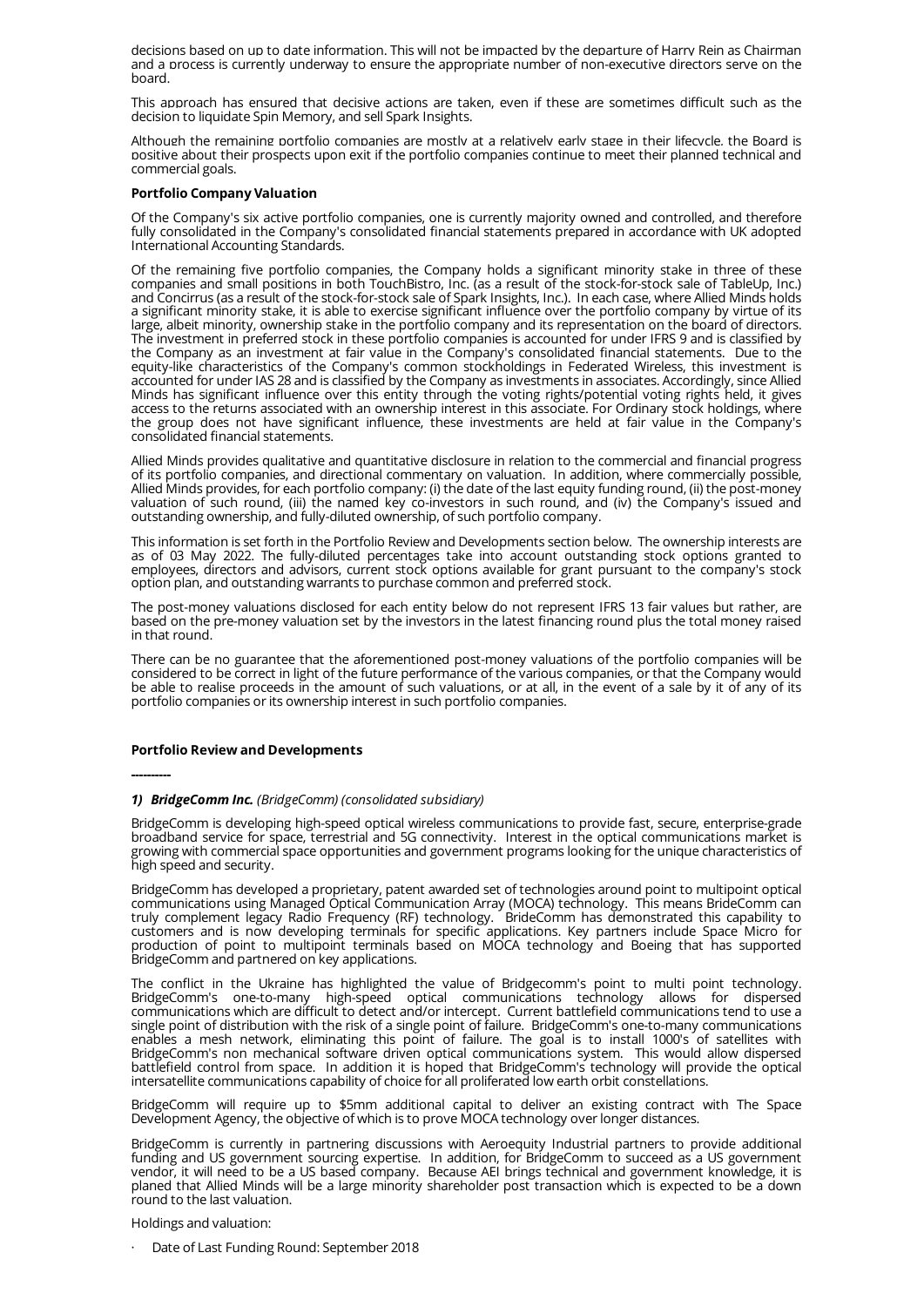decisions based on up to date information. This will not be impacted by the departure of Harry Rein as Chairman and a process is currently underway to ensure the appropriate number of non-executive directors serve on the board.

This approach has ensured that decisive actions are taken, even if these are sometimes difficult such as the decision to liquidate Spin Memory, and sell Spark Insights.

Although the remaining portfolio companies are mostly at a relatively early stage in their lifecycle, the Board is positive about their prospects upon exit if the portfolio companies continue to meet their planned technical and commercial goals.

**Portfolio Company Valuation**

Of the Company's six active portfolio companies, one is currently majority owned and controlled, and therefore fully consolidated in the Company's consolidated financial statements prepared in accordance with UK adopted International Accounting Standards.

Of the remaining five portfolio companies, the Company holds a significant minority stake in three of these companies and small positions in both TouchBistro, Inc. (as a result of the stock-for-stock sale of TableUp, Inc.) and Concirrus (as a result of the stock-for-stock sale of Spark Insights, Inc.). In each case, where Allied Minds holds a significant minority stake, it is able to exercise significant influence over the portfolio company by virtue of its large, albeit minority, ownership stake in the portfolio company and its representation on the board of directors. The investment in preferred stock in these portfolio companies is accounted for under IFRS 9 and is classified by the Company as an investment at fair value in the Company's consolidated financial statements. Due to the equity-like characteristics of the Company's common stockholdings in Federated Wireless, this investment is accounted for under IAS 28 and is classified by the Company as investments in associates. Accordingly, since Allied Minds has significant influence over this entity through the voting rights/potential voting rights held, it gives access to the returns associated with an ownership interest in this associate. For Ordinary stock holdings, where the group does not have significant influence, these investments are held at fair value in the Company's consolidated financial statements.

Allied Minds provides qualitative and quantitative disclosure in relation to the commercial and financial progress of its portfolio companies, and directional commentary on valuation. In addition, where commercially possible, Allied Minds provides, for each portfolio company: (i) the date of the last equity funding round, (ii) the post-money valuation of such round, (iii) the named key co-investors in such round, and (iv) the Company's issued and outstanding ownership, and fully-diluted ownership, of such portfolio company.

This information is set forth in the Portfolio Review and Developments section below. The ownership interests are as of 03 May 2022. The fully-diluted percentages take into account outstanding stock options granted to employees, directors and advisors, current stock options available for grant pursuant to the company's stock option plan, and outstanding warrants to purchase common and preferred stock.

The post-money valuations disclosed for each entity below do not represent IFRS 13 fair values but rather, are based on the pre-money valuation set by the investors in the latest financing round plus the total money raised in that round.

There can be no guarantee that the aforementioned post-money valuations of the portfolio companies will be considered to be correct in light of the future performance of the various companies, or that the Company would be able to realise proceeds in the amount of such valuations, or at all, in the event of a sale by it of any of its portfolio companies or its ownership interest in such portfolio companies.

**Portfolio Review and Developments**

**----------**

***1) BridgeComm Inc.*** *(BridgeComm) (consolidated subsidiary)*

BridgeComm is developing high-speed optical wireless communications to provide fast, secure, enterprise-grade broadband service for space, terrestrial and 5G connectivity. Interest in the optical communications market is growing with commercial space opportunities and government programs looking for the unique characteristics of high speed and security.

BridgeComm has developed a proprietary, patent awarded set of technologies around point to multipoint optical communications using Managed Optical Communication Array (MOCA) technology. This means BrideComm can truly complement legacy Radio Frequency (RF) technology. BrideComm has demonstrated this capability to customers and is now developing terminals for specific applications. Key partners include Space Micro for production of point to multipoint terminals based on MOCA technology and Boeing that has supported BridgeComm and partnered on key applications.

The conflict in the Ukraine has highlighted the value of Bridgecomm's point to multi point technology. BridgeComm's one-to-many high-speed optical communications technology allows for dispersed communications which are difficult to detect and/or intercept. Current battlefield communications tend to use a single point of distribution with the risk of a single point of failure. BridgeComm's one-to-many communications enables a mesh network, eliminating this point of failure. The goal is to install 1000's of satellites with BridgeComm's non mechanical software driven optical communications system. This would allow dispersed battlefield control from space. In addition it is hoped that BridgeComm's technology will provide the optical intersatellite communications capability of choice for all proliferated low earth orbit constellations.

BridgeComm will require up to $5mm additional capital to deliver an existing contract with The Space Development Agency, the objective of which is to prove MOCA technology over longer distances.

BridgeComm is currently in partnering discussions with Aeroequity Industrial partners to provide additional funding and US government sourcing expertise. In addition, for BridgeComm to succeed as a US government vendor, it will need to be a US based company. Because AEI brings technical and government knowledge, it is planed that Allied Minds will be a large minority shareholder post transaction which is expected to be a down round to the last valuation.

Holdings and valuation:

- Date of Last Funding Round: September 2018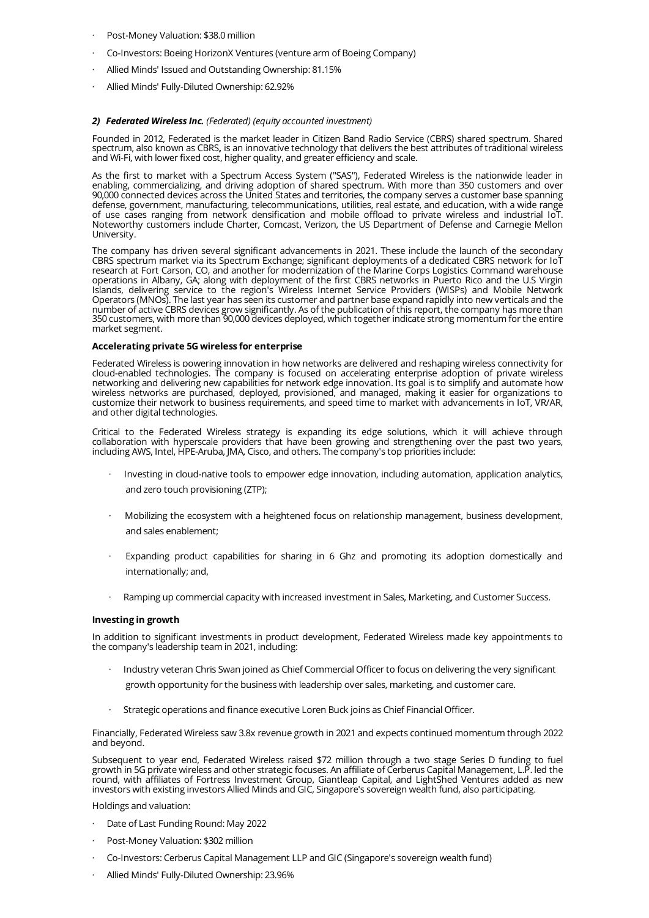- Post-Money Valuation: $38.0 million
- Co-Investors: Boeing HorizonX Ventures (venture arm of Boeing Company)
- Allied Minds' Issued and Outstanding Ownership: 81.15%
- Allied Minds' Fully-Diluted Ownership: 62.92%

### *2) Federated Wireless Inc. (Federated) (equity accounted investment)*

Founded in 2012, Federated is the market leader in Citizen Band Radio Service (CBRS) shared spectrum. Shared spectrum, also known as CBRS**,** is an innovative technology that delivers the best attributes of traditional wireless and Wi-Fi, with lower fixed cost, higher quality, and greater efficiency and scale.

As the first to market with a Spectrum Access System ("SAS"), Federated Wireless is the nationwide leader in enabling, commercializing, and driving adoption of shared spectrum. With more than 350 customers and over 90,000 connected devices across the United States and territories, the company serves a customer base spanning defense, government, manufacturing, telecommunications, utilities, real estate, and education, with a wide range of use cases ranging from network densification and mobile offload to private wireless and industrial IoT. Noteworthy customers include Charter, Comcast, Verizon, the US Department of Defense and Carnegie Mellon University.

The company has driven several significant advancements in 2021. These include the launch of the secondary CBRS spectrum market via its Spectrum Exchange; significant deployments of a dedicated CBRS network for IoT research at Fort Carson, CO, and another for modernization of the Marine Corps Logistics Command warehouse operations in Albany, GA; along with deployment of the first CBRS networks in Puerto Rico and the U.S Virgin Islands, delivering service to the region's Wireless Internet Service Providers (WISPs) and Mobile Network Operators (MNOs). The last year has seen its customer and partner base expand rapidly into new verticals and the number of active CBRS devices grow significantly. As of the publication of this report, the company has more than 350 customers, with more than 90,000 devices deployed, which together indicate strong momentum for the entire market segment.

**Accelerating private 5G wireless for enterprise**

Federated Wireless is powering innovation in how networks are delivered and reshaping wireless connectivity for cloud-enabled technologies. The company is focused on accelerating enterprise adoption of private wireless networking and delivering new capabilities for network edge innovation. Its goal is to simplify and automate how wireless networks are purchased, deployed, provisioned, and managed, making it easier for organizations to customize their network to business requirements, and speed time to market with advancements in IoT, VR/AR, and other digital technologies.

Critical to the Federated Wireless strategy is expanding its edge solutions, which it will achieve through collaboration with hyperscale providers that have been growing and strengthening over the past two years, including AWS, Intel, HPE-Aruba, JMA, Cisco, and others. The company's top priorities include:

- Investing in cloud-native tools to empower edge innovation, including automation, application analytics, and zero touch provisioning (ZTP);
- Mobilizing the ecosystem with a heightened focus on relationship management, business development, and sales enablement;
- Expanding product capabilities for sharing in 6 Ghz and promoting its adoption domestically and internationally; and,
- Ramping up commercial capacity with increased investment in Sales, Marketing, and Customer Success.

**Investing in growth**

In addition to significant investments in product development, Federated Wireless made key appointments to the company's leadership team in 2021, including:

- Industry veteran Chris Swan joined as Chief Commercial Officer to focus on delivering the very significant growth opportunity for the business with leadership over sales, marketing, and customer care.
- Strategic operations and finance executive Loren Buck joins as Chief Financial Officer.

Financially, Federated Wireless saw 3.8x revenue growth in 2021 and expects continued momentum through 2022 and beyond.

Subsequent to year end, Federated Wireless raised $72 million through a two stage Series D funding to fuel growth in 5G private wireless and other strategic focuses. An affiliate of Cerberus Capital Management, L.P. led the round, with affiliates of Fortress Investment Group, Giantleap Capital, and LightShed Ventures added as new investors with existing investors Allied Minds and GIC, Singapore's sovereign wealth fund, also participating.

Holdings and valuation:

- Date of Last Funding Round: May 2022
- Post-Money Valuation: $302 million
- Co-Investors: Cerberus Capital Management LLP and GIC (Singapore's sovereign wealth fund)
- Allied Minds' Fully-Diluted Ownership: 23.96%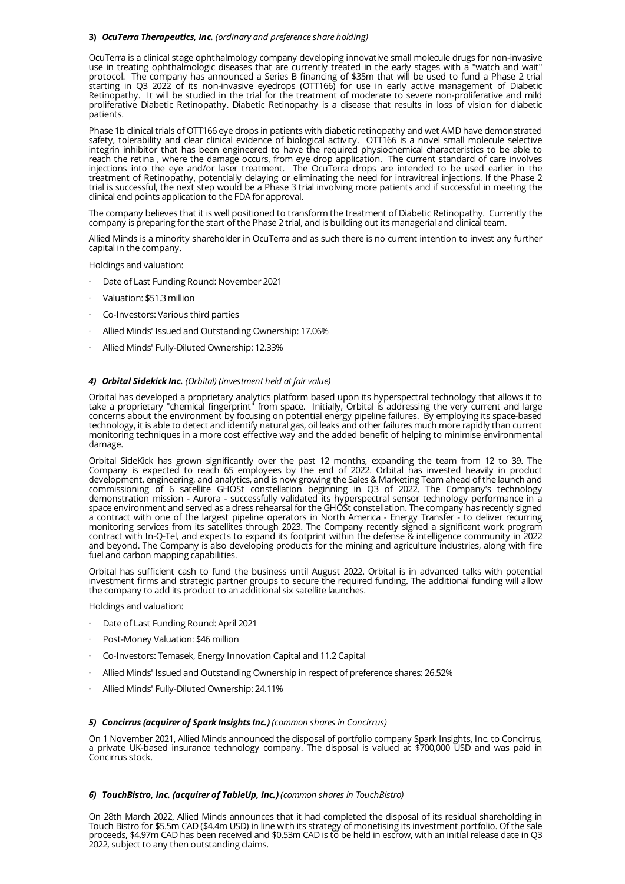### 3) *OcuTerra Therapeutics, Inc. (ordinary and preference share holding)*

OcuTerra is a clinical stage ophthalmology company developing innovative small molecule drugs for non-invasive use in treating ophthalmologic diseases that are currently treated in the early stages with a "watch and wait" protocol. The company has announced a Series B financing of $35m that will be used to fund a Phase 2 trial starting in Q3 2022 of its non-invasive eyedrops (OTT166) for use in early active management of Diabetic Retinopathy. It will be studied in the trial for the treatment of moderate to severe non-proliferative and mild proliferative Diabetic Retinopathy. Diabetic Retinopathy is a disease that results in loss of vision for diabetic patients.

Phase 1b clinical trials of OTT166 eye drops in patients with diabetic retinopathy and wet AMD have demonstrated safety, tolerability and clear clinical evidence of biological activity. OTT166 is a novel small molecule selective integrin inhibitor that has been engineered to have the required physiochemical characteristics to be able to reach the retina , where the damage occurs, from eye drop application. The current standard of care involves injections into the eye and/or laser treatment. The OcuTerra drops are intended to be used earlier in the treatment of Retinopathy, potentially delaying or eliminating the need for intravitreal injections. If the Phase 2 trial is successful, the next step would be a Phase 3 trial involving more patients and if successful in meeting the clinical end points application to the FDA for approval.

The company believes that it is well positioned to transform the treatment of Diabetic Retinopathy. Currently the company is preparing for the start of the Phase 2 trial, and is building out its managerial and clinical team.

Allied Minds is a minority shareholder in OcuTerra and as such there is no current intention to invest any further capital in the company.

Holdings and valuation:

- Date of Last Funding Round: November 2021
- Valuation: $51.3 million
- Co-Investors: Various third parties
- Allied Minds' Issued and Outstanding Ownership: 17.06%
- Allied Minds' Fully-Diluted Ownership: 12.33%

### 4) *Orbital Sidekick Inc. (Orbital) (investment held at fair value)*

Orbital has developed a proprietary analytics platform based upon its hyperspectral technology that allows it to take a proprietary "chemical fingerprint" from space. Initially, Orbital is addressing the very current and large concerns about the environment by focusing on potential energy pipeline failures. By employing its space-based technology, it is able to detect and identify natural gas, oil leaks and other failures much more rapidly than current monitoring techniques in a more cost effective way and the added benefit of helping to minimise environmental damage.

Orbital SideKick has grown significantly over the past 12 months, expanding the team from 12 to 39. The Company is expected to reach 65 employees by the end of 2022. Orbital has invested heavily in product development, engineering, and analytics, and is now growing the Sales & Marketing Team ahead of the launch and commissioning of 6 satellite GHOSt constellation beginning in Q3 of 2022. The Company's technology demonstration mission - Aurora - successfully validated its hyperspectral sensor technology performance in a space environment and served as a dress rehearsal for the GHOSt constellation. The company has recently signed a contract with one of the largest pipeline operators in North America - Energy Transfer - to deliver recurring monitoring services from its satellites through 2023. The Company recently signed a significant work program contract with In-Q-Tel, and expects to expand its footprint within the defense & intelligence community in 2022 and beyond. The Company is also developing products for the mining and agriculture industries, along with fire fuel and carbon mapping capabilities.

Orbital has sufficient cash to fund the business until August 2022. Orbital is in advanced talks with potential investment firms and strategic partner groups to secure the required funding. The additional funding will allow the company to add its product to an additional six satellite launches.

Holdings and valuation:

- Date of Last Funding Round: April 2021
- Post-Money Valuation: $46 million
- Co-Investors: Temasek, Energy Innovation Capital and 11.2 Capital
- Allied Minds' Issued and Outstanding Ownership in respect of preference shares: 26.52%
- Allied Minds' Fully-Diluted Ownership: 24.11%

### 5) *Concirrus (acquirer of Spark Insights Inc.) (common shares in Concirrus)*

On 1 November 2021, Allied Minds announced the disposal of portfolio company Spark Insights, Inc. to Concirrus, a private UK-based insurance technology company. The disposal is valued at $700,000 USD and was paid in Concirrus stock.

### 6) *TouchBistro, Inc. (acquirer of TableUp, Inc.) (common shares in TouchBistro)*

On 28th March 2022, Allied Minds announces that it had completed the disposal of its residual shareholding in Touch Bistro for $5.5m CAD ($4.4m USD) in line with its strategy of monetising its investment portfolio. Of the sale proceeds, $4.97m CAD has been received and $0.53m CAD is to be held in escrow, with an initial release date in Q3 2022, subject to any then outstanding claims.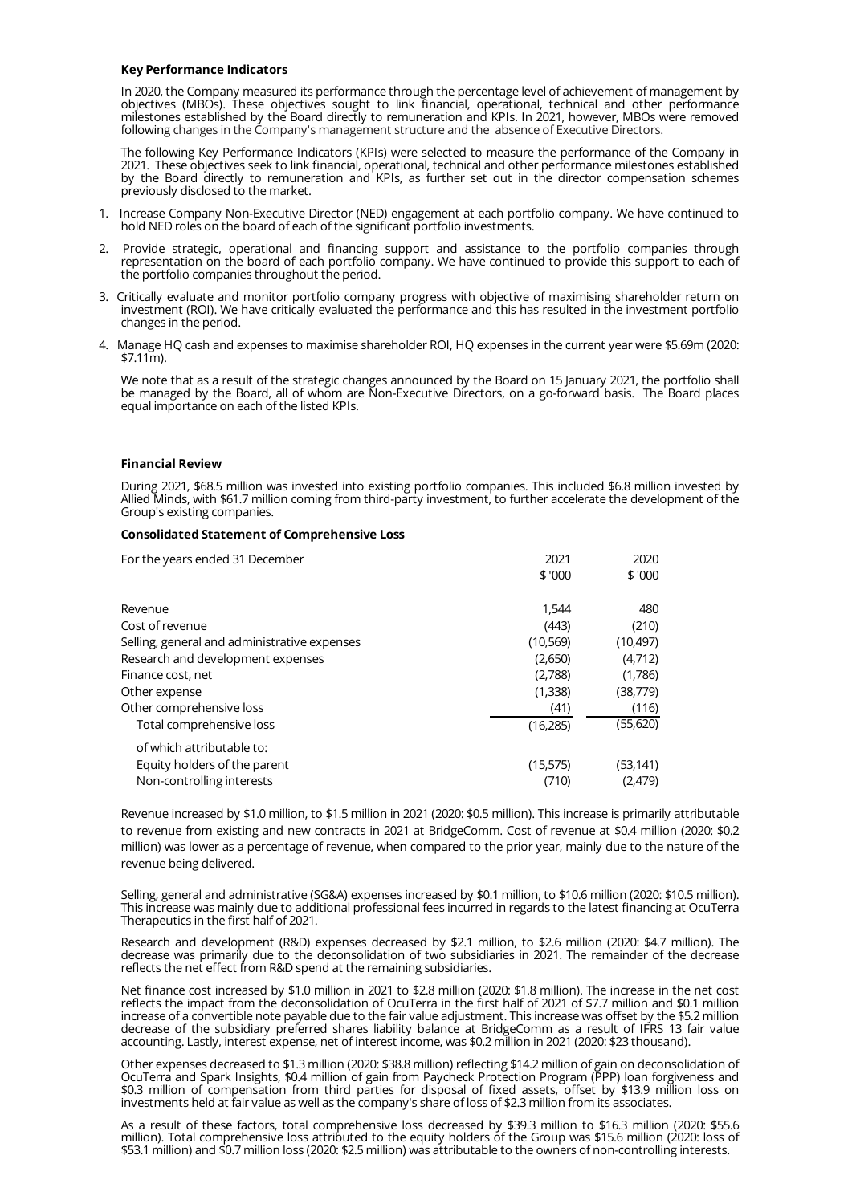**Key Performance Indicators**

In 2020, the Company measured its performance through the percentage level of achievement of management by objectives (MBOs). These objectives sought to link financial, operational, technical and other performance milestones established by the Board directly to remuneration and KPIs. In 2021, however, MBOs were removed following changes in the Company's management structure and the absence of Executive Directors.

The following Key Performance Indicators (KPIs) were selected to measure the performance of the Company in 2021. These objectives seek to link financial, operational, technical and other performance milestones established by the Board directly to remuneration and KPIs, as further set out in the director compensation schemes previously disclosed to the market.

1. Increase Company Non-Executive Director (NED) engagement at each portfolio company. We have continued to hold NED roles on the board of each of the significant portfolio investments.
2. Provide strategic, operational and financing support and assistance to the portfolio companies through representation on the board of each portfolio company. We have continued to provide this support to each of the portfolio companies throughout the period.
3. Critically evaluate and monitor portfolio company progress with objective of maximising shareholder return on investment (ROI). We have critically evaluated the performance and this has resulted in the investment portfolio changes in the period.
4. Manage HQ cash and expenses to maximise shareholder ROI, HQ expenses in the current year were $5.69m (2020: $7.11m).

We note that as a result of the strategic changes announced by the Board on 15 January 2021, the portfolio shall be managed by the Board, all of whom are Non-Executive Directors, on a go-forward basis. The Board places equal importance on each of the listed KPIs.

**Financial Review**

During 2021, $68.5 million was invested into existing portfolio companies. This included $6.8 million invested by Allied Minds, with $61.7 million coming from third-party investment, to further accelerate the development of the Group's existing companies.

**Consolidated Statement of Comprehensive Loss**

| For the years ended 31 December | 2021<br>$ '000 | 2020<br>$ '000 |
|---|---|---|
| Revenue | 1,544 | 480 |
| Cost of revenue | (443) | (210) |
| Selling, general and administrative expenses | (10,569) | (10,497) |
| Research and development expenses | (2,650) | (4,712) |
| Finance cost, net | (2,788) | (1,786) |
| Other expense | (1,338) | (38,779) |
| Other comprehensive loss | (41) | (116) |
| Total comprehensive loss | (16,285) | (55,620) |
| of which attributable to: | | |
| Equity holders of the parent | (15,575) | (53,141) |
| Non-controlling interests | (710) | (2,479) |

Revenue increased by $1.0 million, to $1.5 million in 2021 (2020: $0.5 million). This increase is primarily attributable to revenue from existing and new contracts in 2021 at BridgeComm. Cost of revenue at $0.4 million (2020: $0.2 million) was lower as a percentage of revenue, when compared to the prior year, mainly due to the nature of the revenue being delivered.

Selling, general and administrative (SG&A) expenses increased by $0.1 million, to $10.6 million (2020: $10.5 million). This increase was mainly due to additional professional fees incurred in regards to the latest financing at OcuTerra Therapeutics in the first half of 2021.

Research and development (R&D) expenses decreased by $2.1 million, to $2.6 million (2020: $4.7 million). The decrease was primarily due to the deconsolidation of two subsidiaries in 2021. The remainder of the decrease reflects the net effect from R&D spend at the remaining subsidiaries.

Net finance cost increased by $1.0 million in 2021 to $2.8 million (2020: $1.8 million). The increase in the net cost reflects the impact from the deconsolidation of OcuTerra in the first half of 2021 of $7.7 million and $0.1 million increase of a convertible note payable due to the fair value adjustment. This increase was offset by the $5.2 million decrease of the subsidiary preferred shares liability balance at BridgeComm as a result of IFRS 13 fair value accounting. Lastly, interest expense, net of interest income, was $0.2 million in 2021 (2020: $23 thousand).

Other expenses decreased to $1.3 million (2020: $38.8 million) reflecting $14.2 million of gain on deconsolidation of OcuTerra and Spark Insights, $0.4 million of gain from Paycheck Protection Program (PPP) loan forgiveness and $0.3 million of compensation from third parties for disposal of fixed assets, offset by $13.9 million loss on investments held at fair value as well as the company's share of loss of $2.3 million from its associates.

As a result of these factors, total comprehensive loss decreased by $39.3 million to $16.3 million (2020: $55.6 million). Total comprehensive loss attributed to the equity holders of the Group was $15.6 million (2020: loss of $53.1 million) and $0.7 million loss (2020: $2.5 million) was attributable to the owners of non-controlling interests.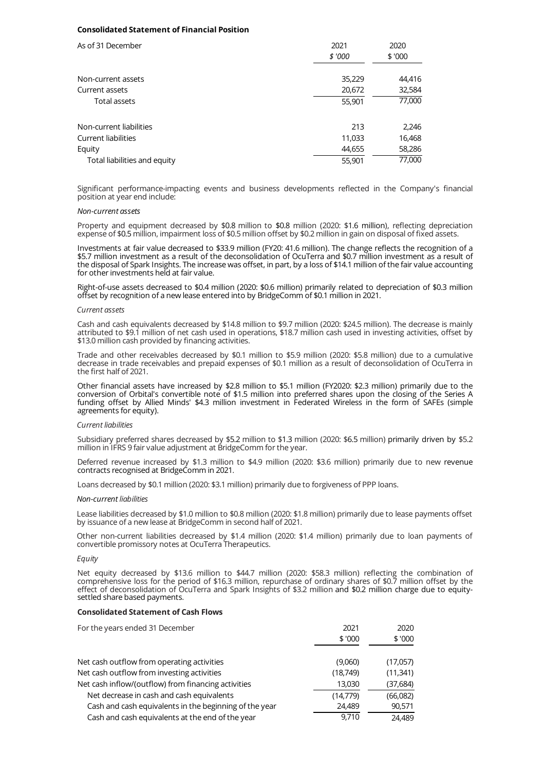**Consolidated Statement of Financial Position**

| As of 31 December | 2021 | 2020 |
|---|---|---|
| | *$ '000* | $ '000 |
| Non-current assets | 35,229 | 44,416 |
| Current assets | 20,672 | 32,584 |
| Total assets | 55,901 | 77,000 |
| Non-current liabilities | 213 | 2,246 |
| Current liabilities | 11,033 | 16,468 |
| Equity | 44,655 | 58,286 |
| Total liabilities and equity | 55,901 | 77,000 |

Significant performance-impacting events and business developments reflected in the Company's financial position at year end include:

*Non-current assets*

Property and equipment decreased by $0.8 million to $0.8 million (2020: $1.6 million), reflecting depreciation expense of $0.5 million, impairment loss of $0.5 million offset by $0.2 million in gain on disposal of fixed assets.

Investments at fair value decreased to $33.9 million (FY20: 41.6 million). The change reflects the recognition of a $5.7 million investment as a result of the deconsolidation of OcuTerra and $0.7 million investment as a result of the disposal of Spark Insights. The increase was offset, in part, by a loss of $14.1 million of the fair value accounting for other investments held at fair value.

Right-of-use assets decreased to $0.4 million (2020: $0.6 million) primarily related to depreciation of $0.3 million offset by recognition of a new lease entered into by BridgeComm of $0.1 million in 2021.

*Current assets*

Cash and cash equivalents decreased by $14.8 million to $9.7 million (2020: $24.5 million). The decrease is mainly attributed to $9.1 million of net cash used in operations, $18.7 million cash used in investing activities, offset by $13.0 million cash provided by financing activities.

Trade and other receivables decreased by $0.1 million to $5.9 million (2020: $5.8 million) due to a cumulative decrease in trade receivables and prepaid expenses of $0.1 million as a result of deconsolidation of OcuTerra in the first half of 2021.

Other financial assets have increased by $2.8 million to $5.1 million (FY2020: $2.3 million) primarily due to the conversion of Orbital's convertible note of $1.5 million into preferred shares upon the closing of the Series A funding offset by Allied Minds' $4.3 million investment in Federated Wireless in the form of SAFEs (simple agreements for equity).

*Current liabilities*

Subsidiary preferred shares decreased by $5.2 million to $1.3 million (2020: $6.5 million) primarily driven by $5.2 million in IFRS 9 fair value adjustment at BridgeComm for the year.

Deferred revenue increased by $1.3 million to $4.9 million (2020: $3.6 million) primarily due to new revenue contracts recognised at BridgeComm in 2021.

Loans decreased by $0.1 million (2020: $3.1 million) primarily due to forgiveness of PPP loans.

*Non-current liabilities*

Lease liabilities decreased by $1.0 million to $0.8 million (2020: $1.8 million) primarily due to lease payments offset by issuance of a new lease at BridgeComm in second half of 2021.

Other non-current liabilities decreased by $1.4 million (2020: $1.4 million) primarily due to loan payments of convertible promissory notes at OcuTerra Therapeutics.

*Equity*

Net equity decreased by $13.6 million to $44.7 million (2020: $58.3 million) reflecting the combination of comprehensive loss for the period of $16.3 million, repurchase of ordinary shares of $0.7 million offset by the effect of deconsolidation of OcuTerra and Spark Insights of $3.2 million and $0.2 million charge due to equity-settled share based payments.

**Consolidated Statement of Cash Flows**

| For the years ended 31 December | 2021 | 2020 |
|---|---|---|
| | $ '000 | $ '000 |
| Net cash outflow from operating activities | (9,060) | (17,057) |
| Net cash outflow from investing activities | (18,749) | (11,341) |
| Net cash inflow/(outflow) from financing activities | 13,030 | (37,684) |
| Net decrease in cash and cash equivalents | (14,779) | (66,082) |
| Cash and cash equivalents in the beginning of the year | 24,489 | 90,571 |
| Cash and cash equivalents at the end of the year | 9,710 | 24,489 |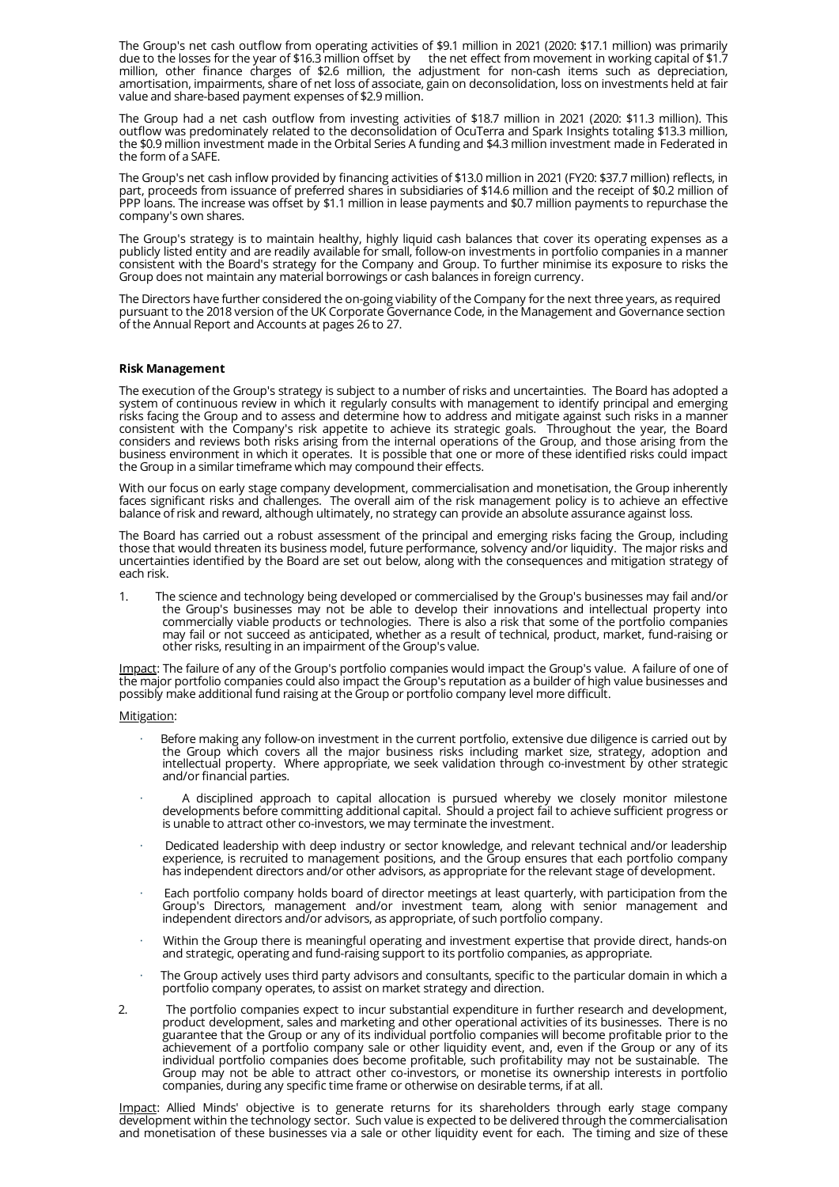The Group's net cash outflow from operating activities of $9.1 million in 2021 (2020: $17.1 million) was primarily due to the losses for the year of $16.3 million offset by the net effect from movement in working capital of $1.7 million, other finance charges of $2.6 million, the adjustment for non-cash items such as depreciation, amortisation, impairments, share of net loss of associate, gain on deconsolidation, loss on investments held at fair value and share-based payment expenses of $2.9 million.

The Group had a net cash outflow from investing activities of $18.7 million in 2021 (2020: $11.3 million). This outflow was predominately related to the deconsolidation of OcuTerra and Spark Insights totaling $13.3 million, the $0.9 million investment made in the Orbital Series A funding and $4.3 million investment made in Federated in the form of a SAFE.

The Group's net cash inflow provided by financing activities of $13.0 million in 2021 (FY20: $37.7 million) reflects, in part, proceeds from issuance of preferred shares in subsidiaries of $14.6 million and the receipt of $0.2 million of PPP loans. The increase was offset by $1.1 million in lease payments and $0.7 million payments to repurchase the company's own shares.

The Group's strategy is to maintain healthy, highly liquid cash balances that cover its operating expenses as a publicly listed entity and are readily available for small, follow-on investments in portfolio companies in a manner consistent with the Board's strategy for the Company and Group. To further minimise its exposure to risks the Group does not maintain any material borrowings or cash balances in foreign currency.

The Directors have further considered the on-going viability of the Company for the next three years, as required pursuant to the 2018 version of the UK Corporate Governance Code, in the Management and Governance section of the Annual Report and Accounts at pages 26 to 27.

**Risk Management**

The execution of the Group's strategy is subject to a number of risks and uncertainties. The Board has adopted a system of continuous review in which it regularly consults with management to identify principal and emerging risks facing the Group and to assess and determine how to address and mitigate against such risks in a manner consistent with the Company's risk appetite to achieve its strategic goals. Throughout the year, the Board considers and reviews both risks arising from the internal operations of the Group, and those arising from the business environment in which it operates. It is possible that one or more of these identified risks could impact the Group in a similar timeframe which may compound their effects.

With our focus on early stage company development, commercialisation and monetisation, the Group inherently faces significant risks and challenges. The overall aim of the risk management policy is to achieve an effective balance of risk and reward, although ultimately, no strategy can provide an absolute assurance against loss.

The Board has carried out a robust assessment of the principal and emerging risks facing the Group, including those that would threaten its business model, future performance, solvency and/or liquidity. The major risks and uncertainties identified by the Board are set out below, along with the consequences and mitigation strategy of each risk.

1. The science and technology being developed or commercialised by the Group's businesses may fail and/or the Group's businesses may not be able to develop their innovations and intellectual property into commercially viable products or technologies. There is also a risk that some of the portfolio companies may fail or not succeed as anticipated, whether as a result of technical, product, market, fund-raising or other risks, resulting in an impairment of the Group's value.

Impact: The failure of any of the Group's portfolio companies would impact the Group's value. A failure of one of the major portfolio companies could also impact the Group's reputation as a builder of high value businesses and possibly make additional fund raising at the Group or portfolio company level more difficult.

Mitigation:

- Before making any follow-on investment in the current portfolio, extensive due diligence is carried out by the Group which covers all the major business risks including market size, strategy, adoption and intellectual property. Where appropriate, we seek validation through co-investment by other strategic and/or financial parties.
- A disciplined approach to capital allocation is pursued whereby we closely monitor milestone developments before committing additional capital. Should a project fail to achieve sufficient progress or is unable to attract other co-investors, we may terminate the investment.
- Dedicated leadership with deep industry or sector knowledge, and relevant technical and/or leadership experience, is recruited to management positions, and the Group ensures that each portfolio company has independent directors and/or other advisors, as appropriate for the relevant stage of development.
- Each portfolio company holds board of director meetings at least quarterly, with participation from the Group's Directors, management and/or investment team, along with senior management and independent directors and/or advisors, as appropriate, of such portfolio company.
- Within the Group there is meaningful operating and investment expertise that provide direct, hands-on and strategic, operating and fund-raising support to its portfolio companies, as appropriate.
- The Group actively uses third party advisors and consultants, specific to the particular domain in which a portfolio company operates, to assist on market strategy and direction.

2. The portfolio companies expect to incur substantial expenditure in further research and development, product development, sales and marketing and other operational activities of its businesses. There is no guarantee that the Group or any of its individual portfolio companies will become profitable prior to the achievement of a portfolio company sale or other liquidity event, and, even if the Group or any of its individual portfolio companies does become profitable, such profitability may not be sustainable. The Group may not be able to attract other co-investors, or monetise its ownership interests in portfolio companies, during any specific time frame or otherwise on desirable terms, if at all.

Impact: Allied Minds' objective is to generate returns for its shareholders through early stage company development within the technology sector. Such value is expected to be delivered through the commercialisation and monetisation of these businesses via a sale or other liquidity event for each. The timing and size of these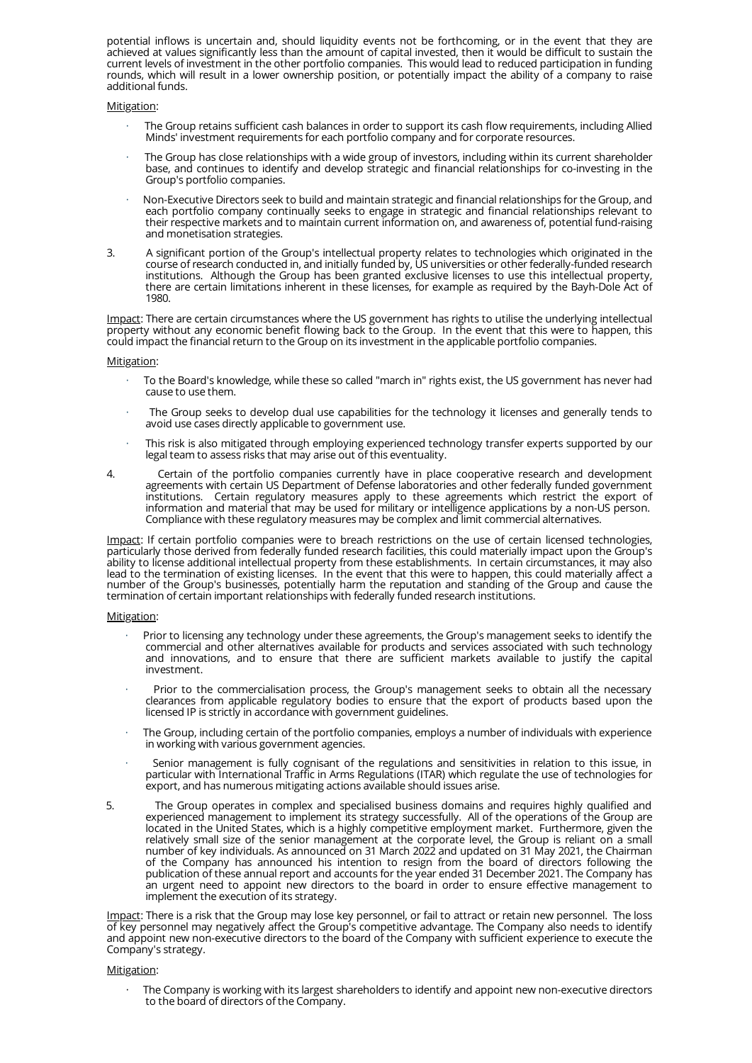potential inflows is uncertain and, should liquidity events not be forthcoming, or in the event that they are achieved at values significantly less than the amount of capital invested, then it would be difficult to sustain the current levels of investment in the other portfolio companies. This would lead to reduced participation in funding rounds, which will result in a lower ownership position, or potentially impact the ability of a company to raise additional funds.

Mitigation:

- The Group retains sufficient cash balances in order to support its cash flow requirements, including Allied Minds' investment requirements for each portfolio company and for corporate resources.
- The Group has close relationships with a wide group of investors, including within its current shareholder base, and continues to identify and develop strategic and financial relationships for co-investing in the Group's portfolio companies.
- Non-Executive Directors seek to build and maintain strategic and financial relationships for the Group, and each portfolio company continually seeks to engage in strategic and financial relationships relevant to their respective markets and to maintain current information on, and awareness of, potential fund-raising and monetisation strategies.

3. A significant portion of the Group's intellectual property relates to technologies which originated in the course of research conducted in, and initially funded by, US universities or other federally-funded research institutions. Although the Group has been granted exclusive licenses to use this intellectual property, there are certain limitations inherent in these licenses, for example as required by the Bayh-Dole Act of 1980.

Impact: There are certain circumstances where the US government has rights to utilise the underlying intellectual property without any economic benefit flowing back to the Group. In the event that this were to happen, this could impact the financial return to the Group on its investment in the applicable portfolio companies.

Mitigation:

- To the Board's knowledge, while these so called "march in" rights exist, the US government has never had cause to use them.
- The Group seeks to develop dual use capabilities for the technology it licenses and generally tends to avoid use cases directly applicable to government use.
- This risk is also mitigated through employing experienced technology transfer experts supported by our legal team to assess risks that may arise out of this eventuality.

4. Certain of the portfolio companies currently have in place cooperative research and development agreements with certain US Department of Defense laboratories and other federally funded government institutions. Certain regulatory measures apply to these agreements which restrict the export of information and material that may be used for military or intelligence applications by a non-US person. Compliance with these regulatory measures may be complex and limit commercial alternatives.

Impact: If certain portfolio companies were to breach restrictions on the use of certain licensed technologies, particularly those derived from federally funded research facilities, this could materially impact upon the Group's ability to license additional intellectual property from these establishments. In certain circumstances, it may also lead to the termination of existing licenses. In the event that this were to happen, this could materially affect a number of the Group's businesses, potentially harm the reputation and standing of the Group and cause the termination of certain important relationships with federally funded research institutions.

Mitigation:

- Prior to licensing any technology under these agreements, the Group's management seeks to identify the commercial and other alternatives available for products and services associated with such technology and innovations, and to ensure that there are sufficient markets available to justify the capital investment.
- Prior to the commercialisation process, the Group's management seeks to obtain all the necessary clearances from applicable regulatory bodies to ensure that the export of products based upon the licensed IP is strictly in accordance with government guidelines.
- The Group, including certain of the portfolio companies, employs a number of individuals with experience in working with various government agencies.
- Senior management is fully cognisant of the regulations and sensitivities in relation to this issue, in particular with International Traffic in Arms Regulations (ITAR) which regulate the use of technologies for export, and has numerous mitigating actions available should issues arise.

5. The Group operates in complex and specialised business domains and requires highly qualified and experienced management to implement its strategy successfully. All of the operations of the Group are located in the United States, which is a highly competitive employment market. Furthermore, given the relatively small size of the senior management at the corporate level, the Group is reliant on a small number of key individuals. As announced on 31 March 2022 and updated on 31 May 2021, the Chairman of the Company has announced his intention to resign from the board of directors following the publication of these annual report and accounts for the year ended 31 December 2021. The Company has an urgent need to appoint new directors to the board in order to ensure effective management to implement the execution of its strategy.

Impact: There is a risk that the Group may lose key personnel, or fail to attract or retain new personnel. The loss of key personnel may negatively affect the Group's competitive advantage. The Company also needs to identify and appoint new non-executive directors to the board of the Company with sufficient experience to execute the Company's strategy.

Mitigation:

- The Company is working with its largest shareholders to identify and appoint new non-executive directors to the board of directors of the Company.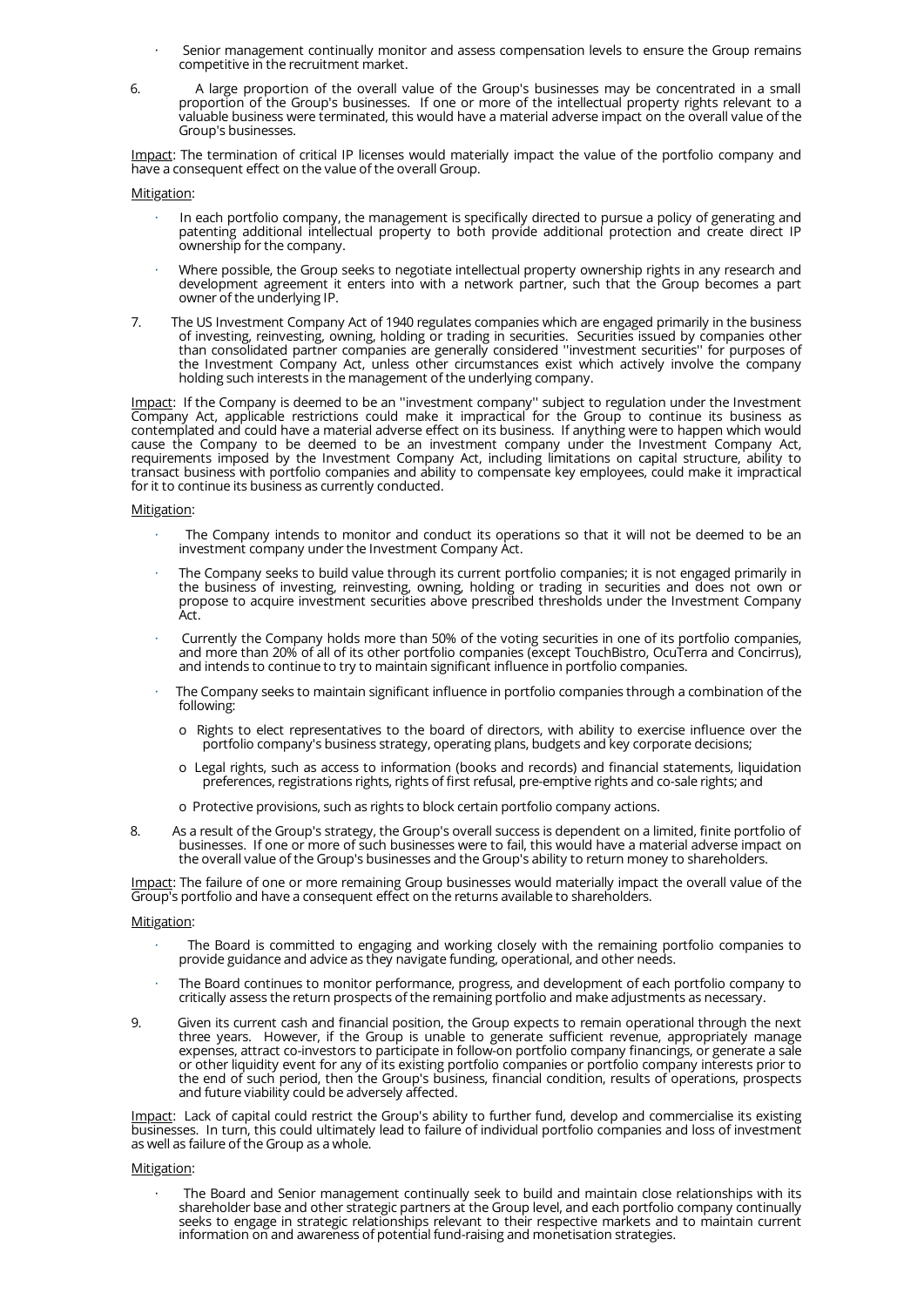- Senior management continually monitor and assess compensation levels to ensure the Group remains competitive in the recruitment market.

6. A large proportion of the overall value of the Group's businesses may be concentrated in a small proportion of the Group's businesses. If one or more of the intellectual property rights relevant to a valuable business were terminated, this would have a material adverse impact on the overall value of the Group's businesses.

Impact: The termination of critical IP licenses would materially impact the value of the portfolio company and have a consequent effect on the value of the overall Group.

Mitigation:

- In each portfolio company, the management is specifically directed to pursue a policy of generating and patenting additional intellectual property to both provide additional protection and create direct IP ownership for the company.
- Where possible, the Group seeks to negotiate intellectual property ownership rights in any research and development agreement it enters into with a network partner, such that the Group becomes a part owner of the underlying IP.

7. The US Investment Company Act of 1940 regulates companies which are engaged primarily in the business of investing, reinvesting, owning, holding or trading in securities. Securities issued by companies other than consolidated partner companies are generally considered ''investment securities'' for purposes of the Investment Company Act, unless other circumstances exist which actively involve the company holding such interests in the management of the underlying company.

Impact: If the Company is deemed to be an ''investment company'' subject to regulation under the Investment Company Act, applicable restrictions could make it impractical for the Group to continue its business as contemplated and could have a material adverse effect on its business. If anything were to happen which would cause the Company to be deemed to be an investment company under the Investment Company Act, requirements imposed by the Investment Company Act, including limitations on capital structure, ability to transact business with portfolio companies and ability to compensate key employees, could make it impractical for it to continue its business as currently conducted.

Mitigation:

- The Company intends to monitor and conduct its operations so that it will not be deemed to be an investment company under the Investment Company Act.
- The Company seeks to build value through its current portfolio companies; it is not engaged primarily in the business of investing, reinvesting, owning, holding or trading in securities and does not own or propose to acquire investment securities above prescribed thresholds under the Investment Company Act.
- Currently the Company holds more than 50% of the voting securities in one of its portfolio companies, and more than 20% of all of its other portfolio companies (except TouchBistro, OcuTerra and Concirrus), and intends to continue to try to maintain significant influence in portfolio companies.
- The Company seeks to maintain significant influence in portfolio companies through a combination of the following:
  - Rights to elect representatives to the board of directors, with ability to exercise influence over the portfolio company's business strategy, operating plans, budgets and key corporate decisions;
  - Legal rights, such as access to information (books and records) and financial statements, liquidation preferences, registrations rights, rights of first refusal, pre-emptive rights and co-sale rights; and
  - Protective provisions, such as rights to block certain portfolio company actions.

8. As a result of the Group's strategy, the Group's overall success is dependent on a limited, finite portfolio of businesses. If one or more of such businesses were to fail, this would have a material adverse impact on the overall value of the Group's businesses and the Group's ability to return money to shareholders.

Impact: The failure of one or more remaining Group businesses would materially impact the overall value of the Group's portfolio and have a consequent effect on the returns available to shareholders.

Mitigation:

- The Board is committed to engaging and working closely with the remaining portfolio companies to provide guidance and advice as they navigate funding, operational, and other needs.
- The Board continues to monitor performance, progress, and development of each portfolio company to critically assess the return prospects of the remaining portfolio and make adjustments as necessary.

9. Given its current cash and financial position, the Group expects to remain operational through the next three years. However, if the Group is unable to generate sufficient revenue, appropriately manage expenses, attract co-investors to participate in follow-on portfolio company financings, or generate a sale or other liquidity event for any of its existing portfolio companies or portfolio company interests prior to the end of such period, then the Group's business, financial condition, results of operations, prospects and future viability could be adversely affected.

Impact: Lack of capital could restrict the Group's ability to further fund, develop and commercialise its existing businesses. In turn, this could ultimately lead to failure of individual portfolio companies and loss of investment as well as failure of the Group as a whole.

Mitigation:

- The Board and Senior management continually seek to build and maintain close relationships with its shareholder base and other strategic partners at the Group level, and each portfolio company continually seeks to engage in strategic relationships relevant to their respective markets and to maintain current information on and awareness of potential fund-raising and monetisation strategies.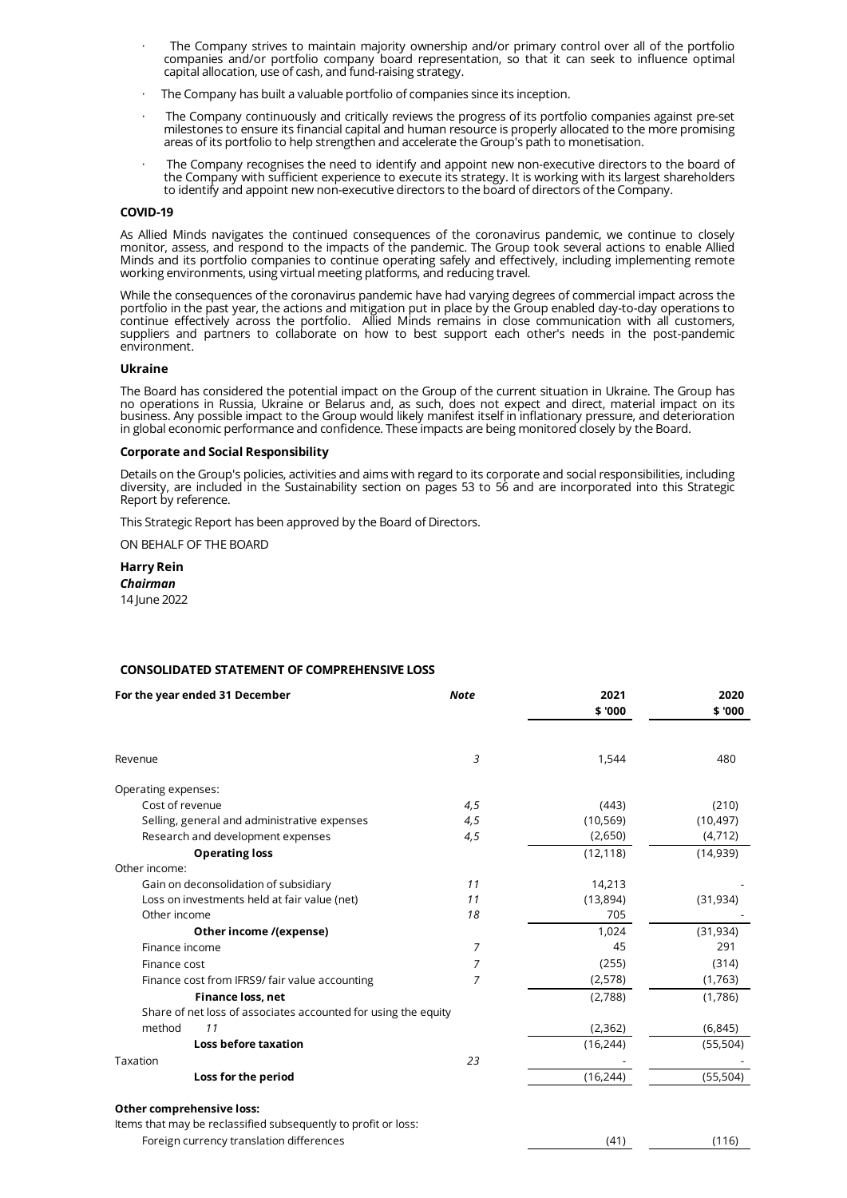- The Company strives to maintain majority ownership and/or primary control over all of the portfolio companies and/or portfolio company board representation, so that it can seek to influence optimal capital allocation, use of cash, and fund-raising strategy.
- The Company has built a valuable portfolio of companies since its inception.
- The Company continuously and critically reviews the progress of its portfolio companies against pre-set milestones to ensure its financial capital and human resource is properly allocated to the more promising areas of its portfolio to help strengthen and accelerate the Group's path to monetisation.
- The Company recognises the need to identify and appoint new non-executive directors to the board of the Company with sufficient experience to execute its strategy. It is working with its largest shareholders to identify and appoint new non-executive directors to the board of directors of the Company.

### COVID-19

As Allied Minds navigates the continued consequences of the coronavirus pandemic, we continue to closely monitor, assess, and respond to the impacts of the pandemic. The Group took several actions to enable Allied Minds and its portfolio companies to continue operating safely and effectively, including implementing remote working environments, using virtual meeting platforms, and reducing travel.

While the consequences of the coronavirus pandemic have had varying degrees of commercial impact across the portfolio in the past year, the actions and mitigation put in place by the Group enabled day-to-day operations to continue effectively across the portfolio. Allied Minds remains in close communication with all customers, suppliers and partners to collaborate on how to best support each other's needs in the post-pandemic environment.

### Ukraine

The Board has considered the potential impact on the Group of the current situation in Ukraine. The Group has no operations in Russia, Ukraine or Belarus and, as such, does not expect and direct, material impact on its business. Any possible impact to the Group would likely manifest itself in inflationary pressure, and deterioration in global economic performance and confidence. These impacts are being monitored closely by the Board.

### Corporate and Social Responsibility

Details on the Group's policies, activities and aims with regard to its corporate and social responsibilities, including diversity, are included in the Sustainability section on pages 53 to 56 and are incorporated into this Strategic Report by reference.

This Strategic Report has been approved by the Board of Directors.

ON BEHALF OF THE BOARD

**Harry Rein**
***Chairman***
14 June 2022

### CONSOLIDATED STATEMENT OF COMPREHENSIVE LOSS

| For the year ended 31 December | Note | 2021 $ '000 | 2020 $ '000 |
|---|---|---|---|
| Revenue | 3 | 1,544 | 480 |
| Operating expenses: | | | |
| Cost of revenue | 4,5 | (443) | (210) |
| Selling, general and administrative expenses | 4,5 | (10,569) | (10,497) |
| Research and development expenses | 4,5 | (2,650) | (4,712) |
| **Operating loss** | | (12,118) | (14,939) |
| Other income: | | | |
| Gain on deconsolidation of subsidiary | 11 | 14,213 | - |
| Loss on investments held at fair value (net) | 11 | (13,894) | (31,934) |
| Other income | 18 | 705 | - |
| **Other income /(expense)** | | 1,024 | (31,934) |
| Finance income | 7 | 45 | 291 |
| Finance cost | 7 | (255) | (314) |
| Finance cost from IFRS9/ fair value accounting | 7 | (2,578) | (1,763) |
| **Finance loss, net** | | (2,788) | (1,786) |
| Share of net loss of associates accounted for using the equity method | 11 | (2,362) | (6,845) |
| **Loss before taxation** | | (16,244) | (55,504) |
| Taxation | 23 | - | - |
| **Loss for the period** | | (16,244) | (55,504) |
| **Other comprehensive loss:** | | | |
| Items that may be reclassified subsequently to profit or loss: | | | |
| Foreign currency translation differences | | (41) | (116) |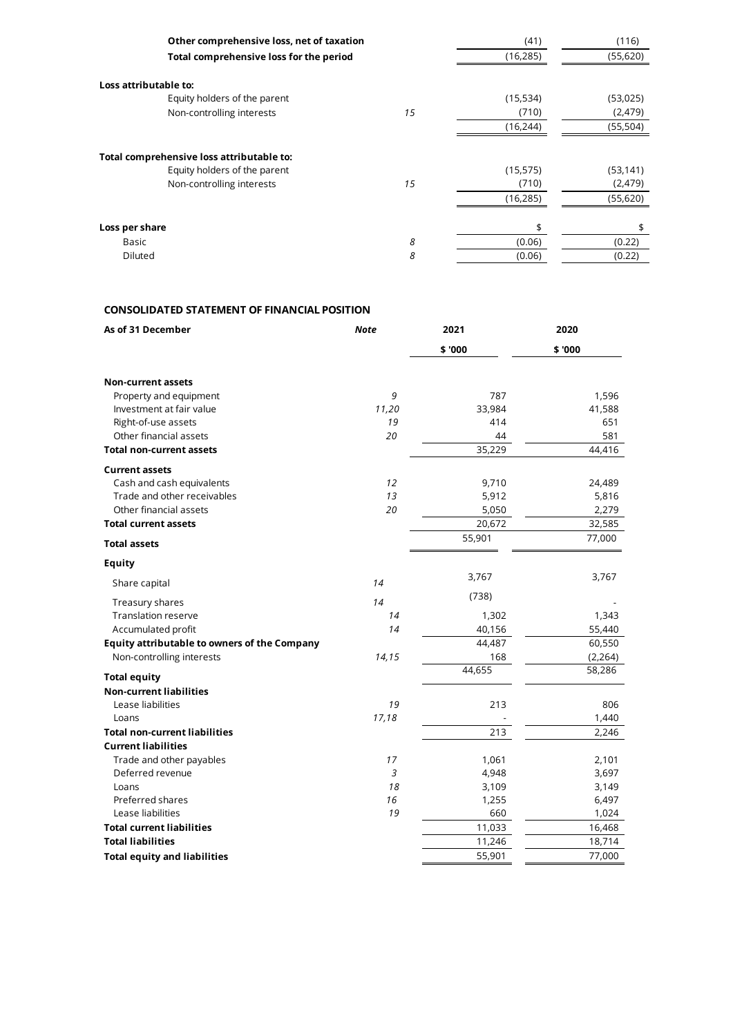| | | | |
|---|---|---|---|
| **Other comprehensive loss, net of taxation** | | (41) | (116) |
| **Total comprehensive loss for the period** | | (16,285) | (55,620) |
| | | | |
| **Loss attributable to:** | | | |
| Equity holders of the parent | | (15,534) | (53,025) |
| Non-controlling interests | *15* | (710) | (2,479) |
| | | (16,244) | (55,504) |
| | | | |
| **Total comprehensive loss attributable to:** | | | |
| Equity holders of the parent | | (15,575) | (53,141) |
| Non-controlling interests | *15* | (710) | (2,479) |
| | | (16,285) | (55,620) |
| | | | |
| **Loss per share** | | $ | $ |
| Basic | *8* | (0.06) | (0.22) |
| Diluted | *8* | (0.06) | (0.22) |

**CONSOLIDATED STATEMENT OF FINANCIAL POSITION**

| As of 31 December | *Note* | 2021 | 2020 |
|---|---|---|---|
| | | $ '000 | $ '000 |
| **Non-current assets** | | | |
| Property and equipment | *9* | 787 | 1,596 |
| Investment at fair value | *11,20* | 33,984 | 41,588 |
| Right-of-use assets | *19* | 414 | 651 |
| Other financial assets | *20* | 44 | 581 |
| **Total non-current assets** | | 35,229 | 44,416 |
| **Current assets** | | | |
| Cash and cash equivalents | *12* | 9,710 | 24,489 |
| Trade and other receivables | *13* | 5,912 | 5,816 |
| Other financial assets | *20* | 5,050 | 2,279 |
| **Total current assets** | | 20,672 | 32,585 |
| **Total assets** | | 55,901 | 77,000 |
| **Equity** | | | |
| Share capital | *14* | 3,767 | 3,767 |
| Treasury shares | *14* | (738) | - |
| Translation reserve | *14* | 1,302 | 1,343 |
| Accumulated profit | *14* | 40,156 | 55,440 |
| **Equity attributable to owners of the Company** | | 44,487 | 60,550 |
| Non-controlling interests | *14,15* | 168 | (2,264) |
| **Total equity** | | 44,655 | 58,286 |
| **Non-current liabilities** | | | |
| Lease liabilities | *19* | 213 | 806 |
| Loans | *17,18* | - | 1,440 |
| **Total non-current liabilities** | | 213 | 2,246 |
| **Current liabilities** | | | |
| Trade and other payables | *17* | 1,061 | 2,101 |
| Deferred revenue | *3* | 4,948 | 3,697 |
| Loans | *18* | 3,109 | 3,149 |
| Preferred shares | *16* | 1,255 | 6,497 |
| Lease liabilities | *19* | 660 | 1,024 |
| **Total current liabilities** | | 11,033 | 16,468 |
| **Total liabilities** | | 11,246 | 18,714 |
| **Total equity and liabilities** | | 55,901 | 77,000 |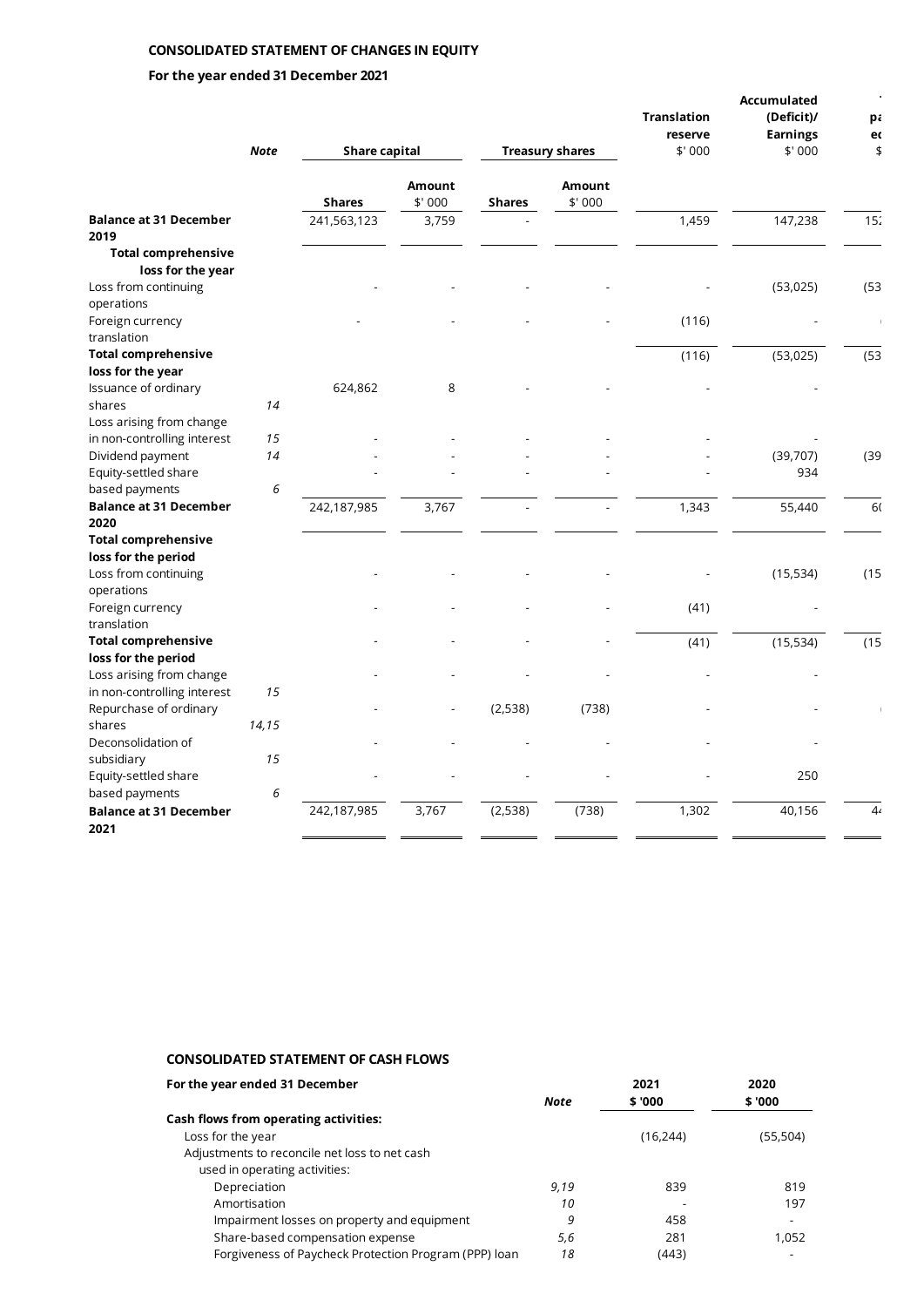## CONSOLIDATED STATEMENT OF CHANGES IN EQUITY

### For the year ended 31 December 2021

| | Note | Share capital | | Treasury shares | | Translation reserve | Accumulated (Deficit)/ Earnings | pa ec |
|---|---|---|---|---|---|---|---|---|
| | | Shares | Amount $' 000 | Shares | Amount $' 000 | $' 000 | $' 000 | $ |
| **Balance at 31 December 2019** | | 241,563,123 | 3,759 | - | | 1,459 | 147,238 | 152 |
| **Total comprehensive loss for the year** | | | | | | | | |
| Loss from continuing operations | | - | - | - | - | - | (53,025) | (53 |
| Foreign currency translation | | - | - | - | - | (116) | - | ( |
| **Total comprehensive loss for the year** | | | | | | (116) | (53,025) | (53 |
| Issuance of ordinary shares | 14 | 624,862 | 8 | - | - | - | - | |
| Loss arising from change in non-controlling interest | 15 | - | - | - | - | - | - | |
| Dividend payment | 14 | - | - | - | - | - | (39,707) | (39 |
| Equity-settled share based payments | 6 | - | - | - | - | - | 934 | |
| **Balance at 31 December 2020** | | 242,187,985 | 3,767 | - | - | 1,343 | 55,440 | 6( |
| **Total comprehensive loss for the period** | | | | | | | | |
| Loss from continuing operations | | - | - | - | - | - | (15,534) | (15 |
| Foreign currency translation | | - | - | - | - | (41) | - | |
| **Total comprehensive loss for the period** | | - | - | - | - | (41) | (15,534) | (15 |
| Loss arising from change in non-controlling interest | 15 | - | - | - | - | - | - | |
| Repurchase of ordinary shares | 14,15 | - | - | (2,538) | (738) | - | - | ( |
| Deconsolidation of subsidiary | 15 | - | - | - | - | - | - | |
| Equity-settled share based payments | 6 | - | - | - | - | - | 250 | |
| **Balance at 31 December 2021** | | 242,187,985 | 3,767 | (2,538) | (738) | 1,302 | 40,156 | 4 |

## CONSOLIDATED STATEMENT OF CASH FLOWS

| For the year ended 31 December | Note | 2021 $ '000 | 2020 $ '000 |
|---|---|---|---|
| **Cash flows from operating activities:** | | | |
| Loss for the year | | (16,244) | (55,504) |
| Adjustments to reconcile net loss to net cash used in operating activities: | | | |
| Depreciation | 9,19 | 839 | 819 |
| Amortisation | 10 | - | 197 |
| Impairment losses on property and equipment | 9 | 458 | - |
| Share-based compensation expense | 5,6 | 281 | 1,052 |
| Forgiveness of Paycheck Protection Program (PPP) loan | 18 | (443) | - |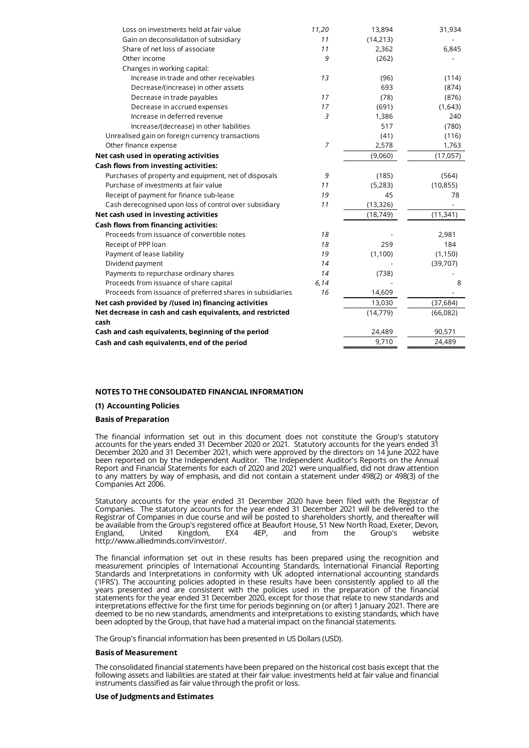| | | | |
|---|---|---|---|
| Loss on investments held at fair value | 11,20 | 13,894 | 31,934 |
| Gain on deconsolidation of subsidiary | 11 | (14,213) | - |
| Share of net loss of associate | 11 | 2,362 | 6,845 |
| Other income | 9 | (262) | - |
| Changes in working capital: | | | |
| Increase in trade and other receivables | 13 | (96) | (114) |
| Decrease/(increase) in other assets | | 693 | (874) |
| Decrease in trade payables | 17 | (78) | (876) |
| Decrease in accrued expenses | 17 | (691) | (1,643) |
| Increase in deferred revenue | 3 | 1,386 | 240 |
| Increase/(decrease) in other liabilities | | 517 | (780) |
| Unrealised gain on foreign currency transactions | | (41) | (116) |
| Other finance expense | 7 | 2,578 | 1,763 |
| **Net cash used in operating activities** | | (9,060) | (17,057) |
| **Cash flows from investing activities:** | | | |
| Purchases of property and equipment, net of disposals | 9 | (185) | (564) |
| Purchase of investments at fair value | 11 | (5,283) | (10,855) |
| Receipt of payment for finance sub-lease | 19 | 45 | 78 |
| Cash derecognised upon loss of control over subsidiary | 11 | (13,326) | - |
| **Net cash used in investing activities** | | (18,749) | (11,341) |
| **Cash flows from financing activities:** | | | |
| Proceeds from issuance of convertible notes | 18 | - | 2,981 |
| Receipt of PPP loan | 18 | 259 | 184 |
| Payment of lease liability | 19 | (1,100) | (1,150) |
| Dividend payment | 14 | - | (39,707) |
| Payments to repurchase ordinary shares | 14 | (738) | - |
| Proceeds from issuance of share capital | 6,14 | - | 8 |
| Proceeds from issuance of preferred shares in subsidiaries | 16 | 14,609 | - |
| **Net cash provided by /(used in) financing activities** | | 13,030 | (37,684) |
| **Net decrease in cash and cash equivalents, and restricted cash** | | (14,779) | (66,082) |
| **Cash and cash equivalents, beginning of the period** | | 24,489 | 90,571 |
| **Cash and cash equivalents, end of the period** | | 9,710 | 24,489 |

## NOTES TO THE CONSOLIDATED FINANCIAL INFORMATION

### (1) Accounting Policies

### Basis of Preparation

The financial information set out in this document does not constitute the Group's statutory accounts for the years ended 31 December 2020 or 2021. Statutory accounts for the years ended 31 December 2020 and 31 December 2021, which were approved by the directors on 14 June 2022 have been reported on by the Independent Auditor. The Independent Auditor's Reports on the Annual Report and Financial Statements for each of 2020 and 2021 were unqualified, did not draw attention to any matters by way of emphasis, and did not contain a statement under 498(2) or 498(3) of the Companies Act 2006.

Statutory accounts for the year ended 31 December 2020 have been filed with the Registrar of Companies. The statutory accounts for the year ended 31 December 2021 will be delivered to the Registrar of Companies in due course and will be posted to shareholders shortly, and thereafter will be available from the Group's registered office at Beaufort House, 51 New North Road, Exeter, Devon, England, United Kingdom, EX4 4EP, and from the Group's website http://www.alliedminds.com/investor/.

The financial information set out in these results has been prepared using the recognition and measurement principles of International Accounting Standards, International Financial Reporting Standards and Interpretations in conformity with UK adopted international accounting standards ('IFRS'). The accounting policies adopted in these results have been consistently applied to all the years presented and are consistent with the policies used in the preparation of the financial statements for the year ended 31 December 2020, except for those that relate to new standards and interpretations effective for the first time for periods beginning on (or after) 1 January 2021. There are deemed to be no new standards, amendments and interpretations to existing standards, which have been adopted by the Group, that have had a material impact on the financial statements.

The Group's financial information has been presented in US Dollars (USD).

### Basis of Measurement

The consolidated financial statements have been prepared on the historical cost basis except that the following assets and liabilities are stated at their fair value: investments held at fair value and financial instruments classified as fair value through the profit or loss.

### Use of Judgments and Estimates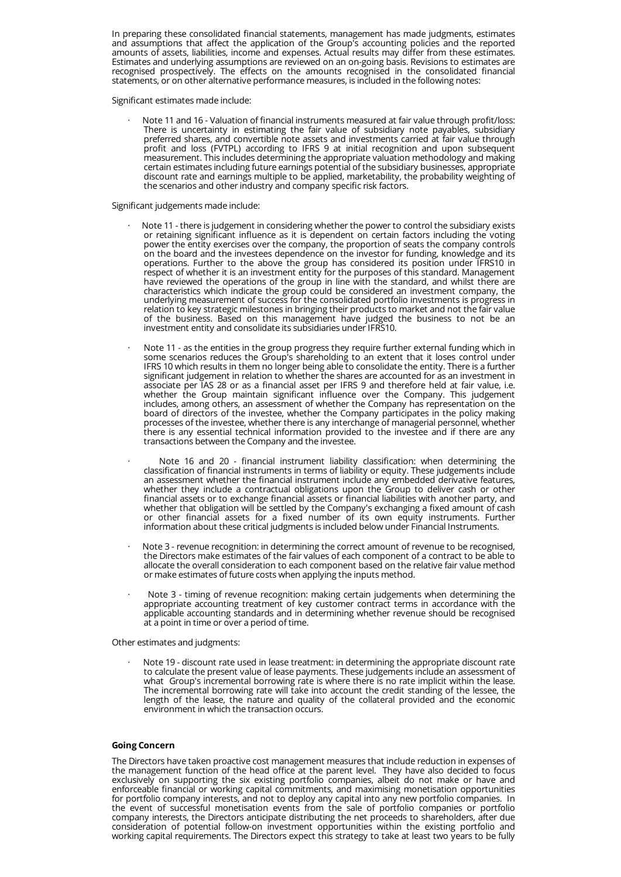In preparing these consolidated financial statements, management has made judgments, estimates and assumptions that affect the application of the Group's accounting policies and the reported amounts of assets, liabilities, income and expenses. Actual results may differ from these estimates. Estimates and underlying assumptions are reviewed on an on-going basis. Revisions to estimates are recognised prospectively. The effects on the amounts recognised in the consolidated financial statements, or on other alternative performance measures, is included in the following notes:

Significant estimates made include:

- Note 11 and 16 - Valuation of financial instruments measured at fair value through profit/loss: There is uncertainty in estimating the fair value of subsidiary note payables, subsidiary preferred shares, and convertible note assets and investments carried at fair value through profit and loss (FVTPL) according to IFRS 9 at initial recognition and upon subsequent measurement. This includes determining the appropriate valuation methodology and making certain estimates including future earnings potential of the subsidiary businesses, appropriate discount rate and earnings multiple to be applied, marketability, the probability weighting of the scenarios and other industry and company specific risk factors.

Significant judgements made include:

- Note 11 - there is judgement in considering whether the power to control the subsidiary exists or retaining significant influence as it is dependent on certain factors including the voting power the entity exercises over the company, the proportion of seats the company controls on the board and the investees dependence on the investor for funding, knowledge and its operations. Further to the above the group has considered its position under IFRS10 in respect of whether it is an investment entity for the purposes of this standard. Management have reviewed the operations of the group in line with the standard, and whilst there are characteristics which indicate the group could be considered an investment company, the underlying measurement of success for the consolidated portfolio investments is progress in relation to key strategic milestones in bringing their products to market and not the fair value of the business. Based on this management have judged the business to not be an investment entity and consolidate its subsidiaries under IFRS10.

- Note 11 - as the entities in the group progress they require further external funding which in some scenarios reduces the Group's shareholding to an extent that it loses control under IFRS 10 which results in them no longer being able to consolidate the entity. There is a further significant judgement in relation to whether the shares are accounted for as an investment in associate per IAS 28 or as a financial asset per IFRS 9 and therefore held at fair value, i.e. whether the Group maintain significant influence over the Company. This judgement includes, among others, an assessment of whether the Company has representation on the board of directors of the investee, whether the Company participates in the policy making processes of the investee, whether there is any interchange of managerial personnel, whether there is any essential technical information provided to the investee and if there are any transactions between the Company and the investee.

- Note 16 and 20 - financial instrument liability classification: when determining the classification of financial instruments in terms of liability or equity. These judgements include an assessment whether the financial instrument include any embedded derivative features, whether they include a contractual obligations upon the Group to deliver cash or other financial assets or to exchange financial assets or financial liabilities with another party, and whether that obligation will be settled by the Company's exchanging a fixed amount of cash or other financial assets for a fixed number of its own equity instruments. Further information about these critical judgments is included below under Financial Instruments.

- Note 3 - revenue recognition: in determining the correct amount of revenue to be recognised, the Directors make estimates of the fair values of each component of a contract to be able to allocate the overall consideration to each component based on the relative fair value method or make estimates of future costs when applying the inputs method.

- Note 3 - timing of revenue recognition: making certain judgements when determining the appropriate accounting treatment of key customer contract terms in accordance with the applicable accounting standards and in determining whether revenue should be recognised at a point in time or over a period of time.

Other estimates and judgments:

- Note 19 - discount rate used in lease treatment: in determining the appropriate discount rate to calculate the present value of lease payments. These judgements include an assessment of what Group's incremental borrowing rate is where there is no rate implicit within the lease. The incremental borrowing rate will take into account the credit standing of the lessee, the length of the lease, the nature and quality of the collateral provided and the economic environment in which the transaction occurs.

**Going Concern**

The Directors have taken proactive cost management measures that include reduction in expenses of the management function of the head office at the parent level. They have also decided to focus exclusively on supporting the six existing portfolio companies, albeit do not make or have and enforceable financial or working capital commitments, and maximising monetisation opportunities for portfolio company interests, and not to deploy any capital into any new portfolio companies. In the event of successful monetisation events from the sale of portfolio companies or portfolio company interests, the Directors anticipate distributing the net proceeds to shareholders, after due consideration of potential follow-on investment opportunities within the existing portfolio and working capital requirements. The Directors expect this strategy to take at least two years to be fully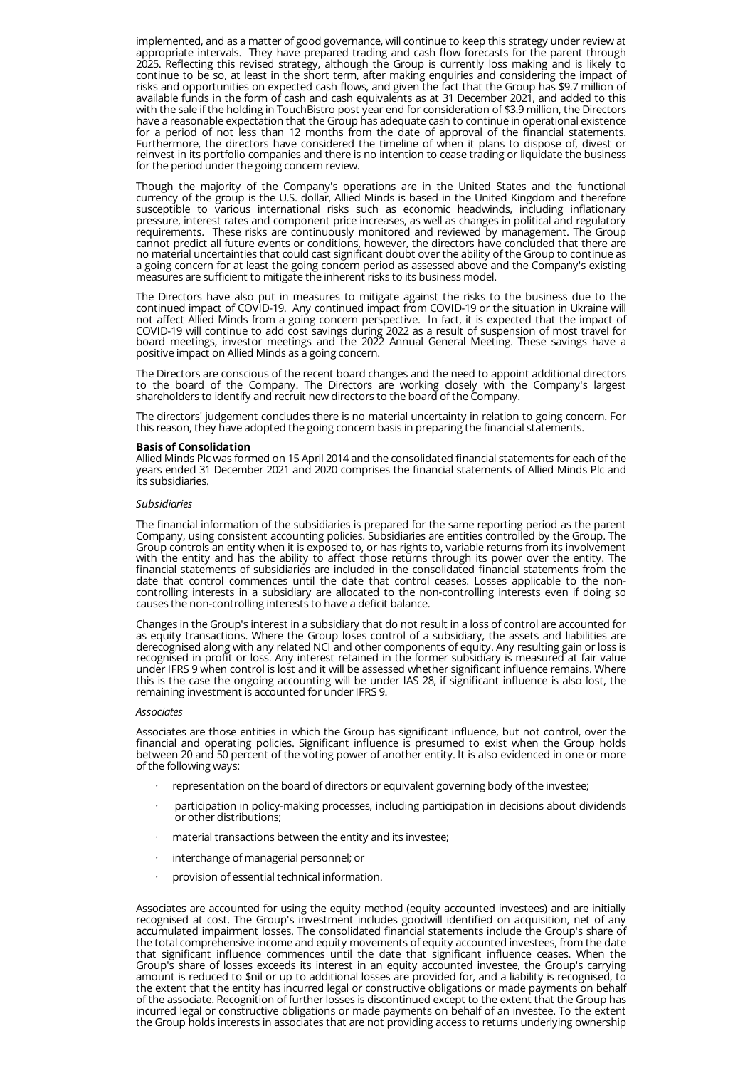implemented, and as a matter of good governance, will continue to keep this strategy under review at appropriate intervals. They have prepared trading and cash flow forecasts for the parent through 2025. Reflecting this revised strategy, although the Group is currently loss making and is likely to continue to be so, at least in the short term, after making enquiries and considering the impact of risks and opportunities on expected cash flows, and given the fact that the Group has $9.7 million of available funds in the form of cash and cash equivalents as at 31 December 2021, and added to this with the sale if the holding in TouchBistro post year end for consideration of $3.9 million, the Directors have a reasonable expectation that the Group has adequate cash to continue in operational existence for a period of not less than 12 months from the date of approval of the financial statements. Furthermore, the directors have considered the timeline of when it plans to dispose of, divest or reinvest in its portfolio companies and there is no intention to cease trading or liquidate the business for the period under the going concern review.

Though the majority of the Company's operations are in the United States and the functional currency of the group is the U.S. dollar, Allied Minds is based in the United Kingdom and therefore susceptible to various international risks such as economic headwinds, including inflationary pressure, interest rates and component price increases, as well as changes in political and regulatory requirements. These risks are continuously monitored and reviewed by management. The Group cannot predict all future events or conditions, however, the directors have concluded that there are no material uncertainties that could cast significant doubt over the ability of the Group to continue as a going concern for at least the going concern period as assessed above and the Company's existing measures are sufficient to mitigate the inherent risks to its business model.

The Directors have also put in measures to mitigate against the risks to the business due to the continued impact of COVID-19. Any continued impact from COVID-19 or the situation in Ukraine will not affect Allied Minds from a going concern perspective. In fact, it is expected that the impact of COVID-19 will continue to add cost savings during 2022 as a result of suspension of most travel for board meetings, investor meetings and the 2022 Annual General Meeting. These savings have a positive impact on Allied Minds as a going concern.

The Directors are conscious of the recent board changes and the need to appoint additional directors to the board of the Company. The Directors are working closely with the Company's largest shareholders to identify and recruit new directors to the board of the Company.

The directors' judgement concludes there is no material uncertainty in relation to going concern. For this reason, they have adopted the going concern basis in preparing the financial statements.

**Basis of Consolidation**

Allied Minds Plc was formed on 15 April 2014 and the consolidated financial statements for each of the years ended 31 December 2021 and 2020 comprises the financial statements of Allied Minds Plc and its subsidiaries.

*Subsidiaries*

The financial information of the subsidiaries is prepared for the same reporting period as the parent Company, using consistent accounting policies. Subsidiaries are entities controlled by the Group. The Group controls an entity when it is exposed to, or has rights to, variable returns from its involvement with the entity and has the ability to affect those returns through its power over the entity. The financial statements of subsidiaries are included in the consolidated financial statements from the date that control commences until the date that control ceases. Losses applicable to the non-controlling interests in a subsidiary are allocated to the non-controlling interests even if doing so causes the non-controlling interests to have a deficit balance.

Changes in the Group's interest in a subsidiary that do not result in a loss of control are accounted for as equity transactions. Where the Group loses control of a subsidiary, the assets and liabilities are derecognised along with any related NCI and other components of equity. Any resulting gain or loss is recognised in profit or loss. Any interest retained in the former subsidiary is measured at fair value under IFRS 9 when control is lost and it will be assessed whether significant influence remains. Where this is the case the ongoing accounting will be under IAS 28, if significant influence is also lost, the remaining investment is accounted for under IFRS 9.

*Associates*

Associates are those entities in which the Group has significant influence, but not control, over the financial and operating policies. Significant influence is presumed to exist when the Group holds between 20 and 50 percent of the voting power of another entity. It is also evidenced in one or more of the following ways:

- representation on the board of directors or equivalent governing body of the investee;
- participation in policy-making processes, including participation in decisions about dividends or other distributions;
- material transactions between the entity and its investee;
- interchange of managerial personnel; or
- provision of essential technical information.

Associates are accounted for using the equity method (equity accounted investees) and are initially recognised at cost. The Group's investment includes goodwill identified on acquisition, net of any accumulated impairment losses. The consolidated financial statements include the Group's share of the total comprehensive income and equity movements of equity accounted investees, from the date that significant influence commences until the date that significant influence ceases. When the Group's share of losses exceeds its interest in an equity accounted investee, the Group's carrying amount is reduced to $nil or up to additional losses are provided for, and a liability is recognised, to the extent that the entity has incurred legal or constructive obligations or made payments on behalf of the associate. Recognition of further losses is discontinued except to the extent that the Group has incurred legal or constructive obligations or made payments on behalf of an investee. To the extent the Group holds interests in associates that are not providing access to returns underlying ownership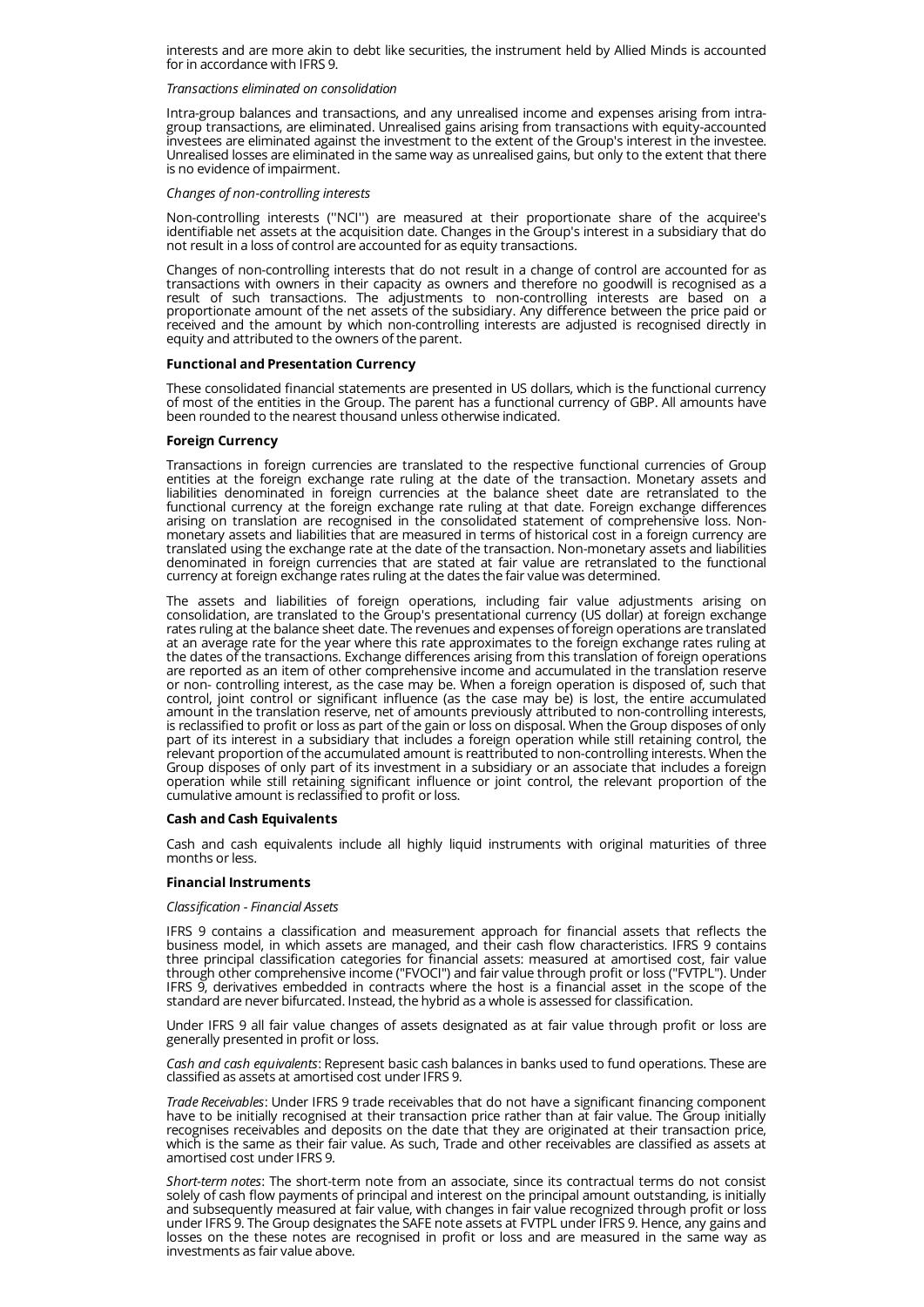interests and are more akin to debt like securities, the instrument held by Allied Minds is accounted for in accordance with IFRS 9.

*Transactions eliminated on consolidation*

Intra-group balances and transactions, and any unrealised income and expenses arising from intra-group transactions, are eliminated. Unrealised gains arising from transactions with equity-accounted investees are eliminated against the investment to the extent of the Group's interest in the investee. Unrealised losses are eliminated in the same way as unrealised gains, but only to the extent that there is no evidence of impairment.

*Changes of non-controlling interests*

Non-controlling interests (''NCI'') are measured at their proportionate share of the acquiree's identifiable net assets at the acquisition date. Changes in the Group's interest in a subsidiary that do not result in a loss of control are accounted for as equity transactions.

Changes of non-controlling interests that do not result in a change of control are accounted for as transactions with owners in their capacity as owners and therefore no goodwill is recognised as a result of such transactions. The adjustments to non-controlling interests are based on a proportionate amount of the net assets of the subsidiary. Any difference between the price paid or received and the amount by which non-controlling interests are adjusted is recognised directly in equity and attributed to the owners of the parent.

**Functional and Presentation Currency**

These consolidated financial statements are presented in US dollars, which is the functional currency of most of the entities in the Group. The parent has a functional currency of GBP. All amounts have been rounded to the nearest thousand unless otherwise indicated.

**Foreign Currency**

Transactions in foreign currencies are translated to the respective functional currencies of Group entities at the foreign exchange rate ruling at the date of the transaction. Monetary assets and liabilities denominated in foreign currencies at the balance sheet date are retranslated to the functional currency at the foreign exchange rate ruling at that date. Foreign exchange differences arising on translation are recognised in the consolidated statement of comprehensive loss. Non-monetary assets and liabilities that are measured in terms of historical cost in a foreign currency are translated using the exchange rate at the date of the transaction. Non-monetary assets and liabilities denominated in foreign currencies that are stated at fair value are retranslated to the functional currency at foreign exchange rates ruling at the dates the fair value was determined.

The assets and liabilities of foreign operations, including fair value adjustments arising on consolidation, are translated to the Group's presentational currency (US dollar) at foreign exchange rates ruling at the balance sheet date. The revenues and expenses of foreign operations are translated at an average rate for the year where this rate approximates to the foreign exchange rates ruling at the dates of the transactions. Exchange differences arising from this translation of foreign operations are reported as an item of other comprehensive income and accumulated in the translation reserve or non- controlling interest, as the case may be. When a foreign operation is disposed of, such that control, joint control or significant influence (as the case may be) is lost, the entire accumulated amount in the translation reserve, net of amounts previously attributed to non-controlling interests, is reclassified to profit or loss as part of the gain or loss on disposal. When the Group disposes of only part of its interest in a subsidiary that includes a foreign operation while still retaining control, the relevant proportion of the accumulated amount is reattributed to non-controlling interests. When the Group disposes of only part of its investment in a subsidiary or an associate that includes a foreign operation while still retaining significant influence or joint control, the relevant proportion of the cumulative amount is reclassified to profit or loss.

**Cash and Cash Equivalents**

Cash and cash equivalents include all highly liquid instruments with original maturities of three months or less.

**Financial Instruments**

*Classification - Financial Assets*

IFRS 9 contains a classification and measurement approach for financial assets that reflects the business model, in which assets are managed, and their cash flow characteristics. IFRS 9 contains three principal classification categories for financial assets: measured at amortised cost, fair value through other comprehensive income ("FVOCI") and fair value through profit or loss ("FVTPL"). Under IFRS 9, derivatives embedded in contracts where the host is a financial asset in the scope of the standard are never bifurcated. Instead, the hybrid as a whole is assessed for classification.

Under IFRS 9 all fair value changes of assets designated as at fair value through profit or loss are generally presented in profit or loss.

*Cash and cash equivalents*: Represent basic cash balances in banks used to fund operations. These are classified as assets at amortised cost under IFRS 9.

*Trade Receivables*: Under IFRS 9 trade receivables that do not have a significant financing component have to be initially recognised at their transaction price rather than at fair value. The Group initially recognises receivables and deposits on the date that they are originated at their transaction price, which is the same as their fair value. As such, Trade and other receivables are classified as assets at amortised cost under IFRS 9.

*Short-term notes*: The short-term note from an associate, since its contractual terms do not consist solely of cash flow payments of principal and interest on the principal amount outstanding, is initially and subsequently measured at fair value, with changes in fair value recognized through profit or loss under IFRS 9. The Group designates the SAFE note assets at FVTPL under IFRS 9. Hence, any gains and losses on the these notes are recognised in profit or loss and are measured in the same way as investments as fair value above.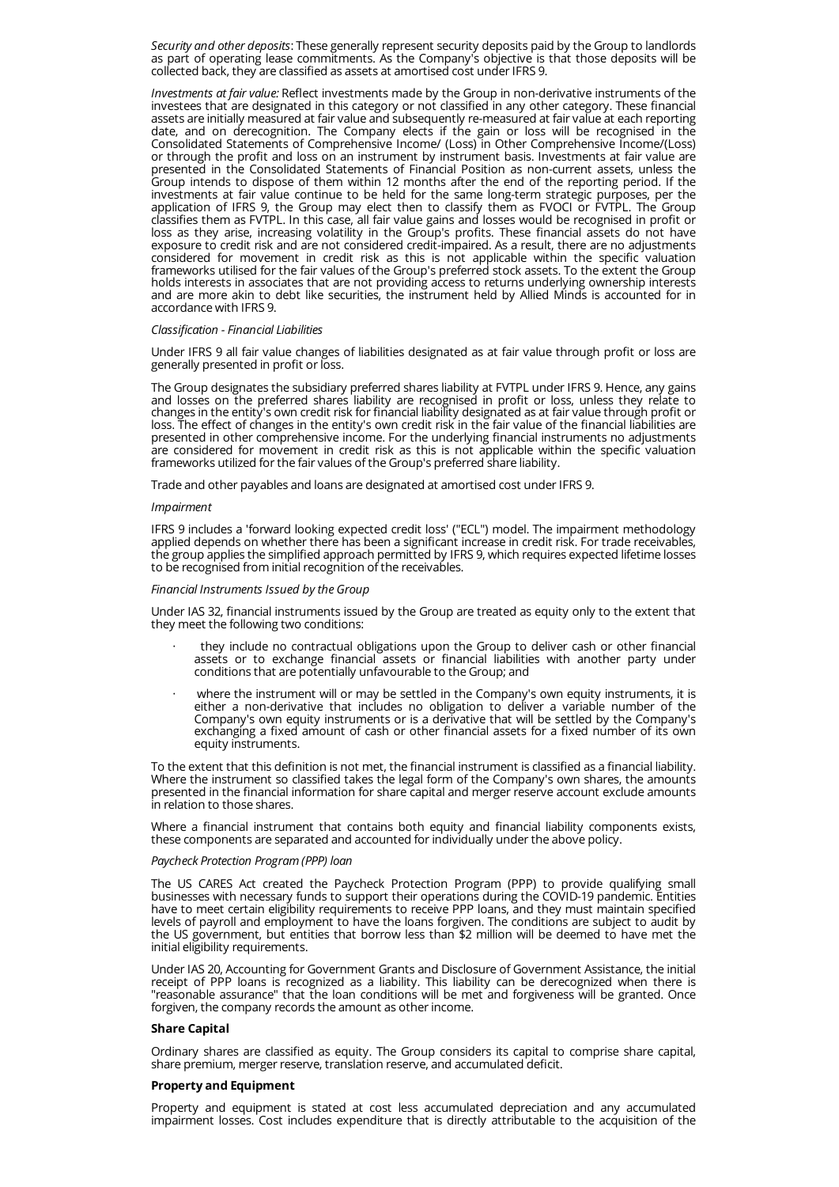*Security and other deposits*: These generally represent security deposits paid by the Group to landlords as part of operating lease commitments. As the Company's objective is that those deposits will be collected back, they are classified as assets at amortised cost under IFRS 9.

*Investments at fair value:* Reflect investments made by the Group in non-derivative instruments of the investees that are designated in this category or not classified in any other category. These financial assets are initially measured at fair value and subsequently re-measured at fair value at each reporting date, and on derecognition. The Company elects if the gain or loss will be recognised in the Consolidated Statements of Comprehensive Income/ (Loss) in Other Comprehensive Income/(Loss) or through the profit and loss on an instrument by instrument basis. Investments at fair value are presented in the Consolidated Statements of Financial Position as non-current assets, unless the Group intends to dispose of them within 12 months after the end of the reporting period. If the investments at fair value continue to be held for the same long-term strategic purposes, per the application of IFRS 9, the Group may elect then to classify them as FVOCI or FVTPL. The Group classifies them as FVTPL. In this case, all fair value gains and losses would be recognised in profit or loss as they arise, increasing volatility in the Group's profits. These financial assets do not have exposure to credit risk and are not considered credit-impaired. As a result, there are no adjustments considered for movement in credit risk as this is not applicable within the specific valuation frameworks utilised for the fair values of the Group's preferred stock assets. To the extent the Group holds interests in associates that are not providing access to returns underlying ownership interests and are more akin to debt like securities, the instrument held by Allied Minds is accounted for in accordance with IFRS 9.

*Classification - Financial Liabilities*

Under IFRS 9 all fair value changes of liabilities designated as at fair value through profit or loss are generally presented in profit or loss.

The Group designates the subsidiary preferred shares liability at FVTPL under IFRS 9. Hence, any gains and losses on the preferred shares liability are recognised in profit or loss, unless they relate to changes in the entity's own credit risk for financial liability designated as at fair value through profit or loss. The effect of changes in the entity's own credit risk in the fair value of the financial liabilities are presented in other comprehensive income. For the underlying financial instruments no adjustments are considered for movement in credit risk as this is not applicable within the specific valuation frameworks utilized for the fair values of the Group's preferred share liability.

Trade and other payables and loans are designated at amortised cost under IFRS 9.

*Impairment*

IFRS 9 includes a 'forward looking expected credit loss' ("ECL") model. The impairment methodology applied depends on whether there has been a significant increase in credit risk. For trade receivables, the group applies the simplified approach permitted by IFRS 9, which requires expected lifetime losses to be recognised from initial recognition of the receivables.

*Financial Instruments Issued by the Group*

Under IAS 32, financial instruments issued by the Group are treated as equity only to the extent that they meet the following two conditions:

- they include no contractual obligations upon the Group to deliver cash or other financial assets or to exchange financial assets or financial liabilities with another party under conditions that are potentially unfavourable to the Group; and
- where the instrument will or may be settled in the Company's own equity instruments, it is either a non-derivative that includes no obligation to deliver a variable number of the Company's own equity instruments or is a derivative that will be settled by the Company's exchanging a fixed amount of cash or other financial assets for a fixed number of its own equity instruments.

To the extent that this definition is not met, the financial instrument is classified as a financial liability. Where the instrument so classified takes the legal form of the Company's own shares, the amounts presented in the financial information for share capital and merger reserve account exclude amounts in relation to those shares.

Where a financial instrument that contains both equity and financial liability components exists, these components are separated and accounted for individually under the above policy.

*Paycheck Protection Program (PPP) loan*

The US CARES Act created the Paycheck Protection Program (PPP) to provide qualifying small businesses with necessary funds to support their operations during the COVID-19 pandemic. Entities have to meet certain eligibility requirements to receive PPP loans, and they must maintain specified levels of payroll and employment to have the loans forgiven. The conditions are subject to audit by the US government, but entities that borrow less than $2 million will be deemed to have met the initial eligibility requirements.

Under IAS 20, Accounting for Government Grants and Disclosure of Government Assistance, the initial receipt of PPP loans is recognized as a liability. This liability can be derecognized when there is "reasonable assurance" that the loan conditions will be met and forgiveness will be granted. Once forgiven, the company records the amount as other income.

**Share Capital**

Ordinary shares are classified as equity. The Group considers its capital to comprise share capital, share premium, merger reserve, translation reserve, and accumulated deficit.

**Property and Equipment**

Property and equipment is stated at cost less accumulated depreciation and any accumulated impairment losses. Cost includes expenditure that is directly attributable to the acquisition of the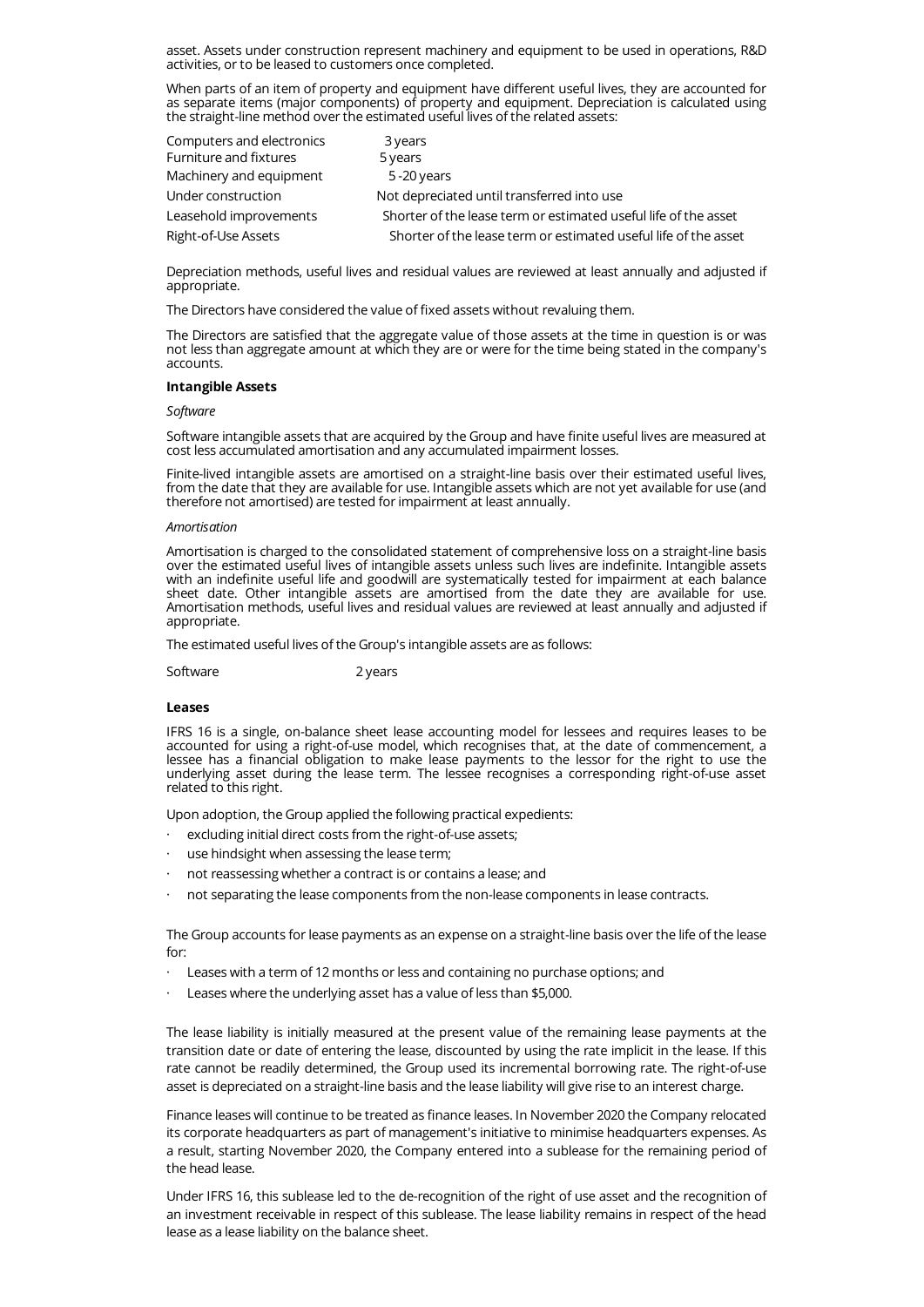asset. Assets under construction represent machinery and equipment to be used in operations, R&D activities, or to be leased to customers once completed.

When parts of an item of property and equipment have different useful lives, they are accounted for as separate items (major components) of property and equipment. Depreciation is calculated using the straight-line method over the estimated useful lives of the related assets:

| | |
|---|---|
| Computers and electronics | 3 years |
| Furniture and fixtures | 5 years |
| Machinery and equipment | 5 -20 years |
| Under construction | Not depreciated until transferred into use |
| Leasehold improvements | Shorter of the lease term or estimated useful life of the asset |
| Right-of-Use Assets | Shorter of the lease term or estimated useful life of the asset |

Depreciation methods, useful lives and residual values are reviewed at least annually and adjusted if appropriate.

The Directors have considered the value of fixed assets without revaluing them.

The Directors are satisfied that the aggregate value of those assets at the time in question is or was not less than aggregate amount at which they are or were for the time being stated in the company's accounts.

**Intangible Assets**

*Software*

Software intangible assets that are acquired by the Group and have finite useful lives are measured at cost less accumulated amortisation and any accumulated impairment losses.

Finite-lived intangible assets are amortised on a straight-line basis over their estimated useful lives, from the date that they are available for use. Intangible assets which are not yet available for use (and therefore not amortised) are tested for impairment at least annually.

*Amortisation*

Amortisation is charged to the consolidated statement of comprehensive loss on a straight-line basis over the estimated useful lives of intangible assets unless such lives are indefinite. Intangible assets with an indefinite useful life and goodwill are systematically tested for impairment at each balance sheet date. Other intangible assets are amortised from the date they are available for use. Amortisation methods, useful lives and residual values are reviewed at least annually and adjusted if appropriate.

The estimated useful lives of the Group's intangible assets are as follows:

| | |
|---|---|
| Software | 2 years |

**Leases**

IFRS 16 is a single, on-balance sheet lease accounting model for lessees and requires leases to be accounted for using a right-of-use model, which recognises that, at the date of commencement, a lessee has a financial obligation to make lease payments to the lessor for the right to use the underlying asset during the lease term. The lessee recognises a corresponding right-of-use asset related to this right.

Upon adoption, the Group applied the following practical expedients:

- excluding initial direct costs from the right-of-use assets;
- use hindsight when assessing the lease term;
- not reassessing whether a contract is or contains a lease; and
- not separating the lease components from the non-lease components in lease contracts.

The Group accounts for lease payments as an expense on a straight-line basis over the life of the lease for:

- Leases with a term of 12 months or less and containing no purchase options; and
- Leases where the underlying asset has a value of less than $5,000.

The lease liability is initially measured at the present value of the remaining lease payments at the transition date or date of entering the lease, discounted by using the rate implicit in the lease. If this rate cannot be readily determined, the Group used its incremental borrowing rate. The right-of-use asset is depreciated on a straight-line basis and the lease liability will give rise to an interest charge.

Finance leases will continue to be treated as finance leases. In November 2020 the Company relocated its corporate headquarters as part of management's initiative to minimise headquarters expenses. As a result, starting November 2020, the Company entered into a sublease for the remaining period of the head lease.

Under IFRS 16, this sublease led to the de-recognition of the right of use asset and the recognition of an investment receivable in respect of this sublease. The lease liability remains in respect of the head lease as a lease liability on the balance sheet.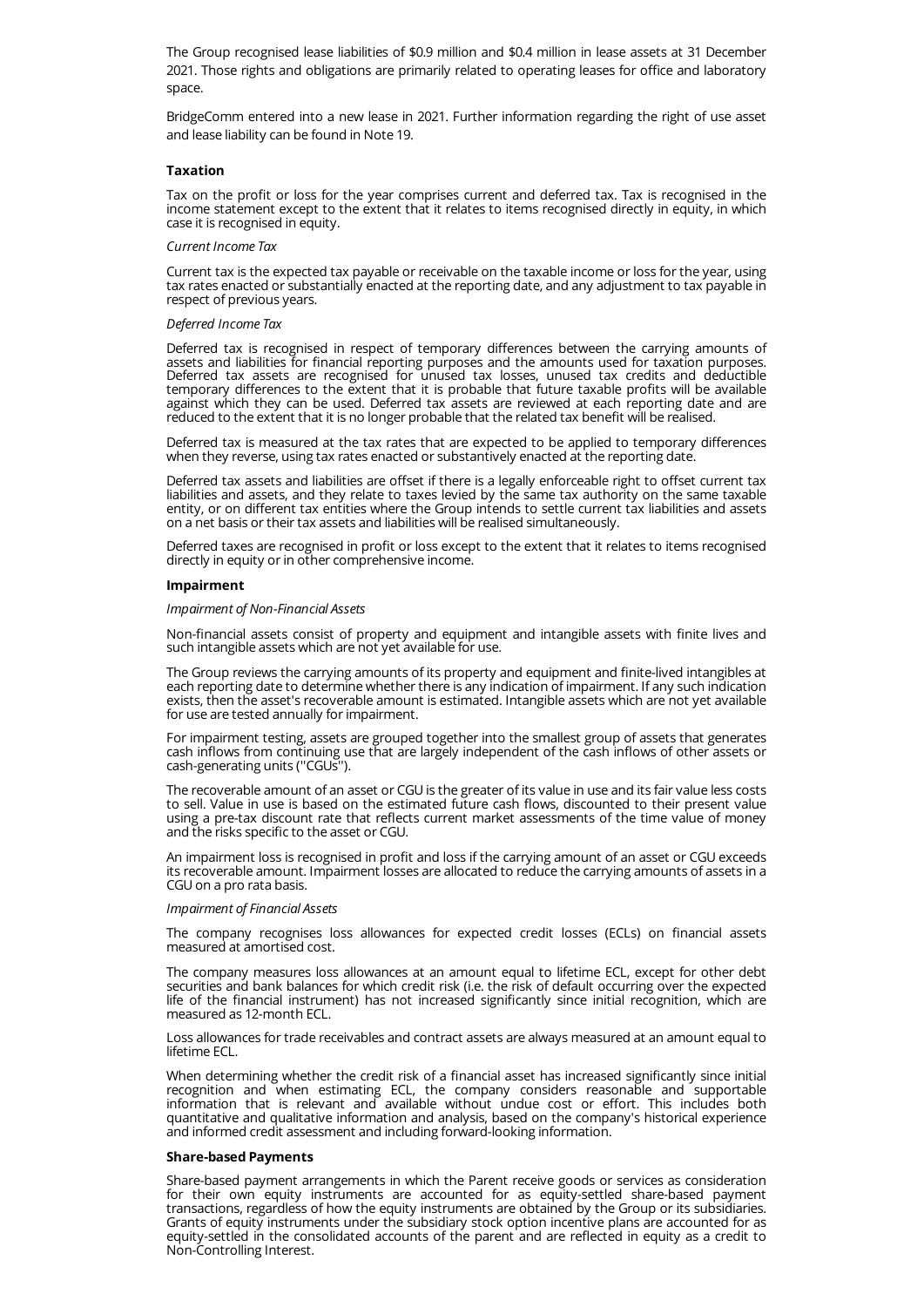The Group recognised lease liabilities of $0.9 million and $0.4 million in lease assets at 31 December 2021. Those rights and obligations are primarily related to operating leases for office and laboratory space.

BridgeComm entered into a new lease in 2021. Further information regarding the right of use asset and lease liability can be found in Note 19.

**Taxation**

Tax on the profit or loss for the year comprises current and deferred tax. Tax is recognised in the income statement except to the extent that it relates to items recognised directly in equity, in which case it is recognised in equity.

*Current Income Tax*

Current tax is the expected tax payable or receivable on the taxable income or loss for the year, using tax rates enacted or substantially enacted at the reporting date, and any adjustment to tax payable in respect of previous years.

*Deferred Income Tax*

Deferred tax is recognised in respect of temporary differences between the carrying amounts of assets and liabilities for financial reporting purposes and the amounts used for taxation purposes. Deferred tax assets are recognised for unused tax losses, unused tax credits and deductible temporary differences to the extent that it is probable that future taxable profits will be available against which they can be used. Deferred tax assets are reviewed at each reporting date and are reduced to the extent that it is no longer probable that the related tax benefit will be realised.

Deferred tax is measured at the tax rates that are expected to be applied to temporary differences when they reverse, using tax rates enacted or substantively enacted at the reporting date.

Deferred tax assets and liabilities are offset if there is a legally enforceable right to offset current tax liabilities and assets, and they relate to taxes levied by the same tax authority on the same taxable entity, or on different tax entities where the Group intends to settle current tax liabilities and assets on a net basis or their tax assets and liabilities will be realised simultaneously.

Deferred taxes are recognised in profit or loss except to the extent that it relates to items recognised directly in equity or in other comprehensive income.

**Impairment**

*Impairment of Non-Financial Assets*

Non-financial assets consist of property and equipment and intangible assets with finite lives and such intangible assets which are not yet available for use.

The Group reviews the carrying amounts of its property and equipment and finite-lived intangibles at each reporting date to determine whether there is any indication of impairment. If any such indication exists, then the asset's recoverable amount is estimated. Intangible assets which are not yet available for use are tested annually for impairment.

For impairment testing, assets are grouped together into the smallest group of assets that generates cash inflows from continuing use that are largely independent of the cash inflows of other assets or cash-generating units ("CGUs").

The recoverable amount of an asset or CGU is the greater of its value in use and its fair value less costs to sell. Value in use is based on the estimated future cash flows, discounted to their present value using a pre-tax discount rate that reflects current market assessments of the time value of money and the risks specific to the asset or CGU.

An impairment loss is recognised in profit and loss if the carrying amount of an asset or CGU exceeds its recoverable amount. Impairment losses are allocated to reduce the carrying amounts of assets in a CGU on a pro rata basis.

*Impairment of Financial Assets*

The company recognises loss allowances for expected credit losses (ECLs) on financial assets measured at amortised cost.

The company measures loss allowances at an amount equal to lifetime ECL, except for other debt securities and bank balances for which credit risk (i.e. the risk of default occurring over the expected life of the financial instrument) has not increased significantly since initial recognition, which are measured as 12-month ECL.

Loss allowances for trade receivables and contract assets are always measured at an amount equal to lifetime ECL.

When determining whether the credit risk of a financial asset has increased significantly since initial recognition and when estimating ECL, the company considers reasonable and supportable information that is relevant and available without undue cost or effort. This includes both quantitative and qualitative information and analysis, based on the company's historical experience and informed credit assessment and including forward-looking information.

**Share-based Payments**

Share-based payment arrangements in which the Parent receive goods or services as consideration for their own equity instruments are accounted for as equity-settled share-based payment transactions, regardless of how the equity instruments are obtained by the Group or its subsidiaries. Grants of equity instruments under the subsidiary stock option incentive plans are accounted for as equity-settled in the consolidated accounts of the parent and are reflected in equity as a credit to Non-Controlling Interest.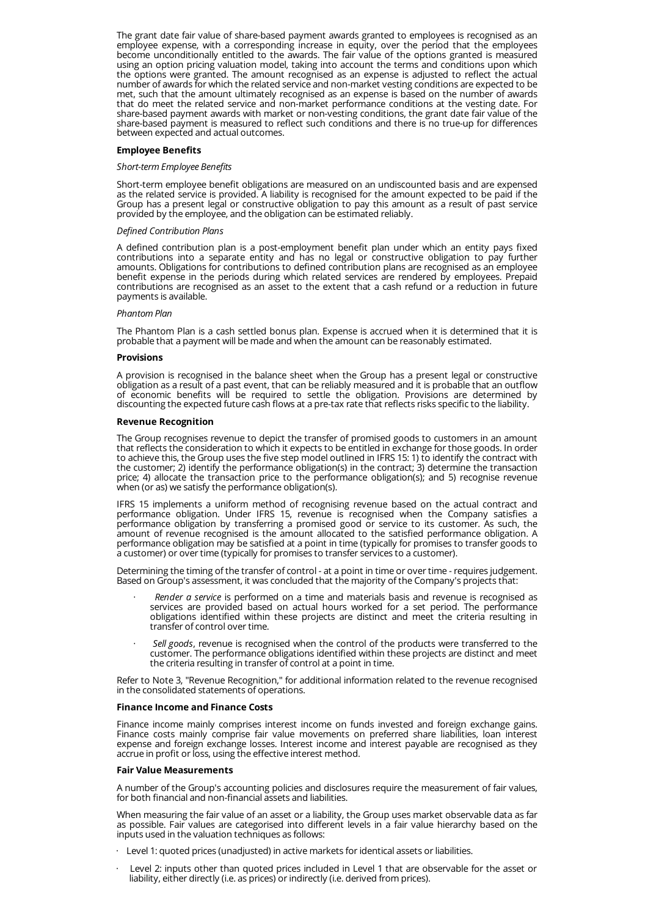The grant date fair value of share-based payment awards granted to employees is recognised as an employee expense, with a corresponding increase in equity, over the period that the employees become unconditionally entitled to the awards. The fair value of the options granted is measured using an option pricing valuation model, taking into account the terms and conditions upon which the options were granted. The amount recognised as an expense is adjusted to reflect the actual number of awards for which the related service and non-market vesting conditions are expected to be met, such that the amount ultimately recognised as an expense is based on the number of awards that do meet the related service and non-market performance conditions at the vesting date. For share-based payment awards with market or non-vesting conditions, the grant date fair value of the share-based payment is measured to reflect such conditions and there is no true-up for differences between expected and actual outcomes.

**Employee Benefits**

*Short-term Employee Benefits*

Short-term employee benefit obligations are measured on an undiscounted basis and are expensed as the related service is provided. A liability is recognised for the amount expected to be paid if the Group has a present legal or constructive obligation to pay this amount as a result of past service provided by the employee, and the obligation can be estimated reliably.

*Defined Contribution Plans*

A defined contribution plan is a post-employment benefit plan under which an entity pays fixed contributions into a separate entity and has no legal or constructive obligation to pay further amounts. Obligations for contributions to defined contribution plans are recognised as an employee benefit expense in the periods during which related services are rendered by employees. Prepaid contributions are recognised as an asset to the extent that a cash refund or a reduction in future payments is available.

*Phantom Plan*

The Phantom Plan is a cash settled bonus plan. Expense is accrued when it is determined that it is probable that a payment will be made and when the amount can be reasonably estimated.

**Provisions**

A provision is recognised in the balance sheet when the Group has a present legal or constructive obligation as a result of a past event, that can be reliably measured and it is probable that an outflow of economic benefits will be required to settle the obligation. Provisions are determined by discounting the expected future cash flows at a pre-tax rate that reflects risks specific to the liability.

**Revenue Recognition**

The Group recognises revenue to depict the transfer of promised goods to customers in an amount that reflects the consideration to which it expects to be entitled in exchange for those goods. In order to achieve this, the Group uses the five step model outlined in IFRS 15: 1) to identify the contract with the customer; 2) identify the performance obligation(s) in the contract; 3) determine the transaction price; 4) allocate the transaction price to the performance obligation(s); and 5) recognise revenue when (or as) we satisfy the performance obligation(s).

IFRS 15 implements a uniform method of recognising revenue based on the actual contract and performance obligation. Under IFRS 15, revenue is recognised when the Company satisfies a performance obligation by transferring a promised good or service to its customer. As such, the amount of revenue recognised is the amount allocated to the satisfied performance obligation. A performance obligation may be satisfied at a point in time (typically for promises to transfer goods to a customer) or over time (typically for promises to transfer services to a customer).

Determining the timing of the transfer of control - at a point in time or over time - requires judgement. Based on Group's assessment, it was concluded that the majority of the Company's projects that:

- *Render a service* is performed on a time and materials basis and revenue is recognised as services are provided based on actual hours worked for a set period. The performance obligations identified within these projects are distinct and meet the criteria resulting in transfer of control over time.
- *Sell goods*, revenue is recognised when the control of the products were transferred to the customer. The performance obligations identified within these projects are distinct and meet the criteria resulting in transfer of control at a point in time.

Refer to Note 3, "Revenue Recognition," for additional information related to the revenue recognised in the consolidated statements of operations.

**Finance Income and Finance Costs**

Finance income mainly comprises interest income on funds invested and foreign exchange gains. Finance costs mainly comprise fair value movements on preferred share liabilities, loan interest expense and foreign exchange losses. Interest income and interest payable are recognised as they accrue in profit or loss, using the effective interest method.

**Fair Value Measurements**

A number of the Group's accounting policies and disclosures require the measurement of fair values, for both financial and non-financial assets and liabilities.

When measuring the fair value of an asset or a liability, the Group uses market observable data as far as possible. Fair values are categorised into different levels in a fair value hierarchy based on the inputs used in the valuation techniques as follows:

- Level 1: quoted prices (unadjusted) in active markets for identical assets or liabilities.
- Level 2: inputs other than quoted prices included in Level 1 that are observable for the asset or liability, either directly (i.e. as prices) or indirectly (i.e. derived from prices).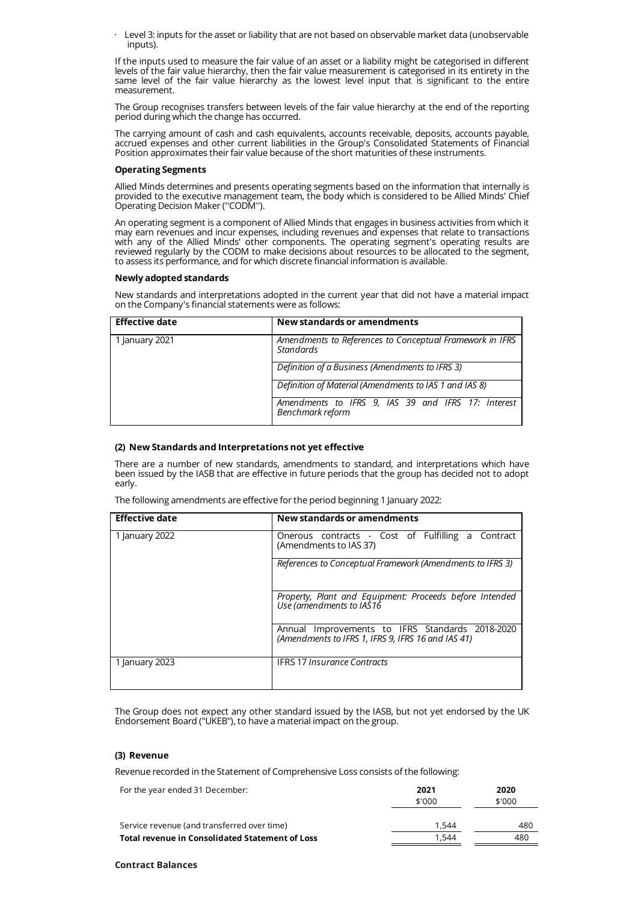- Level 3: inputs for the asset or liability that are not based on observable market data (unobservable inputs).

If the inputs used to measure the fair value of an asset or a liability might be categorised in different levels of the fair value hierarchy, then the fair value measurement is categorised in its entirety in the same level of the fair value hierarchy as the lowest level input that is significant to the entire measurement.

The Group recognises transfers between levels of the fair value hierarchy at the end of the reporting period during which the change has occurred.

The carrying amount of cash and cash equivalents, accounts receivable, deposits, accounts payable, accrued expenses and other current liabilities in the Group's Consolidated Statements of Financial Position approximates their fair value because of the short maturities of these instruments.

**Operating Segments**

Allied Minds determines and presents operating segments based on the information that internally is provided to the executive management team, the body which is considered to be Allied Minds' Chief Operating Decision Maker (''CODM'').

An operating segment is a component of Allied Minds that engages in business activities from which it may earn revenues and incur expenses, including revenues and expenses that relate to transactions with any of the Allied Minds' other components. The operating segment's operating results are reviewed regularly by the CODM to make decisions about resources to be allocated to the segment, to assess its performance, and for which discrete financial information is available.

**Newly adopted standards**

New standards and interpretations adopted in the current year that did not have a material impact on the Company's financial statements were as follows:

| Effective date | New standards or amendments |
|---|---|
| 1 January 2021 | *Amendments to References to Conceptual Framework in IFRS Standards* |
| | *Definition of a Business (Amendments to IFRS 3)* |
| | *Definition of Material (Amendments to IAS 1 and IAS 8)* |
| | *Amendments to IFRS 9, IAS 39 and IFRS 17: Interest Benchmark reform* |

**(2) New Standards and Interpretations not yet effective**

There are a number of new standards, amendments to standard, and interpretations which have been issued by the IASB that are effective in future periods that the group has decided not to adopt early.

The following amendments are effective for the period beginning 1 January 2022:

| Effective date | New standards or amendments |
|---|---|
| 1 January 2022 | Onerous contracts - Cost of Fulfilling a Contract (Amendments to IAS 37) |
| | *References to Conceptual Framework (Amendments to IFRS 3)* |
| | *Property, Plant and Equipment: Proceeds before Intended Use (amendments to IAS16* |
| | Annual Improvements to IFRS Standards 2018-2020 *(Amendments to IFRS 1, IFRS 9, IFRS 16 and IAS 41)* |
| 1 January 2023 | IFRS 17 *Insurance Contracts* |

The Group does not expect any other standard issued by the IASB, but not yet endorsed by the UK Endorsement Board ("UKEB"), to have a material impact on the group.

**(3) Revenue**

Revenue recorded in the Statement of Comprehensive Loss consists of the following:

| For the year ended 31 December: | 2021 | 2020 |
|---|---|---|
| | $'000 | $'000 |
| Service revenue (and transferred over time) | 1,544 | 480 |
| **Total revenue in Consolidated Statement of Loss** | 1,544 | 480 |

**Contract Balances**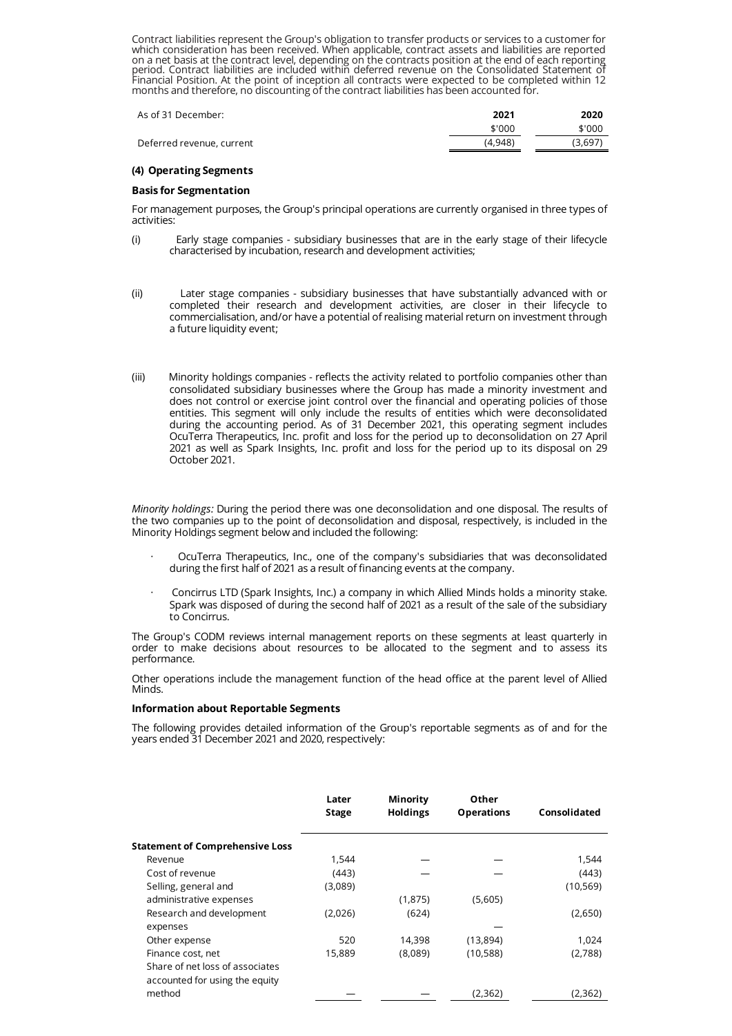Contract liabilities represent the Group's obligation to transfer products or services to a customer for which consideration has been received. When applicable, contract assets and liabilities are reported on a net basis at the contract level, depending on the contracts position at the end of each reporting period. Contract liabilities are included within deferred revenue on the Consolidated Statement of Financial Position. At the point of inception all contracts were expected to be completed within 12 months and therefore, no discounting of the contract liabilities has been accounted for.

| As of 31 December: | 2021 | 2020 |
|---|---|---|
| | $'000 | $'000 |
| Deferred revenue, current | (4,948) | (3,697) |

**(4) Operating Segments**

**Basis for Segmentation**

For management purposes, the Group's principal operations are currently organised in three types of activities:

(i) Early stage companies - subsidiary businesses that are in the early stage of their lifecycle characterised by incubation, research and development activities;

(ii) Later stage companies - subsidiary businesses that have substantially advanced with or completed their research and development activities, are closer in their lifecycle to commercialisation, and/or have a potential of realising material return on investment through a future liquidity event;

(iii) Minority holdings companies - reflects the activity related to portfolio companies other than consolidated subsidiary businesses where the Group has made a minority investment and does not control or exercise joint control over the financial and operating policies of those entities. This segment will only include the results of entities which were deconsolidated during the accounting period. As of 31 December 2021, this operating segment includes OcuTerra Therapeutics, Inc. profit and loss for the period up to deconsolidation on 27 April 2021 as well as Spark Insights, Inc. profit and loss for the period up to its disposal on 29 October 2021.

*Minority holdings:* During the period there was one deconsolidation and one disposal. The results of the two companies up to the point of deconsolidation and disposal, respectively, is included in the Minority Holdings segment below and included the following:

- OcuTerra Therapeutics, Inc., one of the company's subsidiaries that was deconsolidated during the first half of 2021 as a result of financing events at the company.
- Concirrus LTD (Spark Insights, Inc.) a company in which Allied Minds holds a minority stake. Spark was disposed of during the second half of 2021 as a result of the sale of the subsidiary to Concirrus.

The Group's CODM reviews internal management reports on these segments at least quarterly in order to make decisions about resources to be allocated to the segment and to assess its performance.

Other operations include the management function of the head office at the parent level of Allied Minds.

**Information about Reportable Segments**

The following provides detailed information of the Group's reportable segments as of and for the years ended 31 December 2021 and 2020, respectively:

| | Later Stage | Minority Holdings | Other Operations | Consolidated |
|---|---|---|---|---|
| **Statement of Comprehensive Loss** | | | | |
| Revenue | 1,544 | — | — | 1,544 |
| Cost of revenue | (443) | — | — | (443) |
| Selling, general and administrative expenses | (3,089) | (1,875) | (5,605) | (10,569) |
| Research and development expenses | (2,026) | (624) | — | (2,650) |
| Other expense | 520 | 14,398 | (13,894) | 1,024 |
| Finance cost, net | 15,889 | (8,089) | (10,588) | (2,788) |
| Share of net loss of associates accounted for using the equity method | — | — | (2,362) | (2,362) |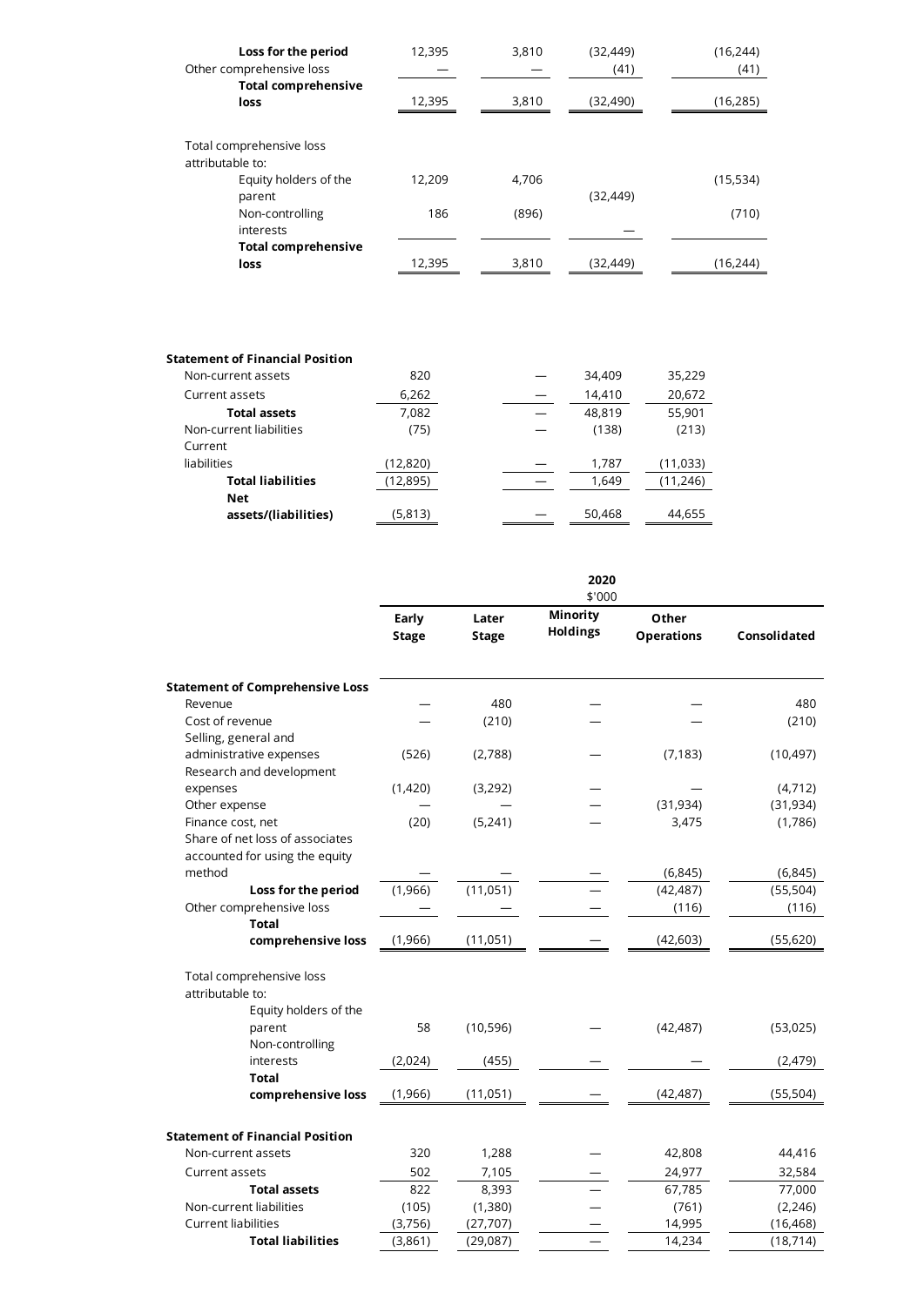| | | | | | |
|---|---|---|---|---|---|
| **Loss for the period** | 12,395 | 3,810 | (32,449) | | (16,244) |
| Other comprehensive loss | — | — | (41) | | (41) |
| **Total comprehensive loss** | 12,395 | 3,810 | (32,490) | | (16,285) |
| | | | | | |
| Total comprehensive loss attributable to: | | | | | |
| Equity holders of the parent | 12,209 | 4,706 | (32,449) | | (15,534) |
| Non-controlling interests | 186 | (896) | — | | (710) |
| **Total comprehensive loss** | 12,395 | 3,810 | (32,449) | | (16,244) |

| | | | | |
|---|---|---|---|---|
| **Statement of Financial Position** | | | | |
| Non-current assets | 820 | — | 34,409 | 35,229 |
| Current assets | 6,262 | — | 14,410 | 20,672 |
| **Total assets** | 7,082 | — | 48,819 | 55,901 |
| Non-current liabilities | (75) | — | (138) | (213) |
| Current liabilities | (12,820) | — | 1,787 | (11,033) |
| **Total liabilities** | (12,895) | — | 1,649 | (11,246) |
| **Net assets/(liabilities)** | (5,813) | — | 50,468 | 44,655 |

| | 2020 $'000 | | | | |
|---|---|---|---|---|---|
| | **Early Stage** | **Later Stage** | **Minority Holdings** | **Other Operations** | **Consolidated** |
| **Statement of Comprehensive Loss** | | | | | |
| Revenue | — | 480 | — | — | 480 |
| Cost of revenue | — | (210) | — | — | (210) |
| Selling, general and administrative expenses | (526) | (2,788) | — | (7,183) | (10,497) |
| Research and development expenses | (1,420) | (3,292) | — | — | (4,712) |
| Other expense | — | — | — | (31,934) | (31,934) |
| Finance cost, net | (20) | (5,241) | — | 3,475 | (1,786) |
| Share of net loss of associates accounted for using the equity method | — | — | — | (6,845) | (6,845) |
| **Loss for the period** | (1,966) | (11,051) | — | (42,487) | (55,504) |
| Other comprehensive loss | — | — | — | (116) | (116) |
| **Total comprehensive loss** | (1,966) | (11,051) | — | (42,603) | (55,620) |
| | | | | | |
| Total comprehensive loss attributable to: | | | | | |
| Equity holders of the parent | 58 | (10,596) | — | (42,487) | (53,025) |
| Non-controlling interests | (2,024) | (455) | — | — | (2,479) |
| **Total comprehensive loss** | (1,966) | (11,051) | — | (42,487) | (55,504) |
| | | | | | |
| **Statement of Financial Position** | | | | | |
| Non-current assets | 320 | 1,288 | — | 42,808 | 44,416 |
| Current assets | 502 | 7,105 | — | 24,977 | 32,584 |
| **Total assets** | 822 | 8,393 | — | 67,785 | 77,000 |
| Non-current liabilities | (105) | (1,380) | — | (761) | (2,246) |
| Current liabilities | (3,756) | (27,707) | — | 14,995 | (16,468) |
| **Total liabilities** | (3,861) | (29,087) | — | 14,234 | (18,714) |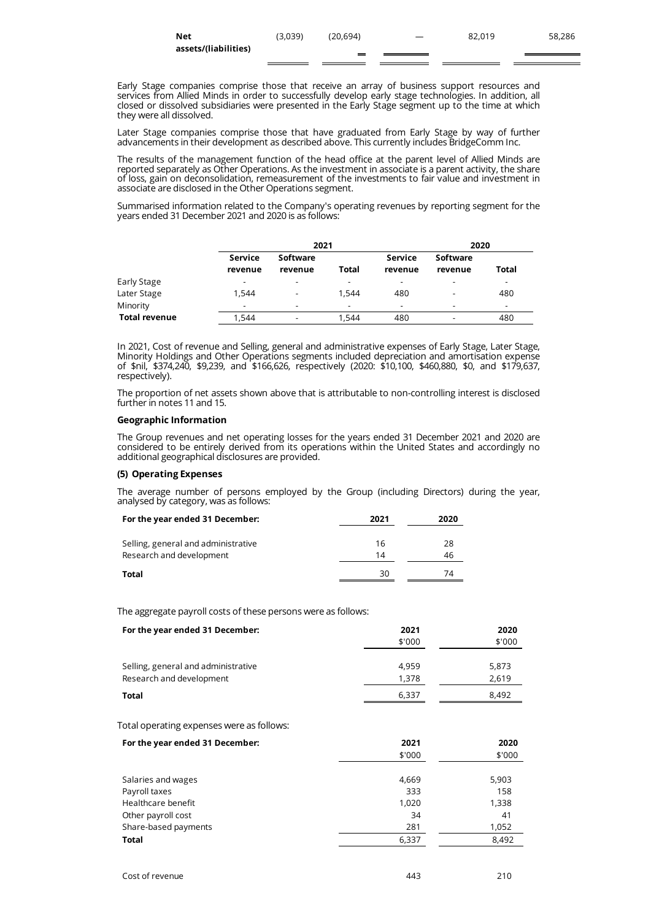| Net assets/(liabilities) | (3,039) | (20,694) | — | 82,019 | 58,286 |
|---|---|---|---|---|---|

Early Stage companies comprise those that receive an array of business support resources and services from Allied Minds in order to successfully develop early stage technologies. In addition, all closed or dissolved subsidiaries were presented in the Early Stage segment up to the time at which they were all dissolved.

Later Stage companies comprise those that have graduated from Early Stage by way of further advancements in their development as described above. This currently includes BridgeComm Inc.

The results of the management function of the head office at the parent level of Allied Minds are reported separately as Other Operations. As the investment in associate is a parent activity, the share of loss, gain on deconsolidation, remeasurement of the investments to fair value and investment in associate are disclosed in the Other Operations segment.

Summarised information related to the Company's operating revenues by reporting segment for the years ended 31 December 2021 and 2020 is as follows:

| | 2021 | | | 2020 | | |
|---|---|---|---|---|---|---|
| | Service revenue | Software revenue | Total | Service revenue | Software revenue | Total |
| Early Stage | - | - | - | - | - | - |
| Later Stage | 1,544 | - | 1,544 | 480 | - | 480 |
| Minority | - | - | - | - | - | - |
| **Total revenue** | 1,544 | - | 1,544 | 480 | - | 480 |

In 2021, Cost of revenue and Selling, general and administrative expenses of Early Stage, Later Stage, Minority Holdings and Other Operations segments included depreciation and amortisation expense of $nil, $374,240, $9,239, and $166,626, respectively (2020: $10,100, $460,880, $0, and $179,637, respectively).

The proportion of net assets shown above that is attributable to non-controlling interest is disclosed further in notes 11 and 15.

**Geographic Information**

The Group revenues and net operating losses for the years ended 31 December 2021 and 2020 are considered to be entirely derived from its operations within the United States and accordingly no additional geographical disclosures are provided.

**(5) Operating Expenses**

The average number of persons employed by the Group (including Directors) during the year, analysed by category, was as follows:

| For the year ended 31 December: | 2021 | 2020 |
|---|---|---|
| Selling, general and administrative | 16 | 28 |
| Research and development | 14 | 46 |
| **Total** | 30 | 74 |

The aggregate payroll costs of these persons were as follows:

| For the year ended 31 December: | 2021<br>$'000 | 2020<br>$'000 |
|---|---|---|
| Selling, general and administrative | 4,959 | 5,873 |
| Research and development | 1,378 | 2,619 |
| **Total** | 6,337 | 8,492 |

Total operating expenses were as follows:

| For the year ended 31 December: | 2021<br>$'000 | 2020<br>$'000 |
|---|---|---|
| Salaries and wages | 4,669 | 5,903 |
| Payroll taxes | 333 | 158 |
| Healthcare benefit | 1,020 | 1,338 |
| Other payroll cost | 34 | 41 |
| Share-based payments | 281 | 1,052 |
| **Total** | 6,337 | 8,492 |
| | | |
| Cost of revenue | 443 | 210 |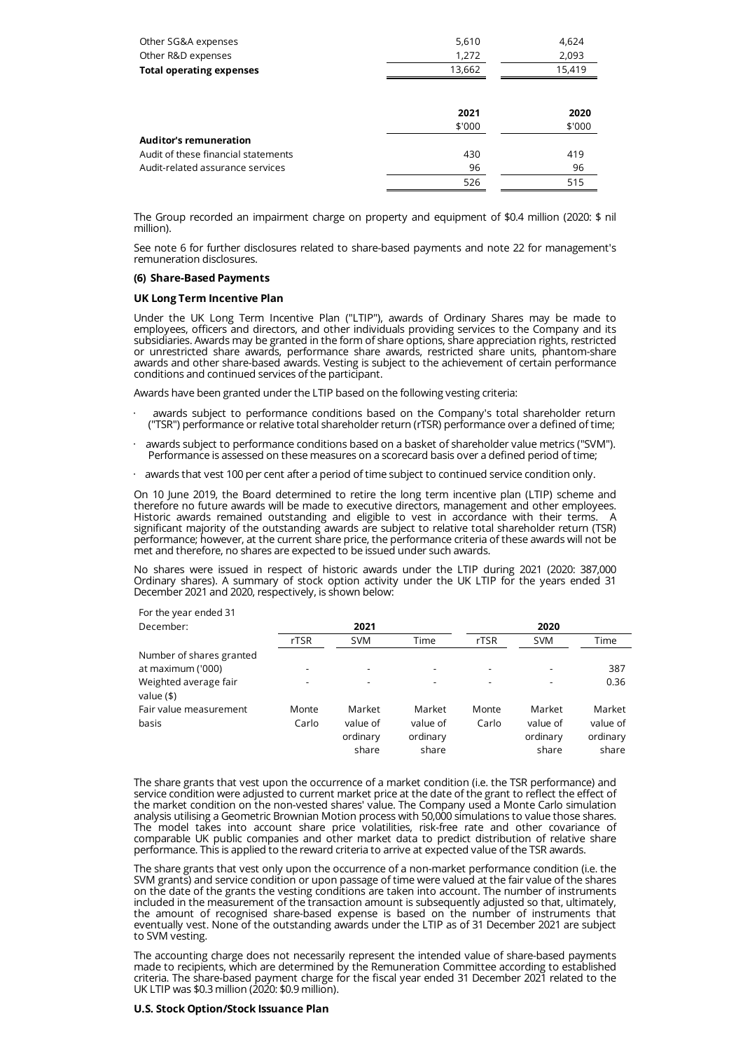| | | |
|---|---|---|
| Other SG&A expenses | 5,610 | 4,624 |
| Other R&D expenses | 1,272 | 2,093 |
| **Total operating expenses** | 13,662 | 15,419 |

| | 2021 | 2020 |
|---|---|---|
| | $'000 | $'000 |
| **Auditor's remuneration** | | |
| Audit of these financial statements | 430 | 419 |
| Audit-related assurance services | 96 | 96 |
| | 526 | 515 |

The Group recorded an impairment charge on property and equipment of $0.4 million (2020: $ nil million).

See note 6 for further disclosures related to share-based payments and note 22 for management's remuneration disclosures.

#### (6) Share-Based Payments

#### UK Long Term Incentive Plan

Under the UK Long Term Incentive Plan ("LTIP"), awards of Ordinary Shares may be made to employees, officers and directors, and other individuals providing services to the Company and its subsidiaries. Awards may be granted in the form of share options, share appreciation rights, restricted or unrestricted share awards, performance share awards, restricted share units, phantom-share awards and other share-based awards. Vesting is subject to the achievement of certain performance conditions and continued services of the participant.

Awards have been granted under the LTIP based on the following vesting criteria:

- awards subject to performance conditions based on the Company's total shareholder return ("TSR") performance or relative total shareholder return (rTSR) performance over a defined of time;
- awards subject to performance conditions based on a basket of shareholder value metrics ("SVM"). Performance is assessed on these measures on a scorecard basis over a defined period of time;
- awards that vest 100 per cent after a period of time subject to continued service condition only.

On 10 June 2019, the Board determined to retire the long term incentive plan (LTIP) scheme and therefore no future awards will be made to executive directors, management and other employees. Historic awards remained outstanding and eligible to vest in accordance with their terms. A significant majority of the outstanding awards are subject to relative total shareholder return (TSR) performance; however, at the current share price, the performance criteria of these awards will not be met and therefore, no shares are expected to be issued under such awards.

No shares were issued in respect of historic awards under the LTIP during 2021 (2020: 387,000 Ordinary shares). A summary of stock option activity under the UK LTIP for the years ended 31 December 2021 and 2020, respectively, is shown below:

| For the year ended 31 December: | 2021 | | | 2020 | | |
|---|---|---|---|---|---|---|
| | rTSR | SVM | Time | rTSR | SVM | Time |
| Number of shares granted at maximum ('000) | - | - | - | - | - | 387 |
| Weighted average fair value ($) | - | - | - | - | - | 0.36 |
| Fair value measurement basis | Monte Carlo | Market value of ordinary share | Market value of ordinary share | Monte Carlo | Market value of ordinary share | Market value of ordinary share |

The share grants that vest upon the occurrence of a market condition (i.e. the TSR performance) and service condition were adjusted to current market price at the date of the grant to reflect the effect of the market condition on the non-vested shares' value. The Company used a Monte Carlo simulation analysis utilising a Geometric Brownian Motion process with 50,000 simulations to value those shares. The model takes into account share price volatilities, risk-free rate and other covariance of comparable UK public companies and other market data to predict distribution of relative share performance. This is applied to the reward criteria to arrive at expected value of the TSR awards.

The share grants that vest only upon the occurrence of a non-market performance condition (i.e. the SVM grants) and service condition or upon passage of time were valued at the fair value of the shares on the date of the grants the vesting conditions are taken into account. The number of instruments included in the measurement of the transaction amount is subsequently adjusted so that, ultimately, the amount of recognised share-based expense is based on the number of instruments that eventually vest. None of the outstanding awards under the LTIP as of 31 December 2021 are subject to SVM vesting.

The accounting charge does not necessarily represent the intended value of share-based payments made to recipients, which are determined by the Remuneration Committee according to established criteria. The share-based payment charge for the fiscal year ended 31 December 2021 related to the UK LTIP was $0.3 million (2020: $0.9 million).

#### U.S. Stock Option/Stock Issuance Plan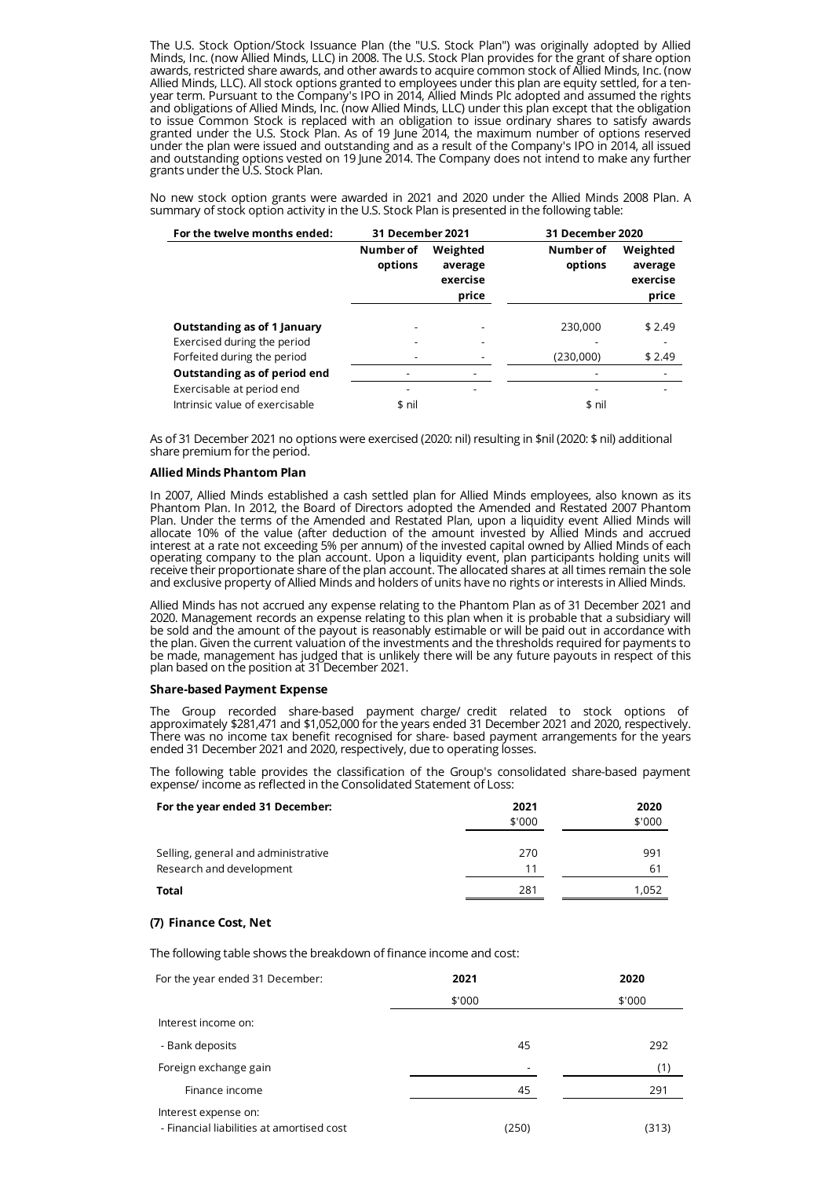The U.S. Stock Option/Stock Issuance Plan (the "U.S. Stock Plan") was originally adopted by Allied Minds, Inc. (now Allied Minds, LLC) in 2008. The U.S. Stock Plan provides for the grant of share option awards, restricted share awards, and other awards to acquire common stock of Allied Minds, Inc. (now Allied Minds, LLC). All stock options granted to employees under this plan are equity settled, for a ten-year term. Pursuant to the Company's IPO in 2014, Allied Minds Plc adopted and assumed the rights and obligations of Allied Minds, Inc. (now Allied Minds, LLC) under this plan except that the obligation to issue Common Stock is replaced with an obligation to issue ordinary shares to satisfy awards granted under the U.S. Stock Plan. As of 19 June 2014, the maximum number of options reserved under the plan were issued and outstanding and as a result of the Company's IPO in 2014, all issued and outstanding options vested on 19 June 2014. The Company does not intend to make any further grants under the U.S. Stock Plan.

No new stock option grants were awarded in 2021 and 2020 under the Allied Minds 2008 Plan. A summary of stock option activity in the U.S. Stock Plan is presented in the following table:

| For the twelve months ended: | 31 December 2021 | | 31 December 2020 | |
|---|---|---|---|---|
| | Number of options | Weighted average exercise price | Number of options | Weighted average exercise price |
| **Outstanding as of 1 January** | - | - | 230,000 | $ 2.49 |
| Exercised during the period | - | - | - | - |
| Forfeited during the period | - | - | (230,000) | $ 2.49 |
| **Outstanding as of period end** | - | - | - | - |
| Exercisable at period end | - | - | - | - |
| Intrinsic value of exercisable | $ nil | | $ nil | |

As of 31 December 2021 no options were exercised (2020: nil) resulting in $nil (2020: $ nil) additional share premium for the period.

**Allied Minds Phantom Plan**

In 2007, Allied Minds established a cash settled plan for Allied Minds employees, also known as its Phantom Plan. In 2012, the Board of Directors adopted the Amended and Restated 2007 Phantom Plan. Under the terms of the Amended and Restated Plan, upon a liquidity event Allied Minds will allocate 10% of the value (after deduction of the amount invested by Allied Minds and accrued interest at a rate not exceeding 5% per annum) of the invested capital owned by Allied Minds of each operating company to the plan account. Upon a liquidity event, plan participants holding units will receive their proportionate share of the plan account. The allocated shares at all times remain the sole and exclusive property of Allied Minds and holders of units have no rights or interests in Allied Minds.

Allied Minds has not accrued any expense relating to the Phantom Plan as of 31 December 2021 and 2020. Management records an expense relating to this plan when it is probable that a subsidiary will be sold and the amount of the payout is reasonably estimable or will be paid out in accordance with the plan. Given the current valuation of the investments and the thresholds required for payments to be made, management has judged that is unlikely there will be any future payouts in respect of this plan based on the position at 31 December 2021.

**Share-based Payment Expense**

The Group recorded share-based payment charge/ credit related to stock options of approximately $281,471 and $1,052,000 for the years ended 31 December 2021 and 2020, respectively. There was no income tax benefit recognised for share- based payment arrangements for the years ended 31 December 2021 and 2020, respectively, due to operating losses.

The following table provides the classification of the Group's consolidated share-based payment expense/ income as reflected in the Consolidated Statement of Loss:

| For the year ended 31 December: | 2021 | 2020 |
|---|---|---|
| | $'000 | $'000 |
| Selling, general and administrative | 270 | 991 |
| Research and development | 11 | 61 |
| **Total** | 281 | 1,052 |

**(7) Finance Cost, Net**

The following table shows the breakdown of finance income and cost:

| For the year ended 31 December: | 2021 | 2020 |
|---|---|---|
| | $'000 | $'000 |
| Interest income on: | | |
| - Bank deposits | 45 | 292 |
| Foreign exchange gain | - | (1) |
| Finance income | 45 | 291 |
| Interest expense on: | | |
| - Financial liabilities at amortised cost | (250) | (313) |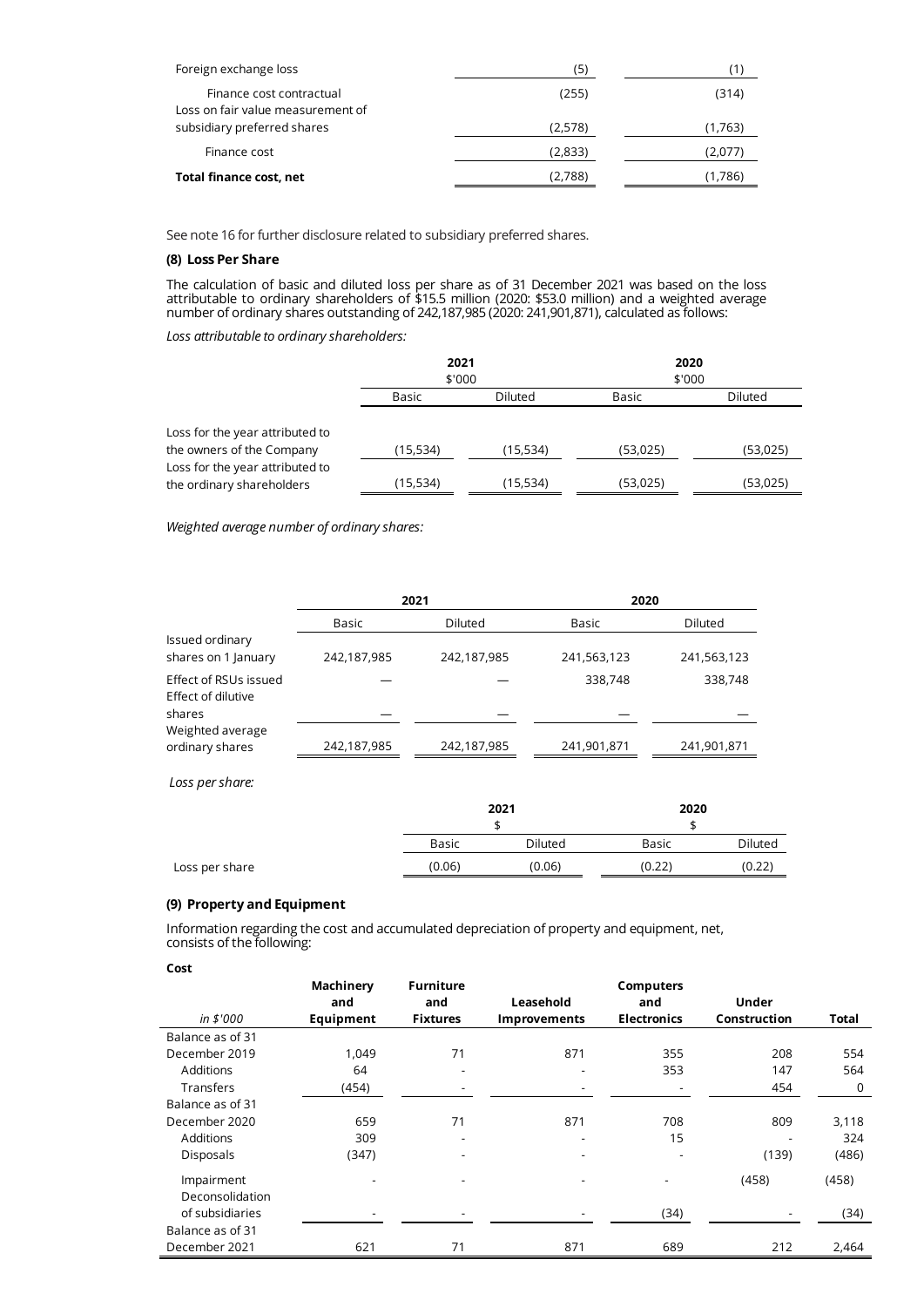| | | |
|---|---|---|
| Foreign exchange loss | (5) | (1) |
| Finance cost contractual | (255) | (314) |
| Loss on fair value measurement of subsidiary preferred shares | (2,578) | (1,763) |
| Finance cost | (2,833) | (2,077) |
| **Total finance cost, net** | (2,788) | (1,786) |

See note 16 for further disclosure related to subsidiary preferred shares.

**(8) Loss Per Share**

The calculation of basic and diluted loss per share as of 31 December 2021 was based on the loss attributable to ordinary shareholders of $15.5 million (2020: $53.0 million) and a weighted average number of ordinary shares outstanding of 242,187,985 (2020: 241,901,871), calculated as follows:

*Loss attributable to ordinary shareholders:*

| | 2021 $'000 | | 2020 $'000 | |
|---|---|---|---|---|
| | Basic | Diluted | Basic | Diluted |
| Loss for the year attributed to the owners of the Company | (15,534) | (15,534) | (53,025) | (53,025) |
| Loss for the year attributed to the ordinary shareholders | (15,534) | (15,534) | (53,025) | (53,025) |

*Weighted average number of ordinary shares:*

| | 2021 | | 2020 | |
|---|---|---|---|---|
| | Basic | Diluted | Basic | Diluted |
| Issued ordinary shares on 1 January | 242,187,985 | 242,187,985 | 241,563,123 | 241,563,123 |
| Effect of RSUs issued | — | — | 338,748 | 338,748 |
| Effect of dilutive shares | — | — | — | — |
| Weighted average ordinary shares | 242,187,985 | 242,187,985 | 241,901,871 | 241,901,871 |

*Loss per share:*

| | 2021 $ | | 2020 $ | |
|---|---|---|---|---|
| | Basic | Diluted | Basic | Diluted |
| Loss per share | (0.06) | (0.06) | (0.22) | (0.22) |

**(9) Property and Equipment**

Information regarding the cost and accumulated depreciation of property and equipment, net, consists of the following:

**Cost**

| *in $'000* | **Machinery and Equipment** | **Furniture and Fixtures** | **Leasehold Improvements** | **Computers and Electronics** | **Under Construction** | **Total** |
|---|---|---|---|---|---|---|
| Balance as of 31 December 2019 | 1,049 | 71 | 871 | 355 | 208 | 554 |
| Additions | 64 | - | - | 353 | 147 | 564 |
| Transfers | (454) | - | - | - | 454 | 0 |
| Balance as of 31 December 2020 | 659 | 71 | 871 | 708 | 809 | 3,118 |
| Additions | 309 | - | - | 15 | - | 324 |
| Disposals | (347) | - | - | - | (139) | (486) |
| Impairment | - | - | - | - | (458) | (458) |
| Deconsolidation of subsidiaries | - | - | - | (34) | - | (34) |
| Balance as of 31 December 2021 | 621 | 71 | 871 | 689 | 212 | 2,464 |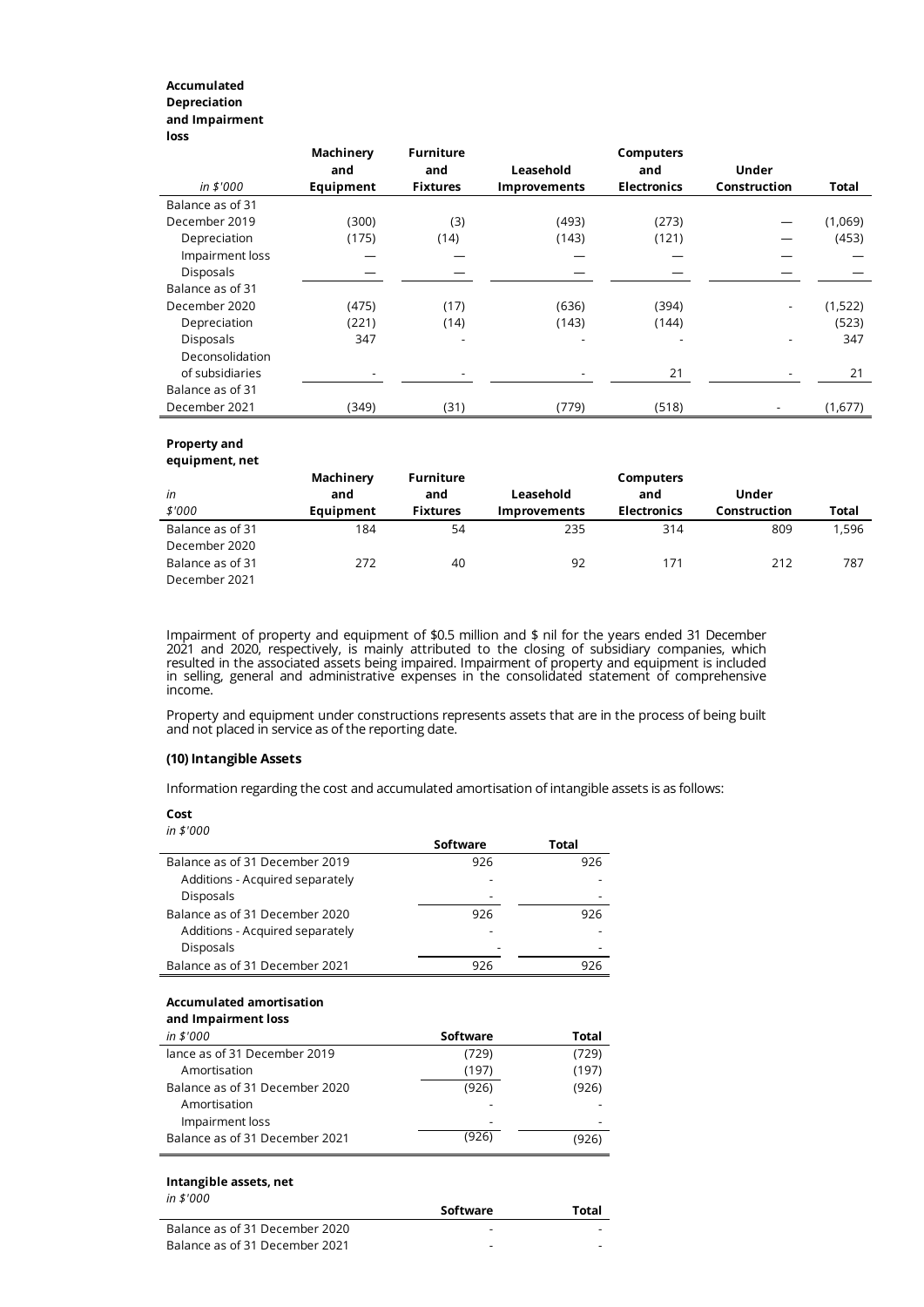**Accumulated Depreciation and Impairment loss**

| in $'000 | Machinery and Equipment | Furniture and Fixtures | Leasehold Improvements | Computers and Electronics | Under Construction | Total |
|---|---|---|---|---|---|---|
| Balance as of 31 December 2019 | (300) | (3) | (493) | (273) | — | (1,069) |
| Depreciation | (175) | (14) | (143) | (121) | — | (453) |
| Impairment loss | — | — | — | — | — | — |
| Disposals | — | — | — | — | — | — |
| Balance as of 31 December 2020 | (475) | (17) | (636) | (394) | - | (1,522) |
| Depreciation | (221) | (14) | (143) | (144) | | (523) |
| Disposals | 347 | - | - | - | - | 347 |
| Deconsolidation of subsidiaries | - | - | - | 21 | - | 21 |
| Balance as of 31 December 2021 | (349) | (31) | (779) | (518) | - | (1,677) |

**Property and equipment, net**

| in $'000 | Machinery and Equipment | Furniture and Fixtures | Leasehold Improvements | Computers and Electronics | Under Construction | Total |
|---|---|---|---|---|---|---|
| Balance as of 31 December 2020 | 184 | 54 | 235 | 314 | 809 | 1,596 |
| Balance as of 31 December 2021 | 272 | 40 | 92 | 171 | 212 | 787 |

Impairment of property and equipment of $0.5 million and $ nil for the years ended 31 December 2021 and 2020, respectively, is mainly attributed to the closing of subsidiary companies, which resulted in the associated assets being impaired. Impairment of property and equipment is included in selling, general and administrative expenses in the consolidated statement of comprehensive income.

Property and equipment under constructions represents assets that are in the process of being built and not placed in service as of the reporting date.

### (10) Intangible Assets

Information regarding the cost and accumulated amortisation of intangible assets is as follows:

**Cost**

*in $'000*

| | Software | Total |
|---|---|---|
| Balance as of 31 December 2019 | 926 | 926 |
| Additions - Acquired separately | - | - |
| Disposals | - | - |
| Balance as of 31 December 2020 | 926 | 926 |
| Additions - Acquired separately | - | - |
| Disposals | - | - |
| Balance as of 31 December 2021 | 926 | 926 |

**Accumulated amortisation and Impairment loss**

| in $'000 | Software | Total |
|---|---|---|
| lance as of 31 December 2019 | (729) | (729) |
| Amortisation | (197) | (197) |
| Balance as of 31 December 2020 | (926) | (926) |
| Amortisation | - | - |
| Impairment loss | - | - |
| Balance as of 31 December 2021 | (926) | (926) |

**Intangible assets, net**

*in $'000*

| | Software | Total |
|---|---|---|
| Balance as of 31 December 2020 | - | - |
| Balance as of 31 December 2021 | - | - |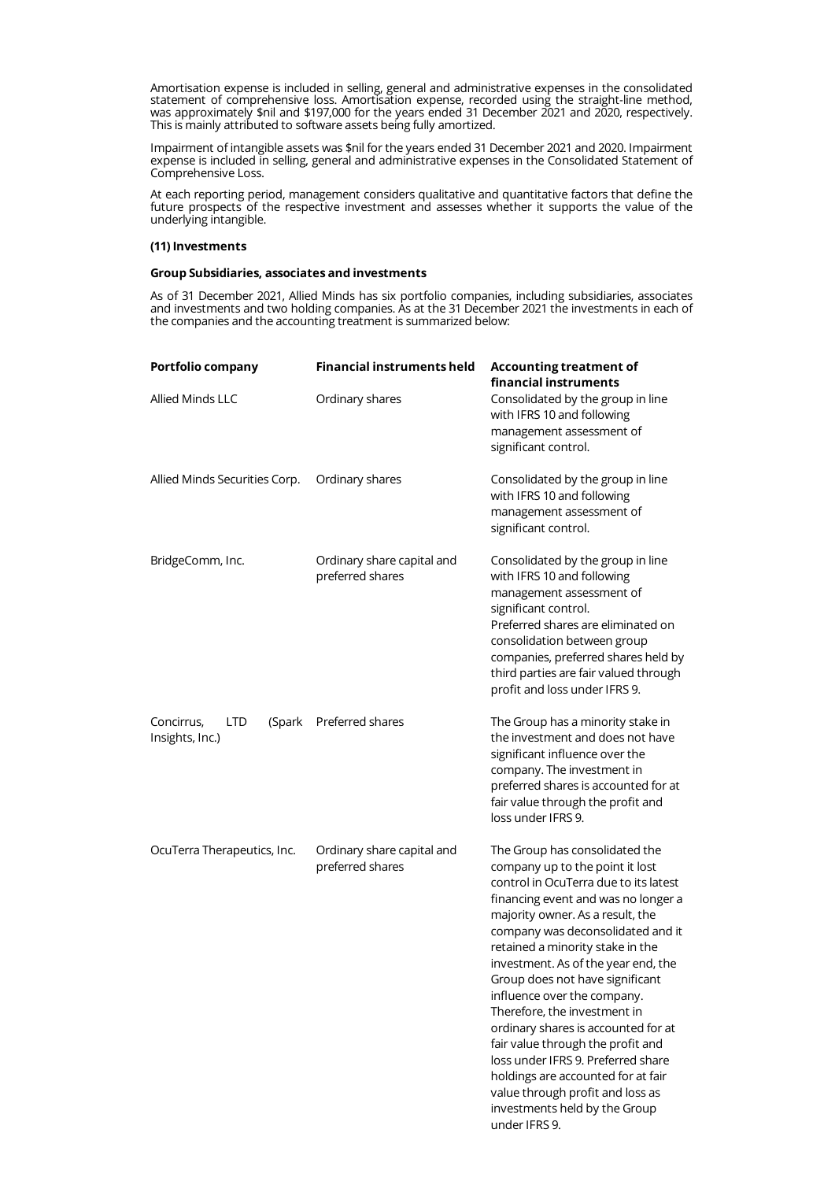Amortisation expense is included in selling, general and administrative expenses in the consolidated statement of comprehensive loss. Amortisation expense, recorded using the straight-line method, was approximately $nil and $197,000 for the years ended 31 December 2021 and 2020, respectively. This is mainly attributed to software assets being fully amortized.

Impairment of intangible assets was $nil for the years ended 31 December 2021 and 2020. Impairment expense is included in selling, general and administrative expenses in the Consolidated Statement of Comprehensive Loss.

At each reporting period, management considers qualitative and quantitative factors that define the future prospects of the respective investment and assesses whether it supports the value of the underlying intangible.

**(11) Investments**

**Group Subsidiaries, associates and investments**

As of 31 December 2021, Allied Minds has six portfolio companies, including subsidiaries, associates and investments and two holding companies. As at the 31 December 2021 the investments in each of the companies and the accounting treatment is summarized below:

| Portfolio company | Financial instruments held | Accounting treatment of financial instruments |
|---|---|---|
| Allied Minds LLC | Ordinary shares | Consolidated by the group in line with IFRS 10 and following management assessment of significant control. |
| Allied Minds Securities Corp. | Ordinary shares | Consolidated by the group in line with IFRS 10 and following management assessment of significant control. |
| BridgeComm, Inc. | Ordinary share capital and preferred shares | Consolidated by the group in line with IFRS 10 and following management assessment of significant control. Preferred shares are eliminated on consolidation between group companies, preferred shares held by third parties are fair valued through profit and loss under IFRS 9. |
| Concirrus, LTD (Spark Insights, Inc.) | Preferred shares | The Group has a minority stake in the investment and does not have significant influence over the company. The investment in preferred shares is accounted for at fair value through the profit and loss under IFRS 9. |
| OcuTerra Therapeutics, Inc. | Ordinary share capital and preferred shares | The Group has consolidated the company up to the point it lost control in OcuTerra due to its latest financing event and was no longer a majority owner. As a result, the company was deconsolidated and it retained a minority stake in the investment. As of the year end, the Group does not have significant influence over the company. Therefore, the investment in ordinary shares is accounted for at fair value through the profit and loss under IFRS 9. Preferred share holdings are accounted for at fair value through profit and loss as investments held by the Group under IFRS 9. |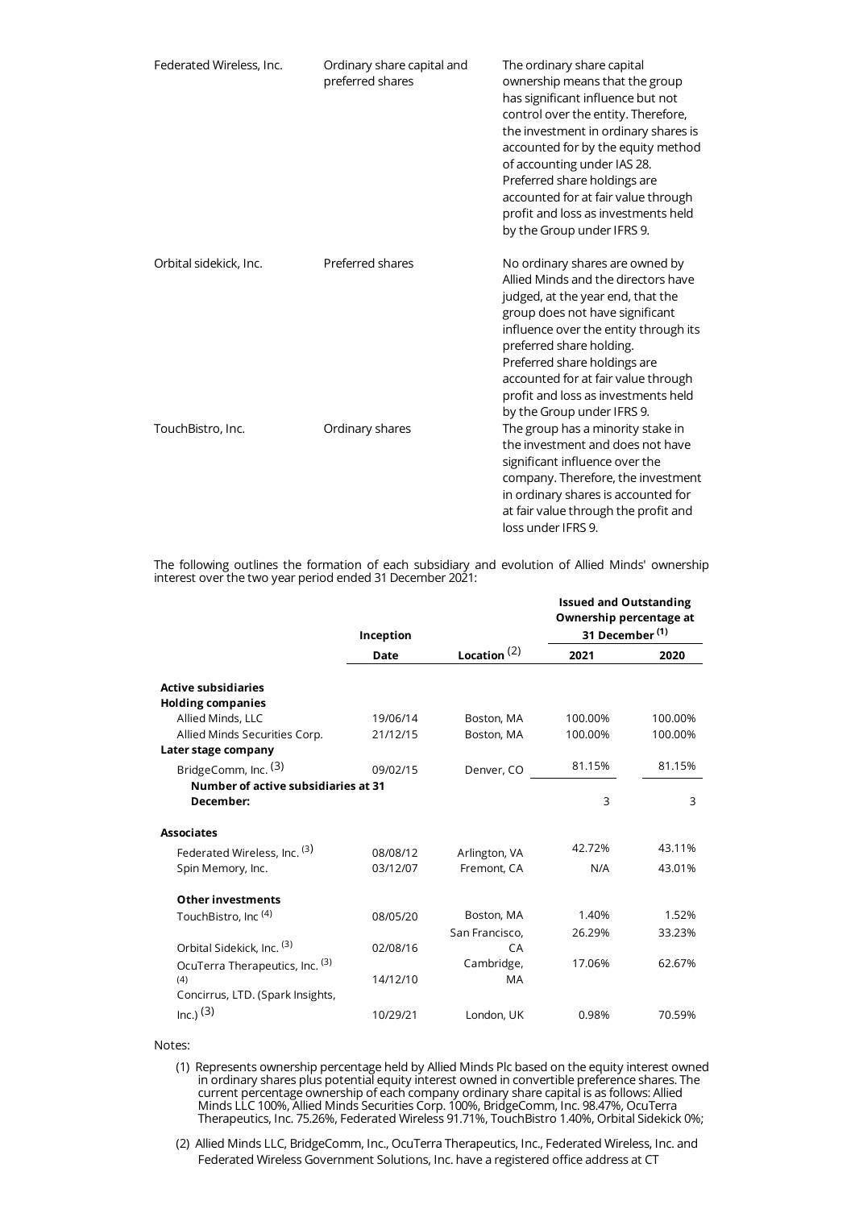| | | |
|---|---|---|
| Federated Wireless, Inc. | Ordinary share capital and preferred shares | The ordinary share capital ownership means that the group has significant influence but not control over the entity. Therefore, the investment in ordinary shares is accounted for by the equity method of accounting under IAS 28. Preferred share holdings are accounted for at fair value through profit and loss as investments held by the Group under IFRS 9. |
| Orbital sidekick, Inc. | Preferred shares | No ordinary shares are owned by Allied Minds and the directors have judged, at the year end, that the group does not have significant influence over the entity through its preferred share holding. Preferred share holdings are accounted for at fair value through profit and loss as investments held by the Group under IFRS 9. |
| TouchBistro, Inc. | Ordinary shares | The group has a minority stake in the investment and does not have significant influence over the company. Therefore, the investment in ordinary shares is accounted for at fair value through the profit and loss under IFRS 9. |

The following outlines the formation of each subsidiary and evolution of Allied Minds' ownership interest over the two year period ended 31 December 2021:

| | Inception | | Issued and Outstanding Ownership percentage at 31 December (1) | |
|---|---|---|---|---|
| | Date | Location (2) | 2021 | 2020 |
| **Active subsidiaries** | | | | |
| **Holding companies** | | | | |
| Allied Minds, LLC | 19/06/14 | Boston, MA | 100.00% | 100.00% |
| Allied Minds Securities Corp. | 21/12/15 | Boston, MA | 100.00% | 100.00% |
| **Later stage company** | | | | |
| BridgeComm, Inc. (3) | 09/02/15 | Denver, CO | 81.15% | 81.15% |
| **Number of active subsidiaries at 31 December:** | | | 3 | 3 |
| **Associates** | | | | |
| Federated Wireless, Inc. (3) | 08/08/12 | Arlington, VA | 42.72% | 43.11% |
| Spin Memory, Inc. | 03/12/07 | Fremont, CA | N/A | 43.01% |
| **Other investments** | | | | |
| TouchBistro, Inc (4) | 08/05/20 | Boston, MA | 1.40% | 1.52% |
| Orbital Sidekick, Inc. (3) | 02/08/16 | San Francisco, CA | 26.29% | 33.23% |
| OcuTerra Therapeutics, Inc. (3) (4) | 14/12/10 | Cambridge, MA | 17.06% | 62.67% |
| Concirrus, LTD. (Spark Insights, Inc.) (3) | 10/29/21 | London, UK | 0.98% | 70.59% |

Notes:

(1) Represents ownership percentage held by Allied Minds Plc based on the equity interest owned in ordinary shares plus potential equity interest owned in convertible preference shares. The current percentage ownership of each company ordinary share capital is as follows: Allied Minds LLC 100%, Allied Minds Securities Corp. 100%, BridgeComm, Inc. 98.47%, OcuTerra Therapeutics, Inc. 75.26%, Federated Wireless 91.71%, TouchBistro 1.40%, Orbital Sidekick 0%;

(2) Allied Minds LLC, BridgeComm, Inc., OcuTerra Therapeutics, Inc., Federated Wireless, Inc. and Federated Wireless Government Solutions, Inc. have a registered office address at CT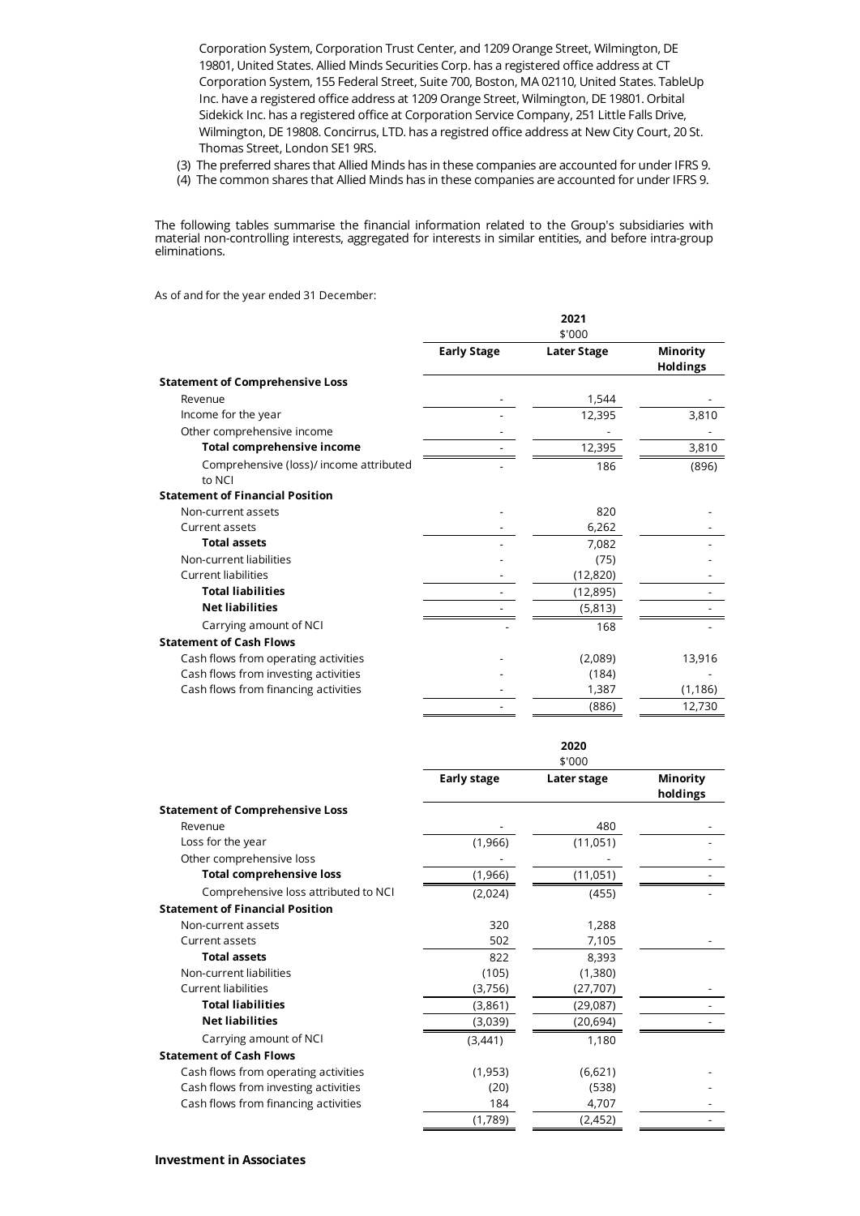Corporation System, Corporation Trust Center, and 1209 Orange Street, Wilmington, DE 19801, United States. Allied Minds Securities Corp. has a registered office address at CT Corporation System, 155 Federal Street, Suite 700, Boston, MA 02110, United States. TableUp Inc. have a registered office address at 1209 Orange Street, Wilmington, DE 19801. Orbital Sidekick Inc. has a registered office at Corporation Service Company, 251 Little Falls Drive, Wilmington, DE 19808. Concirrus, LTD. has a registred office address at New City Court, 20 St. Thomas Street, London SE1 9RS.

(3) The preferred shares that Allied Minds has in these companies are accounted for under IFRS 9.

(4) The common shares that Allied Minds has in these companies are accounted for under IFRS 9.

The following tables summarise the financial information related to the Group's subsidiaries with material non-controlling interests, aggregated for interests in similar entities, and before intra-group eliminations.

As of and for the year ended 31 December:

| | 2021 $'000 | | |
|---|---|---|---|
| | **Early Stage** | **Later Stage** | **Minority Holdings** |
| **Statement of Comprehensive Loss** | | | |
| Revenue | - | 1,544 | - |
| Income for the year | - | 12,395 | 3,810 |
| Other comprehensive income | - | - | - |
| **Total comprehensive income** | - | 12,395 | 3,810 |
| Comprehensive (loss)/ income attributed to NCI | - | 186 | (896) |
| **Statement of Financial Position** | | | |
| Non-current assets | - | 820 | - |
| Current assets | - | 6,262 | - |
| **Total assets** | - | 7,082 | - |
| Non-current liabilities | - | (75) | - |
| Current liabilities | - | (12,820) | - |
| **Total liabilities** | - | (12,895) | - |
| **Net liabilities** | - | (5,813) | - |
| Carrying amount of NCI | - | 168 | - |
| **Statement of Cash Flows** | | | |
| Cash flows from operating activities | - | (2,089) | 13,916 |
| Cash flows from investing activities | - | (184) | - |
| Cash flows from financing activities | - | 1,387 | (1,186) |
| | - | (886) | 12,730 |

| | 2020 $'000 | | |
|---|---|---|---|
| | **Early stage** | **Later stage** | **Minority holdings** |
| **Statement of Comprehensive Loss** | | | |
| Revenue | - | 480 | - |
| Loss for the year | (1,966) | (11,051) | - |
| Other comprehensive loss | - | - | - |
| **Total comprehensive loss** | (1,966) | (11,051) | - |
| Comprehensive loss attributed to NCI | (2,024) | (455) | - |
| **Statement of Financial Position** | | | |
| Non-current assets | 320 | 1,288 | |
| Current assets | 502 | 7,105 | - |
| **Total assets** | 822 | 8,393 | |
| Non-current liabilities | (105) | (1,380) | |
| Current liabilities | (3,756) | (27,707) | - |
| **Total liabilities** | (3,861) | (29,087) | - |
| **Net liabilities** | (3,039) | (20,694) | - |
| Carrying amount of NCI | (3,441) | 1,180 | |
| **Statement of Cash Flows** | | | |
| Cash flows from operating activities | (1,953) | (6,621) | - |
| Cash flows from investing activities | (20) | (538) | - |
| Cash flows from financing activities | 184 | 4,707 | - |
| | (1,789) | (2,452) | - |

**Investment in Associates**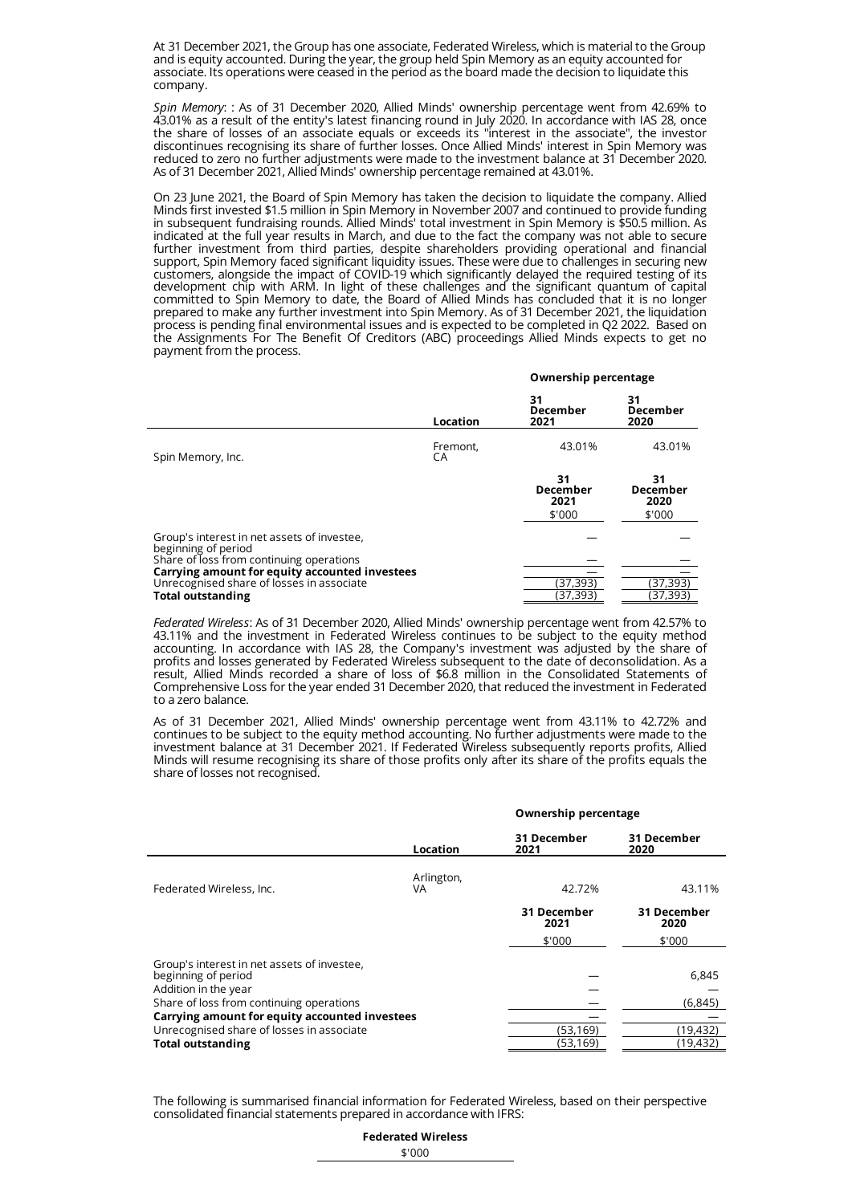At 31 December 2021, the Group has one associate, Federated Wireless, which is material to the Group and is equity accounted. During the year, the group held Spin Memory as an equity accounted for associate. Its operations were ceased in the period as the board made the decision to liquidate this company.

*Spin Memory*: : As of 31 December 2020, Allied Minds' ownership percentage went from 42.69% to 43.01% as a result of the entity's latest financing round in July 2020. In accordance with IAS 28, once the share of losses of an associate equals or exceeds its "interest in the associate", the investor discontinues recognising its share of further losses. Once Allied Minds' interest in Spin Memory was reduced to zero no further adjustments were made to the investment balance at 31 December 2020. As of 31 December 2021, Allied Minds' ownership percentage remained at 43.01%.

On 23 June 2021, the Board of Spin Memory has taken the decision to liquidate the company. Allied Minds first invested $1.5 million in Spin Memory in November 2007 and continued to provide funding in subsequent fundraising rounds. Allied Minds' total investment in Spin Memory is $50.5 million. As indicated at the full year results in March, and due to the fact the company was not able to secure further investment from third parties, despite shareholders providing operational and financial support, Spin Memory faced significant liquidity issues. These were due to challenges in securing new customers, alongside the impact of COVID-19 which significantly delayed the required testing of its development chip with ARM. In light of these challenges and the significant quantum of capital committed to Spin Memory to date, the Board of Allied Minds has concluded that it is no longer prepared to make any further investment into Spin Memory. As of 31 December 2021, the liquidation process is pending final environmental issues and is expected to be completed in Q2 2022. Based on the Assignments For The Benefit Of Creditors (ABC) proceedings Allied Minds expects to get no payment from the process.

| | | Ownership percentage | |
|---|---|---|---|
| | **Location** | **31 December 2021** | **31 December 2020** |
| Spin Memory, Inc. | Fremont, CA | 43.01% | 43.01% |
| | | **31 December 2021** | **31 December 2020** |
| | | $'000 | $'000 |
| Group's interest in net assets of investee, beginning of period | | — | — |
| Share of loss from continuing operations | | — | — |
| **Carrying amount for equity accounted investees** | | — | — |
| Unrecognised share of losses in associate | | (37,393) | (37,393) |
| **Total outstanding** | | (37,393) | (37,393) |

*Federated Wireless*: As of 31 December 2020, Allied Minds' ownership percentage went from 42.57% to 43.11% and the investment in Federated Wireless continues to be subject to the equity method accounting. In accordance with IAS 28, the Company's investment was adjusted by the share of profits and losses generated by Federated Wireless subsequent to the date of deconsolidation. As a result, Allied Minds recorded a share of loss of $6.8 million in the Consolidated Statements of Comprehensive Loss for the year ended 31 December 2020, that reduced the investment in Federated to a zero balance.

As of 31 December 2021, Allied Minds' ownership percentage went from 43.11% to 42.72% and continues to be subject to the equity method accounting. No further adjustments were made to the investment balance at 31 December 2021. If Federated Wireless subsequently reports profits, Allied Minds will resume recognising its share of those profits only after its share of the profits equals the share of losses not recognised.

| | | Ownership percentage | |
|---|---|---|---|
| | **Location** | **31 December 2021** | **31 December 2020** |
| Federated Wireless, Inc. | Arlington, VA | 42.72% | 43.11% |
| | | **31 December 2021** | **31 December 2020** |
| | | $'000 | $'000 |
| Group's interest in net assets of investee, beginning of period | | — | 6,845 |
| Addition in the year | | — | — |
| Share of loss from continuing operations | | — | (6,845) |
| **Carrying amount for equity accounted investees** | | — | — |
| Unrecognised share of losses in associate | | (53,169) | (19,432) |
| **Total outstanding** | | (53,169) | (19,432) |

The following is summarised financial information for Federated Wireless, based on their perspective consolidated financial statements prepared in accordance with IFRS:

| | **Federated Wireless** |
|---|---|
| | $'000 |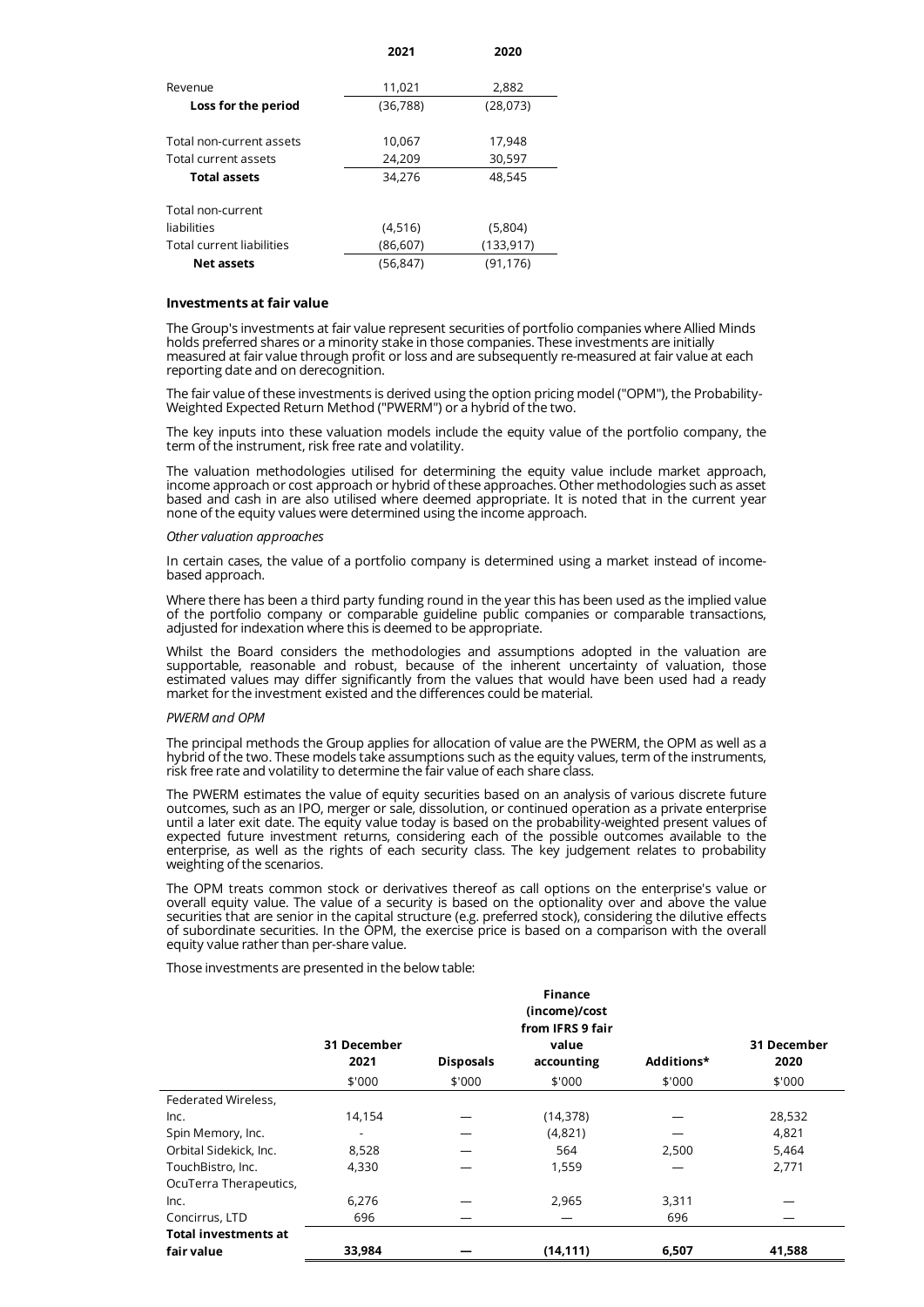| | 2021 | 2020 |
|---|---|---|
| Revenue | 11,021 | 2,882 |
| **Loss for the period** | (36,788) | (28,073) |
| Total non-current assets | 10,067 | 17,948 |
| Total current assets | 24,209 | 30,597 |
| **Total assets** | 34,276 | 48,545 |
| Total non-current liabilities | (4,516) | (5,804) |
| Total current liabilities | (86,607) | (133,917) |
| **Net assets** | (56,847) | (91,176) |

### Investments at fair value

The Group's investments at fair value represent securities of portfolio companies where Allied Minds holds preferred shares or a minority stake in those companies. These investments are initially measured at fair value through profit or loss and are subsequently re-measured at fair value at each reporting date and on derecognition.

The fair value of these investments is derived using the option pricing model ("OPM"), the Probability-Weighted Expected Return Method ("PWERM") or a hybrid of the two.

The key inputs into these valuation models include the equity value of the portfolio company, the term of the instrument, risk free rate and volatility.

The valuation methodologies utilised for determining the equity value include market approach, income approach or cost approach or hybrid of these approaches. Other methodologies such as asset based and cash in are also utilised where deemed appropriate. It is noted that in the current year none of the equity values were determined using the income approach.

*Other valuation approaches*

In certain cases, the value of a portfolio company is determined using a market instead of income-based approach.

Where there has been a third party funding round in the year this has been used as the implied value of the portfolio company or comparable guideline public companies or comparable transactions, adjusted for indexation where this is deemed to be appropriate.

Whilst the Board considers the methodologies and assumptions adopted in the valuation are supportable, reasonable and robust, because of the inherent uncertainty of valuation, those estimated values may differ significantly from the values that would have been used had a ready market for the investment existed and the differences could be material.

*PWERM and OPM*

The principal methods the Group applies for allocation of value are the PWERM, the OPM as well as a hybrid of the two. These models take assumptions such as the equity values, term of the instruments, risk free rate and volatility to determine the fair value of each share class.

The PWERM estimates the value of equity securities based on an analysis of various discrete future outcomes, such as an IPO, merger or sale, dissolution, or continued operation as a private enterprise until a later exit date. The equity value today is based on the probability-weighted present values of expected future investment returns, considering each of the possible outcomes available to the enterprise, as well as the rights of each security class. The key judgement relates to probability weighting of the scenarios.

The OPM treats common stock or derivatives thereof as call options on the enterprise's value or overall equity value. The value of a security is based on the optionality over and above the value securities that are senior in the capital structure (e.g. preferred stock), considering the dilutive effects of subordinate securities. In the OPM, the exercise price is based on a comparison with the overall equity value rather than per-share value.

Those investments are presented in the below table:

| | 31 December 2021 | Disposals | Finance (income)/cost from IFRS 9 fair value accounting | Additions* | 31 December 2020 |
|---|---|---|---|---|---|
| | $'000 | $'000 | $'000 | $'000 | $'000 |
| Federated Wireless, Inc. | 14,154 | — | (14,378) | — | 28,532 |
| Spin Memory, Inc. | - | — | (4,821) | — | 4,821 |
| Orbital Sidekick, Inc. | 8,528 | — | 564 | 2,500 | 5,464 |
| TouchBistro, Inc. | 4,330 | — | 1,559 | — | 2,771 |
| OcuTerra Therapeutics, Inc. | 6,276 | — | 2,965 | 3,311 | — |
| Concirrus, LTD | 696 | — | — | 696 | — |
| **Total investments at fair value** | **33,984** | **—** | **(14,111)** | **6,507** | **41,588** |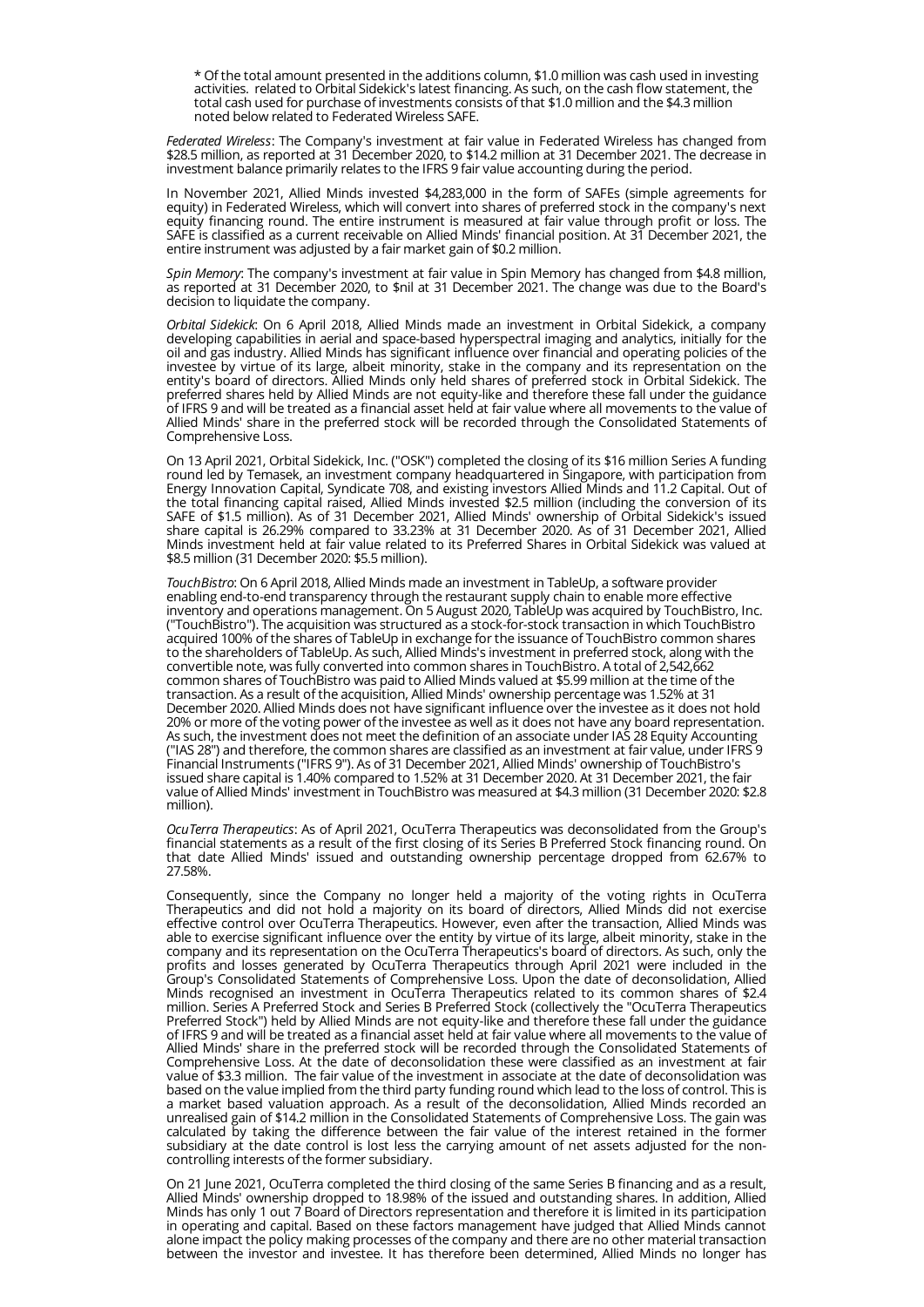\* Of the total amount presented in the additions column, $1.0 million was cash used in investing activities. related to Orbital Sidekick's latest financing. As such, on the cash flow statement, the total cash used for purchase of investments consists of that $1.0 million and the $4.3 million noted below related to Federated Wireless SAFE.

*Federated Wireless*: The Company's investment at fair value in Federated Wireless has changed from $28.5 million, as reported at 31 December 2020, to $14.2 million at 31 December 2021. The decrease in investment balance primarily relates to the IFRS 9 fair value accounting during the period.

In November 2021, Allied Minds invested $4,283,000 in the form of SAFEs (simple agreements for equity) in Federated Wireless, which will convert into shares of preferred stock in the company's next equity financing round. The entire instrument is measured at fair value through profit or loss. The SAFE is classified as a current receivable on Allied Minds' financial position. At 31 December 2021, the entire instrument was adjusted by a fair market gain of $0.2 million.

*Spin Memory*: The company's investment at fair value in Spin Memory has changed from $4.8 million, as reported at 31 December 2020, to $nil at 31 December 2021. The change was due to the Board's decision to liquidate the company.

*Orbital Sidekick*: On 6 April 2018, Allied Minds made an investment in Orbital Sidekick, a company developing capabilities in aerial and space-based hyperspectral imaging and analytics, initially for the oil and gas industry. Allied Minds has significant influence over financial and operating policies of the investee by virtue of its large, albeit minority, stake in the company and its representation on the entity's board of directors. Allied Minds only held shares of preferred stock in Orbital Sidekick. The preferred shares held by Allied Minds are not equity-like and therefore these fall under the guidance of IFRS 9 and will be treated as a financial asset held at fair value where all movements to the value of Allied Minds' share in the preferred stock will be recorded through the Consolidated Statements of Comprehensive Loss.

On 13 April 2021, Orbital Sidekick, Inc. ("OSK") completed the closing of its $16 million Series A funding round led by Temasek, an investment company headquartered in Singapore, with participation from Energy Innovation Capital, Syndicate 708, and existing investors Allied Minds and 11.2 Capital. Out of the total financing capital raised, Allied Minds invested $2.5 million (including the conversion of its SAFE of $1.5 million). As of 31 December 2021, Allied Minds' ownership of Orbital Sidekick's issued share capital is 26.29% compared to 33.23% at 31 December 2020. As of 31 December 2021, Allied Minds investment held at fair value related to its Preferred Shares in Orbital Sidekick was valued at $8.5 million (31 December 2020: $5.5 million).

*TouchBistro*: On 6 April 2018, Allied Minds made an investment in TableUp, a software provider enabling end-to-end transparency through the restaurant supply chain to enable more effective inventory and operations management. On 5 August 2020, TableUp was acquired by TouchBistro, Inc. ("TouchBistro"). The acquisition was structured as a stock-for-stock transaction in which TouchBistro acquired 100% of the shares of TableUp in exchange for the issuance of TouchBistro common shares to the shareholders of TableUp. As such, Allied Minds's investment in preferred stock, along with the convertible note, was fully converted into common shares in TouchBistro. A total of 2,542,662 common shares of TouchBistro was paid to Allied Minds valued at $5.99 million at the time of the transaction. As a result of the acquisition, Allied Minds' ownership percentage was 1.52% at 31 December 2020. Allied Minds does not have significant influence over the investee as it does not hold 20% or more of the voting power of the investee as well as it does not have any board representation. As such, the investment does not meet the definition of an associate under IAS 28 Equity Accounting ("IAS 28") and therefore, the common shares are classified as an investment at fair value, under IFRS 9 Financial Instruments ("IFRS 9"). As of 31 December 2021, Allied Minds' ownership of TouchBistro's issued share capital is 1.40% compared to 1.52% at 31 December 2020. At 31 December 2021, the fair value of Allied Minds' investment in TouchBistro was measured at $4.3 million (31 December 2020: $2.8 million).

*OcuTerra Therapeutics*: As of April 2021, OcuTerra Therapeutics was deconsolidated from the Group's financial statements as a result of the first closing of its Series B Preferred Stock financing round. On that date Allied Minds' issued and outstanding ownership percentage dropped from 62.67% to 27.58%.

Consequently, since the Company no longer held a majority of the voting rights in OcuTerra Therapeutics and did not hold a majority on its board of directors, Allied Minds did not exercise effective control over OcuTerra Therapeutics. However, even after the transaction, Allied Minds was able to exercise significant influence over the entity by virtue of its large, albeit minority, stake in the company and its representation on the OcuTerra Therapeutics's board of directors. As such, only the profits and losses generated by OcuTerra Therapeutics through April 2021 were included in the Group's Consolidated Statements of Comprehensive Loss. Upon the date of deconsolidation, Allied Minds recognised an investment in OcuTerra Therapeutics related to its common shares of $2.4 million. Series A Preferred Stock and Series B Preferred Stock (collectively the "OcuTerra Therapeutics Preferred Stock") held by Allied Minds are not equity-like and therefore these fall under the guidance of IFRS 9 and will be treated as a financial asset held at fair value where all movements to the value of Allied Minds' share in the preferred stock will be recorded through the Consolidated Statements of Comprehensive Loss. At the date of deconsolidation these were classified as an investment at fair value of $3.3 million. The fair value of the investment in associate at the date of deconsolidation was based on the value implied from the third party funding round which lead to the loss of control. This is a market based valuation approach. As a result of the deconsolidation, Allied Minds recorded an unrealised gain of $14.2 million in the Consolidated Statements of Comprehensive Loss. The gain was calculated by taking the difference between the fair value of the interest retained in the former subsidiary at the date control is lost less the carrying amount of net assets adjusted for the non-controlling interests of the former subsidiary.

On 21 June 2021, OcuTerra completed the third closing of the same Series B financing and as a result, Allied Minds' ownership dropped to 18.98% of the issued and outstanding shares. In addition, Allied Minds has only 1 out 7 Board of Directors representation and therefore it is limited in its participation in operating and capital. Based on these factors management have judged that Allied Minds cannot alone impact the policy making processes of the company and there are no other material transaction between the investor and investee. It has therefore been determined, Allied Minds no longer has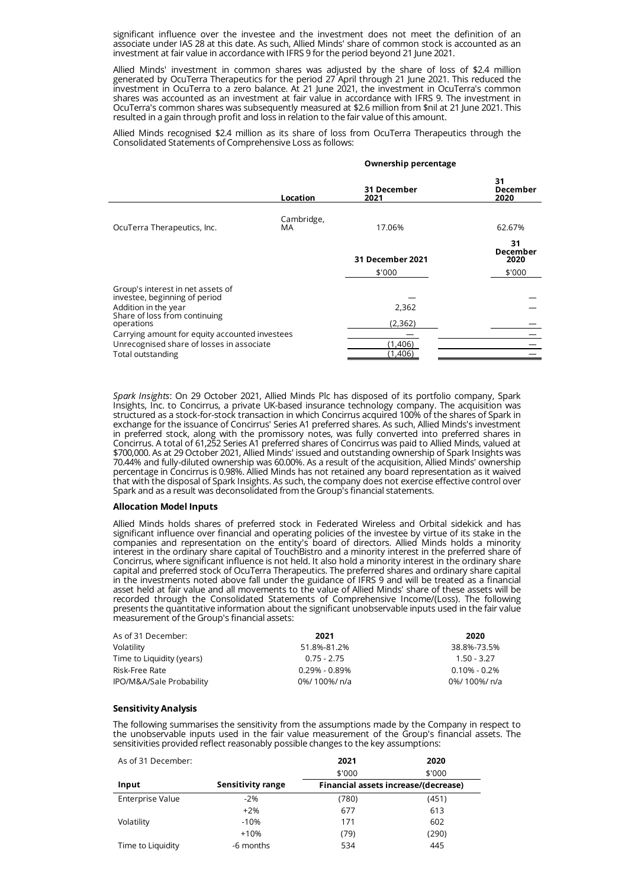significant influence over the investee and the investment does not meet the definition of an associate under IAS 28 at this date. As such, Allied Minds' share of common stock is accounted as an investment at fair value in accordance with IFRS 9 for the period beyond 21 June 2021.

Allied Minds' investment in common shares was adjusted by the share of loss of $2.4 million generated by OcuTerra Therapeutics for the period 27 April through 21 June 2021. This reduced the investment in OcuTerra to a zero balance. At 21 June 2021, the investment in OcuTerra's common shares was accounted as an investment at fair value in accordance with IFRS 9. The investment in OcuTerra's common shares was subsequently measured at $2.6 million from $nil at 21 June 2021. This resulted in a gain through profit and loss in relation to the fair value of this amount.

Allied Minds recognised $2.4 million as its share of loss from OcuTerra Therapeutics through the Consolidated Statements of Comprehensive Loss as follows:

| | Location | Ownership percentage 31 December 2021 | 31 December 2020 |
|---|---|---|---|
| OcuTerra Therapeutics, Inc. | Cambridge, MA | 17.06% | 62.67% |

| | 31 December 2021 | 31 December 2020 |
|---|---|---|
| | $'000 | $'000 |
| Group's interest in net assets of investee, beginning of period | — | — |
| Addition in the year | 2,362 | — |
| Share of loss from continuing operations | (2,362) | — |
| Carrying amount for equity accounted investees | — | — |
| Unrecognised share of losses in associate | (1,406) | — |
| Total outstanding | (1,406) | — |

*Spark Insights*: On 29 October 2021, Allied Minds Plc has disposed of its portfolio company, Spark Insights, Inc. to Concirrus, a private UK-based insurance technology company. The acquisition was structured as a stock-for-stock transaction in which Concirrus acquired 100% of the shares of Spark in exchange for the issuance of Concirrus' Series A1 preferred shares. As such, Allied Minds's investment in preferred stock, along with the promissory notes, was fully converted into preferred shares in Concirrus. A total of 61,252 Series A1 preferred shares of Concirrus was paid to Allied Minds, valued at $700,000. As at 29 October 2021, Allied Minds' issued and outstanding ownership of Spark Insights was 70.44% and fully-diluted ownership was 60.00%. As a result of the acquisition, Allied Minds' ownership percentage in Concirrus is 0.98%. Allied Minds has not retained any board representation as it waived that with the disposal of Spark Insights. As such, the company does not exercise effective control over Spark and as a result was deconsolidated from the Group's financial statements.

**Allocation Model Inputs**

Allied Minds holds shares of preferred stock in Federated Wireless and Orbital sidekick and has significant influence over financial and operating policies of the investee by virtue of its stake in the companies and representation on the entity's board of directors. Allied Minds holds a minority interest in the ordinary share capital of TouchBistro and a minority interest in the preferred share of Concirrus, where significant influence is not held. It also hold a minority interest in the ordinary share capital and preferred stock of OcuTerra Therapeutics. The preferred shares and ordinary share capital in the investments noted above fall under the guidance of IFRS 9 and will be treated as a financial asset held at fair value and all movements to the value of Allied Minds' share of these assets will be recorded through the Consolidated Statements of Comprehensive Income/(Loss). The following presents the quantitative information about the significant unobservable inputs used in the fair value measurement of the Group's financial assets:

| As of 31 December: | 2021 | 2020 |
|---|---|---|
| Volatility | 51.8%-81.2% | 38.8%-73.5% |
| Time to Liquidity (years) | 0.75 - 2.75 | 1.50 - 3.27 |
| Risk-Free Rate | 0.29% - 0.89% | 0.10% - 0.2% |
| IPO/M&A/Sale Probability | 0%/ 100%/ n/a | 0%/ 100%/ n/a |

**Sensitivity Analysis**

The following summarises the sensitivity from the assumptions made by the Company in respect to the unobservable inputs used in the fair value measurement of the Group's financial assets. The sensitivities provided reflect reasonably possible changes to the key assumptions:

| As of 31 December: | | 2021 | 2020 |
|---|---|---|---|
| | | $'000 | $'000 |
| Input | Sensitivity range | Financial assets increase/(decrease) | |
| Enterprise Value | -2% | (780) | (451) |
| | +2% | 677 | 613 |
| Volatility | -10% | 171 | 602 |
| | +10% | (79) | (290) |
| Time to Liquidity | -6 months | 534 | 445 |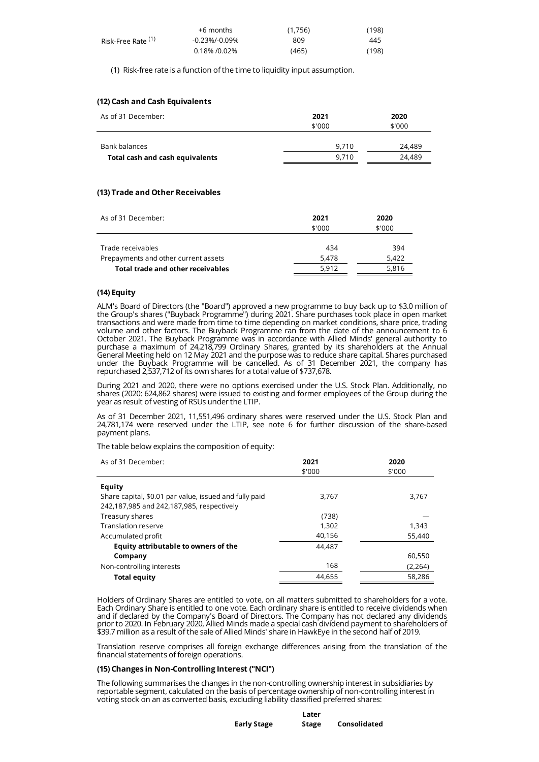| | | | |
|---|---|---|---|
| | +6 months | (1,756) | (198) |
| Risk-Free Rate (1) | -0.23%/-0.09% | 809 | 445 |
| | 0.18% /0.02% | (465) | (198) |

(1) Risk-free rate is a function of the time to liquidity input assumption.

#### (12) Cash and Cash Equivalents

| As of 31 December: | 2021<br>$'000 | 2020<br>$'000 |
|---|---|---|
| Bank balances | 9,710 | 24,489 |
| **Total cash and cash equivalents** | 9,710 | 24,489 |

#### (13) Trade and Other Receivables

| As of 31 December: | 2021<br>$'000 | 2020<br>$'000 |
|---|---|---|
| Trade receivables | 434 | 394 |
| Prepayments and other current assets | 5,478 | 5,422 |
| **Total trade and other receivables** | 5,912 | 5,816 |

#### (14) Equity

ALM's Board of Directors (the "Board") approved a new programme to buy back up to $3.0 million of the Group's shares ("Buyback Programme") during 2021. Share purchases took place in open market transactions and were made from time to time depending on market conditions, share price, trading volume and other factors. The Buyback Programme ran from the date of the announcement to 6 October 2021. The Buyback Programme was in accordance with Allied Minds' general authority to purchase a maximum of 24,218,799 Ordinary Shares, granted by its shareholders at the Annual General Meeting held on 12 May 2021 and the purpose was to reduce share capital. Shares purchased under the Buyback Programme will be cancelled. As of 31 December 2021, the company has repurchased 2,537,712 of its own shares for a total value of $737,678.

During 2021 and 2020, there were no options exercised under the U.S. Stock Plan. Additionally, no shares (2020: 624,862 shares) were issued to existing and former employees of the Group during the year as result of vesting of RSUs under the LTIP.

As of 31 December 2021, 11,551,496 ordinary shares were reserved under the U.S. Stock Plan and 24,781,174 were reserved under the LTIP, see note 6 for further discussion of the share-based payment plans.

The table below explains the composition of equity:

| As of 31 December: | 2021<br>$'000 | 2020<br>$'000 |
|---|---|---|
| **Equity** | | |
| Share capital, $0.01 par value, issued and fully paid 242,187,985 and 242,187,985, respectively | 3,767 | 3,767 |
| Treasury shares | (738) | — |
| Translation reserve | 1,302 | 1,343 |
| Accumulated profit | 40,156 | 55,440 |
| **Equity attributable to owners of the Company** | 44,487 | 60,550 |
| Non-controlling interests | 168 | (2,264) |
| **Total equity** | 44,655 | 58,286 |

Holders of Ordinary Shares are entitled to vote, on all matters submitted to shareholders for a vote. Each Ordinary Share is entitled to one vote. Each ordinary share is entitled to receive dividends when and if declared by the Company's Board of Directors. The Company has not declared any dividends prior to 2020. In February 2020, Allied Minds made a special cash dividend payment to shareholders of $39.7 million as a result of the sale of Allied Minds' share in HawkEye in the second half of 2019.

Translation reserve comprises all foreign exchange differences arising from the translation of the financial statements of foreign operations.

#### (15) Changes in Non-Controlling Interest ("NCI")

The following summarises the changes in the non-controlling ownership interest in subsidiaries by reportable segment, calculated on the basis of percentage ownership of non-controlling interest in voting stock on an as converted basis, excluding liability classified preferred shares:

| | Early Stage | Later Stage | Consolidated |
|---|---|---|---|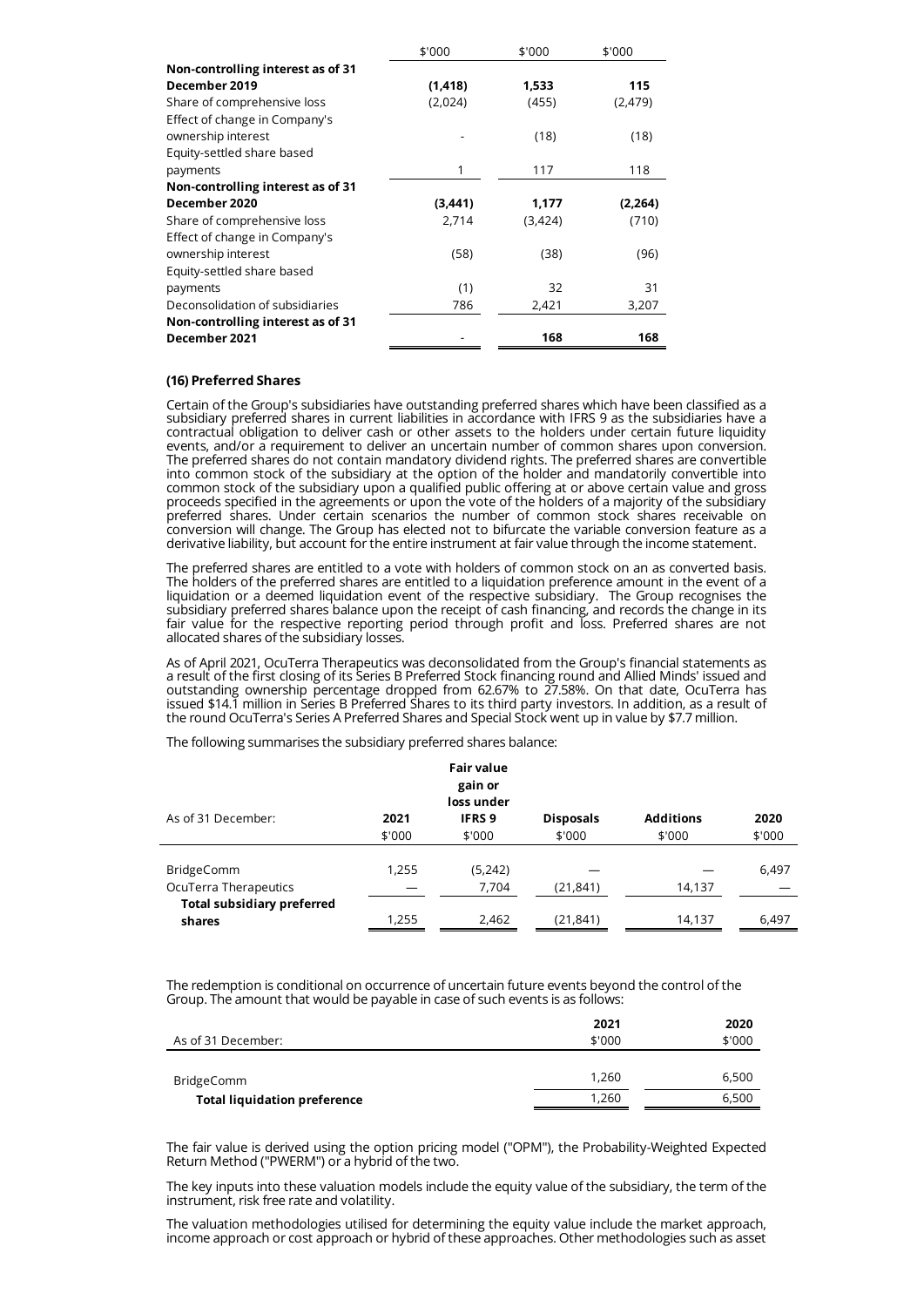| | \$'000 | \$'000 | \$'000 |
|---|---|---|---|
| **Non-controlling interest as of 31 December 2019** | **(1,418)** | **1,533** | **115** |
| Share of comprehensive loss | (2,024) | (455) | (2,479) |
| Effect of change in Company's ownership interest | - | (18) | (18) |
| Equity-settled share based payments | 1 | 117 | 118 |
| **Non-controlling interest as of 31 December 2020** | **(3,441)** | **1,177** | **(2,264)** |
| Share of comprehensive loss | 2,714 | (3,424) | (710) |
| Effect of change in Company's ownership interest | (58) | (38) | (96) |
| Equity-settled share based payments | (1) | 32 | 31 |
| Deconsolidation of subsidiaries | 786 | 2,421 | 3,207 |
| **Non-controlling interest as of 31 December 2021** | - | **168** | **168** |

### (16) Preferred Shares

Certain of the Group's subsidiaries have outstanding preferred shares which have been classified as a subsidiary preferred shares in current liabilities in accordance with IFRS 9 as the subsidiaries have a contractual obligation to deliver cash or other assets to the holders under certain future liquidity events, and/or a requirement to deliver an uncertain number of common shares upon conversion. The preferred shares do not contain mandatory dividend rights. The preferred shares are convertible into common stock of the subsidiary at the option of the holder and mandatorily convertible into common stock of the subsidiary upon a qualified public offering at or above certain value and gross proceeds specified in the agreements or upon the vote of the holders of a majority of the subsidiary preferred shares. Under certain scenarios the number of common stock shares receivable on conversion will change. The Group has elected not to bifurcate the variable conversion feature as a derivative liability, but account for the entire instrument at fair value through the income statement.

The preferred shares are entitled to a vote with holders of common stock on an as converted basis. The holders of the preferred shares are entitled to a liquidation preference amount in the event of a liquidation or a deemed liquidation event of the respective subsidiary. The Group recognises the subsidiary preferred shares balance upon the receipt of cash financing, and records the change in its fair value for the respective reporting period through profit and loss. Preferred shares are not allocated shares of the subsidiary losses.

As of April 2021, OcuTerra Therapeutics was deconsolidated from the Group's financial statements as a result of the first closing of its Series B Preferred Stock financing round and Allied Minds' issued and outstanding ownership percentage dropped from 62.67% to 27.58%. On that date, OcuTerra has issued \$14.1 million in Series B Preferred Shares to its third party investors. In addition, as a result of the round OcuTerra's Series A Preferred Shares and Special Stock went up in value by \$7.7 million.

The following summarises the subsidiary preferred shares balance:

| As of 31 December: | 2021 | Fair value gain or loss under IFRS 9 | Disposals | Additions | 2020 |
|---|---|---|---|---|---|
| | \$'000 | \$'000 | \$'000 | \$'000 | \$'000 |
| BridgeComm | 1,255 | (5,242) | — | — | 6,497 |
| OcuTerra Therapeutics | — | 7,704 | (21,841) | 14,137 | — |
| **Total subsidiary preferred shares** | 1,255 | 2,462 | (21,841) | 14,137 | 6,497 |

The redemption is conditional on occurrence of uncertain future events beyond the control of the Group. The amount that would be payable in case of such events is as follows:

| As of 31 December: | 2021<br>\$'000 | 2020<br>\$'000 |
|---|---|---|
| BridgeComm | 1,260 | 6,500 |
| **Total liquidation preference** | 1,260 | 6,500 |

The fair value is derived using the option pricing model ("OPM"), the Probability-Weighted Expected Return Method ("PWERM") or a hybrid of the two.

The key inputs into these valuation models include the equity value of the subsidiary, the term of the instrument, risk free rate and volatility.

The valuation methodologies utilised for determining the equity value include the market approach, income approach or cost approach or hybrid of these approaches. Other methodologies such as asset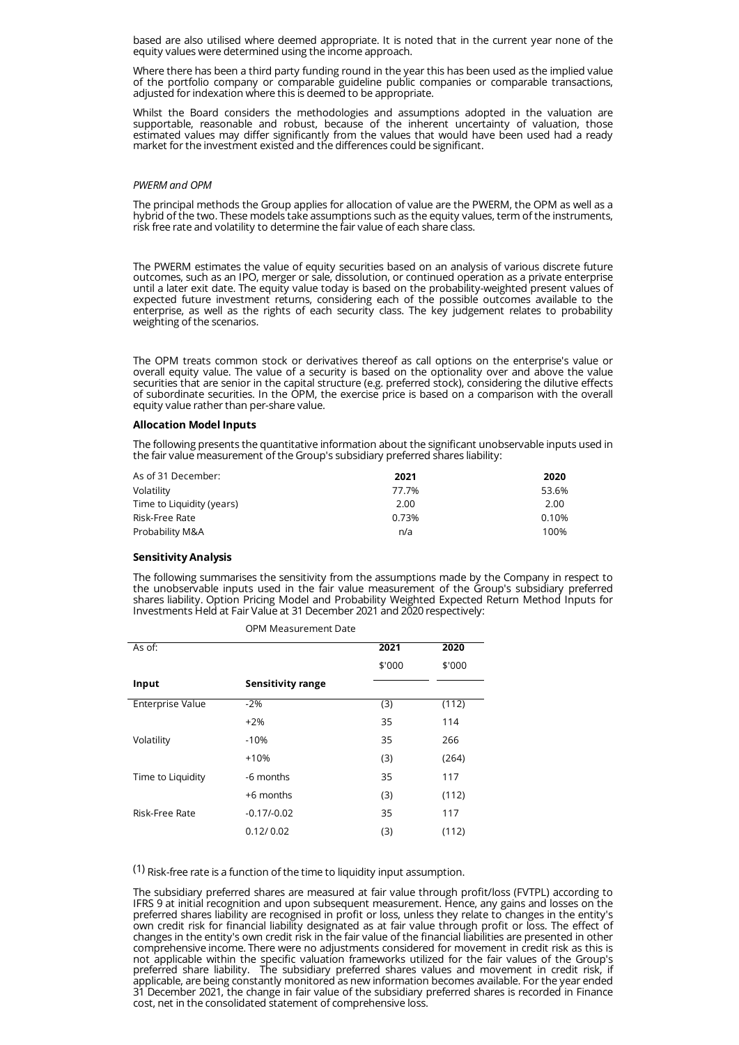based are also utilised where deemed appropriate. It is noted that in the current year none of the equity values were determined using the income approach.

Where there has been a third party funding round in the year this has been used as the implied value of the portfolio company or comparable guideline public companies or comparable transactions, adjusted for indexation where this is deemed to be appropriate.

Whilst the Board considers the methodologies and assumptions adopted in the valuation are supportable, reasonable and robust, because of the inherent uncertainty of valuation, those estimated values may differ significantly from the values that would have been used had a ready market for the investment existed and the differences could be significant.

*PWERM and OPM*

The principal methods the Group applies for allocation of value are the PWERM, the OPM as well as a hybrid of the two. These models take assumptions such as the equity values, term of the instruments, risk free rate and volatility to determine the fair value of each share class.

The PWERM estimates the value of equity securities based on an analysis of various discrete future outcomes, such as an IPO, merger or sale, dissolution, or continued operation as a private enterprise until a later exit date. The equity value today is based on the probability-weighted present values of expected future investment returns, considering each of the possible outcomes available to the enterprise, as well as the rights of each security class. The key judgement relates to probability weighting of the scenarios.

The OPM treats common stock or derivatives thereof as call options on the enterprise's value or overall equity value. The value of a security is based on the optionality over and above the value securities that are senior in the capital structure (e.g. preferred stock), considering the dilutive effects of subordinate securities. In the OPM, the exercise price is based on a comparison with the overall equity value rather than per-share value.

**Allocation Model Inputs**

The following presents the quantitative information about the significant unobservable inputs used in the fair value measurement of the Group's subsidiary preferred shares liability:

| As of 31 December: | 2021 | 2020 |
|---|---|---|
| Volatility | 77.7% | 53.6% |
| Time to Liquidity (years) | 2.00 | 2.00 |
| Risk-Free Rate | 0.73% | 0.10% |
| Probability M&A | n/a | 100% |

**Sensitivity Analysis**

The following summarises the sensitivity from the assumptions made by the Company in respect to the unobservable inputs used in the fair value measurement of the Group's subsidiary preferred shares liability. Option Pricing Model and Probability Weighted Expected Return Method Inputs for Investments Held at Fair Value at 31 December 2021 and 2020 respectively:

| | OPM Measurement Date | | |
|---|---|---|---|
| As of: | | 2021 | 2020 |
| | | $'000 | $'000 |
| **Input** | **Sensitivity range** | | |
| Enterprise Value | -2% | (3) | (112) |
| | +2% | 35 | 114 |
| Volatility | -10% | 35 | 266 |
| | +10% | (3) | (264) |
| Time to Liquidity | -6 months | 35 | 117 |
| | +6 months | (3) | (112) |
| Risk-Free Rate | -0.17/-0.02 | 35 | 117 |
| | 0.12/ 0.02 | (3) | (112) |

(1) Risk-free rate is a function of the time to liquidity input assumption.

The subsidiary preferred shares are measured at fair value through profit/loss (FVTPL) according to IFRS 9 at initial recognition and upon subsequent measurement. Hence, any gains and losses on the preferred shares liability are recognised in profit or loss, unless they relate to changes in the entity's own credit risk for financial liability designated as at fair value through profit or loss. The effect of changes in the entity's own credit risk in the fair value of the financial liabilities are presented in other comprehensive income. There were no adjustments considered for movement in credit risk as this is not applicable within the specific valuation frameworks utilized for the fair values of the Group's preferred share liability. The subsidiary preferred shares values and movement in credit risk, if applicable, are being constantly monitored as new information becomes available. For the year ended 31 December 2021, the change in fair value of the subsidiary preferred shares is recorded in Finance cost, net in the consolidated statement of comprehensive loss.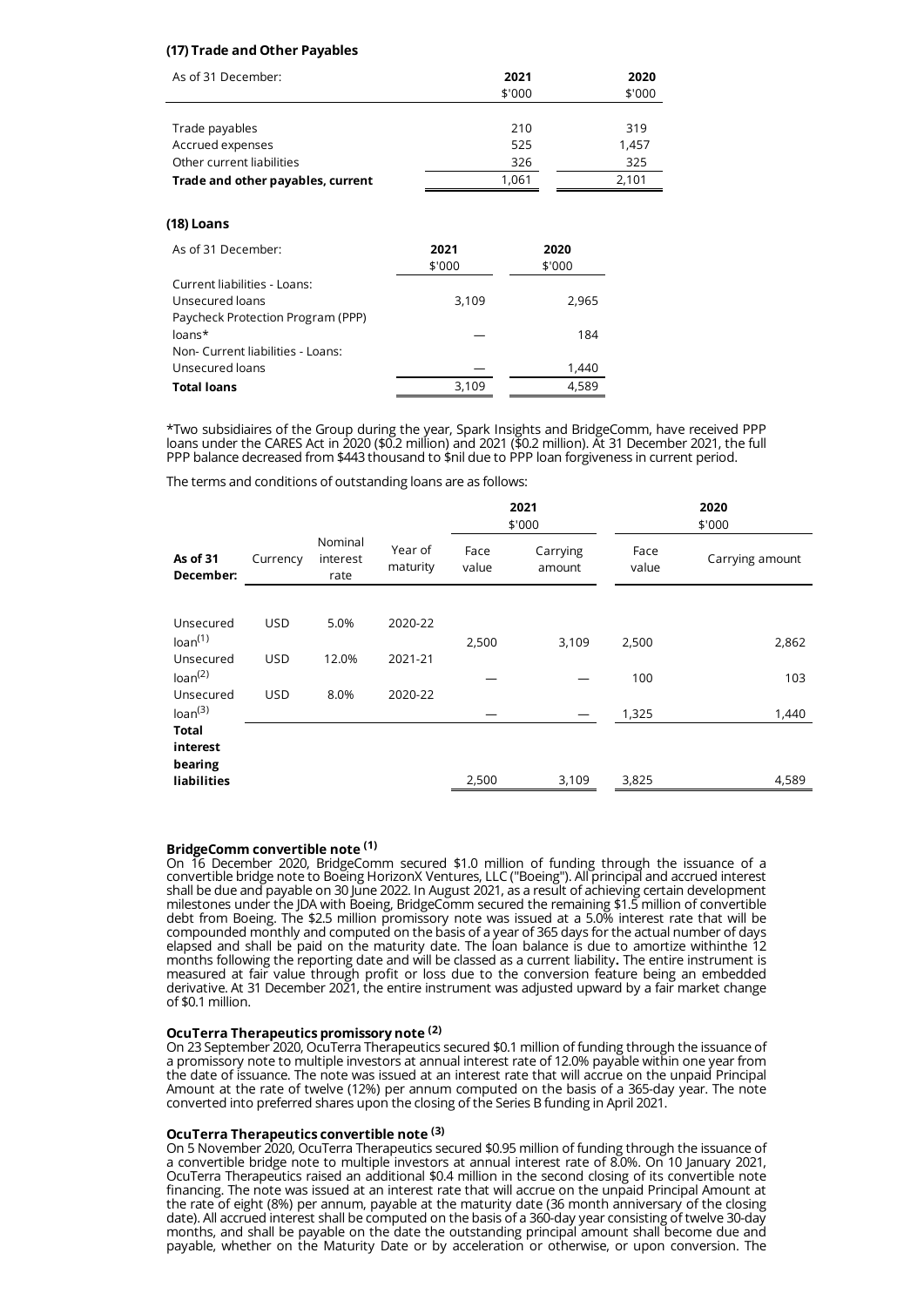### (17) Trade and Other Payables

| As of 31 December: | 2021<br>$'000 | 2020<br>$'000 |
|---|---|---|
| Trade payables | 210 | 319 |
| Accrued expenses | 525 | 1,457 |
| Other current liabilities | 326 | 325 |
| **Trade and other payables, current** | 1,061 | 2,101 |

### (18) Loans

| As of 31 December: | 2021<br>$'000 | 2020<br>$'000 |
|---|---|---|
| Current liabilities - Loans: | | |
| Unsecured loans | 3,109 | 2,965 |
| Paycheck Protection Program (PPP) loans* | — | 184 |
| Non- Current liabilities - Loans: | | |
| Unsecured loans | — | 1,440 |
| **Total loans** | 3,109 | 4,589 |

*Two subsidiaires of the Group during the year, Spark Insights and BridgeComm, have received PPP loans under the CARES Act in 2020 ($0.2 million) and 2021 ($0.2 million). At 31 December 2021, the full PPP balance decreased from $443 thousand to $nil due to PPP loan forgiveness in current period.

The terms and conditions of outstanding loans are as follows:

| | | | | 2021<br>$'000 | | 2020<br>$'000 | |
|---|---|---|---|---|---|---|---|
| **As of 31 December:** | Currency | Nominal interest rate | Year of maturity | Face value | Carrying amount | Face value | Carrying amount |
| Unsecured loan(1) | USD | 5.0% | 2020-22 | 2,500 | 3,109 | 2,500 | 2,862 |
| Unsecured loan(2) | USD | 12.0% | 2021-21 | — | — | 100 | 103 |
| Unsecured loan(3) | USD | 8.0% | 2020-22 | — | — | 1,325 | 1,440 |
| **Total interest bearing liabilities** | | | | 2,500 | 3,109 | 3,825 | 4,589 |

**BridgeComm convertible note (1)**

On 16 December 2020, BridgeComm secured $1.0 million of funding through the issuance of a convertible bridge note to Boeing HorizonX Ventures, LLC ("Boeing"). All principal and accrued interest shall be due and payable on 30 June 2022. In August 2021, as a result of achieving certain development milestones under the JDA with Boeing, BridgeComm secured the remaining $1.5 million of convertible debt from Boeing. The $2.5 million promissory note was issued at a 5.0% interest rate that will be compounded monthly and computed on the basis of a year of 365 days for the actual number of days elapsed and shall be paid on the maturity date. The loan balance is due to amortize withinthe 12 months following the reporting date and will be classed as a current liability**.** The entire instrument is measured at fair value through profit or loss due to the conversion feature being an embedded derivative. At 31 December 2021, the entire instrument was adjusted upward by a fair market change of $0.1 million.

**OcuTerra Therapeutics promissory note (2)**

On 23 September 2020, OcuTerra Therapeutics secured $0.1 million of funding through the issuance of a promissory note to multiple investors at annual interest rate of 12.0% payable within one year from the date of issuance. The note was issued at an interest rate that will accrue on the unpaid Principal Amount at the rate of twelve (12%) per annum computed on the basis of a 365-day year. The note converted into preferred shares upon the closing of the Series B funding in April 2021.

**OcuTerra Therapeutics convertible note (3)**

On 5 November 2020, OcuTerra Therapeutics secured $0.95 million of funding through the issuance of a convertible bridge note to multiple investors at annual interest rate of 8.0%. On 10 January 2021, OcuTerra Therapeutics raised an additional $0.4 million in the second closing of its convertible note financing. The note was issued at an interest rate that will accrue on the unpaid Principal Amount at the rate of eight (8%) per annum, payable at the maturity date (36 month anniversary of the closing date). All accrued interest shall be computed on the basis of a 360-day year consisting of twelve 30-day months, and shall be payable on the date the outstanding principal amount shall become due and payable, whether on the Maturity Date or by acceleration or otherwise, or upon conversion. The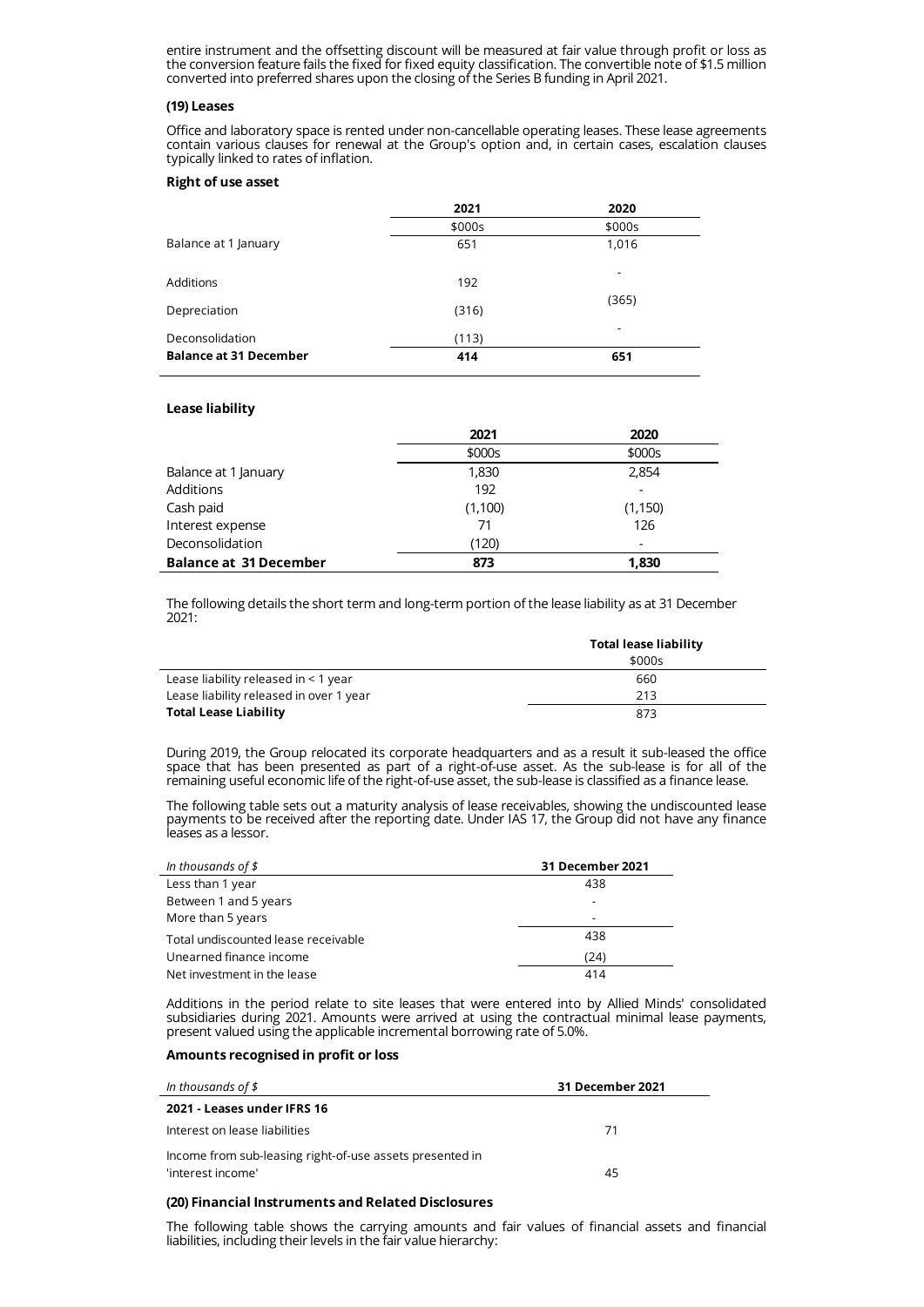entire instrument and the offsetting discount will be measured at fair value through profit or loss as the conversion feature fails the fixed for fixed equity classification. The convertible note of $1.5 million converted into preferred shares upon the closing of the Series B funding in April 2021.

**(19) Leases**

Office and laboratory space is rented under non-cancellable operating leases. These lease agreements contain various clauses for renewal at the Group's option and, in certain cases, escalation clauses typically linked to rates of inflation.

**Right of use asset**

| | 2021 | 2020 |
|---|---|---|
| | $000s | $000s |
| Balance at 1 January | 651 | 1,016 |
| Additions | 192 | - |
| Depreciation | (316) | (365) |
| Deconsolidation | (113) | - |
| **Balance at 31 December** | **414** | **651** |

**Lease liability**

| | 2021 | 2020 |
|---|---|---|
| | $000s | $000s |
| Balance at 1 January | 1,830 | 2,854 |
| Additions | 192 | - |
| Cash paid | (1,100) | (1,150) |
| Interest expense | 71 | 126 |
| Deconsolidation | (120) | - |
| **Balance at 31 December** | **873** | **1,830** |

The following details the short term and long-term portion of the lease liability as at 31 December 2021:

| | Total lease liability |
|---|---|
| | $000s |
| Lease liability released in < 1 year | 660 |
| Lease liability released in over 1 year | 213 |
| **Total Lease Liability** | 873 |

During 2019, the Group relocated its corporate headquarters and as a result it sub-leased the office space that has been presented as part of a right-of-use asset. As the sub-lease is for all of the remaining useful economic life of the right-of-use asset, the sub-lease is classified as a finance lease.

The following table sets out a maturity analysis of lease receivables, showing the undiscounted lease payments to be received after the reporting date. Under IAS 17, the Group did not have any finance leases as a lessor.

| *In thousands of $* | 31 December 2021 |
|---|---|
| Less than 1 year | 438 |
| Between 1 and 5 years | - |
| More than 5 years | - |
| Total undiscounted lease receivable | 438 |
| Unearned finance income | (24) |
| Net investment in the lease | 414 |

Additions in the period relate to site leases that were entered into by Allied Minds' consolidated subsidiaries during 2021. Amounts were arrived at using the contractual minimal lease payments, present valued using the applicable incremental borrowing rate of 5.0%.

**Amounts recognised in profit or loss**

| *In thousands of $* | 31 December 2021 |
|---|---|
| **2021 - Leases under IFRS 16** | |
| Interest on lease liabilities | 71 |
| Income from sub-leasing right-of-use assets presented in 'interest income' | 45 |

**(20) Financial Instruments and Related Disclosures**

The following table shows the carrying amounts and fair values of financial assets and financial liabilities, including their levels in the fair value hierarchy: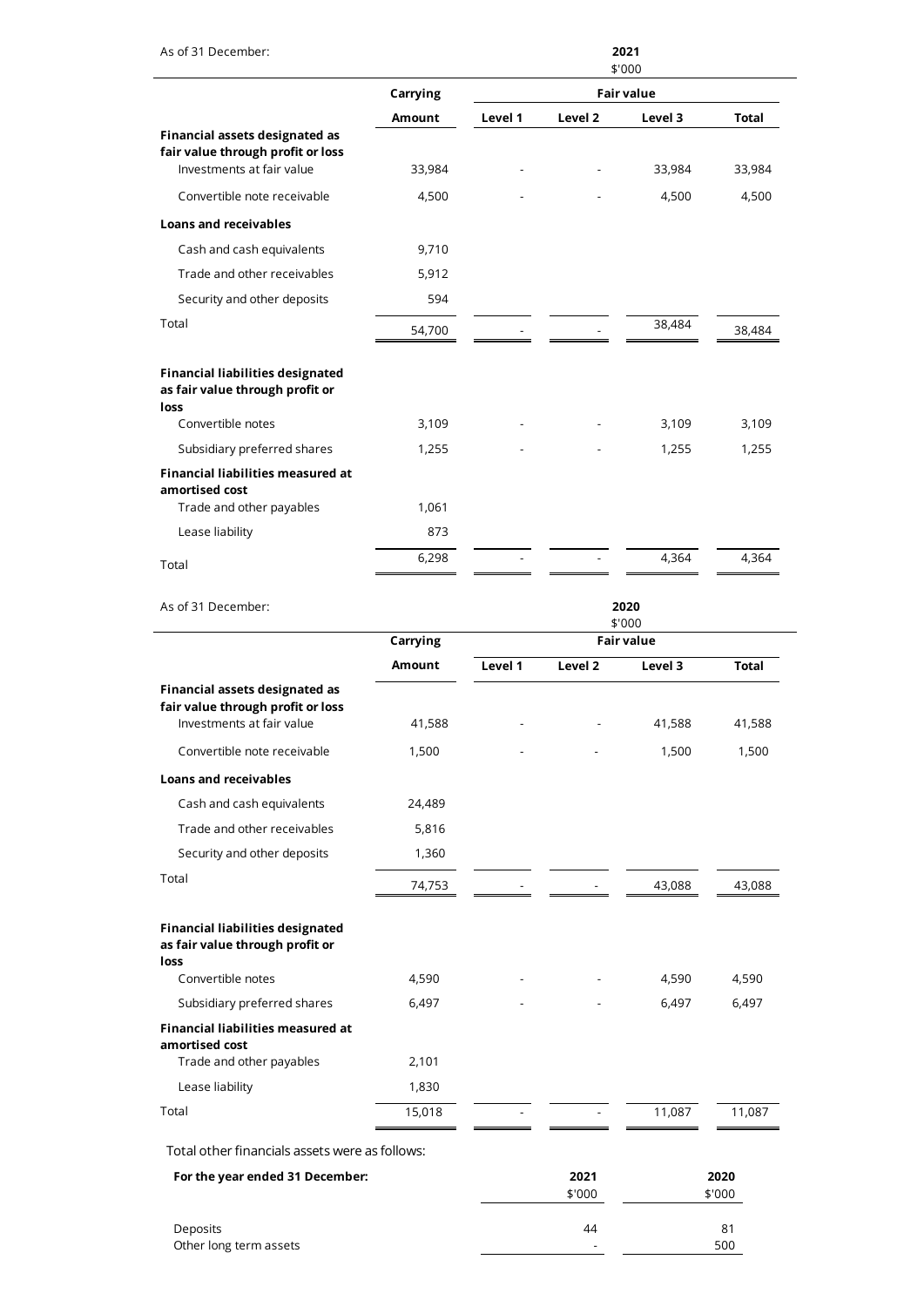As of 31 December:

| | 2021 $'000 | | | | |
|---|---|---|---|---|---|
| | Carrying | Fair value | | | |
| | Amount | Level 1 | Level 2 | Level 3 | Total |
| **Financial assets designated as fair value through profit or loss** | | | | | |
| Investments at fair value | 33,984 | - | - | 33,984 | 33,984 |
| Convertible note receivable | 4,500 | - | - | 4,500 | 4,500 |
| **Loans and receivables** | | | | | |
| Cash and cash equivalents | 9,710 | | | | |
| Trade and other receivables | 5,912 | | | | |
| Security and other deposits | 594 | | | | |
| Total | 54,700 | - | - | 38,484 | 38,484 |
| **Financial liabilities designated as fair value through profit or loss** | | | | | |
| Convertible notes | 3,109 | - | - | 3,109 | 3,109 |
| Subsidiary preferred shares | 1,255 | - | - | 1,255 | 1,255 |
| **Financial liabilities measured at amortised cost** | | | | | |
| Trade and other payables | 1,061 | | | | |
| Lease liability | 873 | | | | |
| Total | 6,298 | - | - | 4,364 | 4,364 |

As of 31 December:

| | 2020 $'000 | | | | |
|---|---|---|---|---|---|
| | Carrying | Fair value | | | |
| | Amount | Level 1 | Level 2 | Level 3 | Total |
| **Financial assets designated as fair value through profit or loss** | | | | | |
| Investments at fair value | 41,588 | - | - | 41,588 | 41,588 |
| Convertible note receivable | 1,500 | - | - | 1,500 | 1,500 |
| **Loans and receivables** | | | | | |
| Cash and cash equivalents | 24,489 | | | | |
| Trade and other receivables | 5,816 | | | | |
| Security and other deposits | 1,360 | | | | |
| Total | 74,753 | - | - | 43,088 | 43,088 |
| **Financial liabilities designated as fair value through profit or loss** | | | | | |
| Convertible notes | 4,590 | - | - | 4,590 | 4,590 |
| Subsidiary preferred shares | 6,497 | - | - | 6,497 | 6,497 |
| **Financial liabilities measured at amortised cost** | | | | | |
| Trade and other payables | 2,101 | | | | |
| Lease liability | 1,830 | | | | |
| Total | 15,018 | - | - | 11,087 | 11,087 |

Total other financials assets were as follows:

| For the year ended 31 December: | 2021 $'000 | 2020 $'000 |
|---|---|---|
| Deposits | 44 | 81 |
| Other long term assets | - | 500 |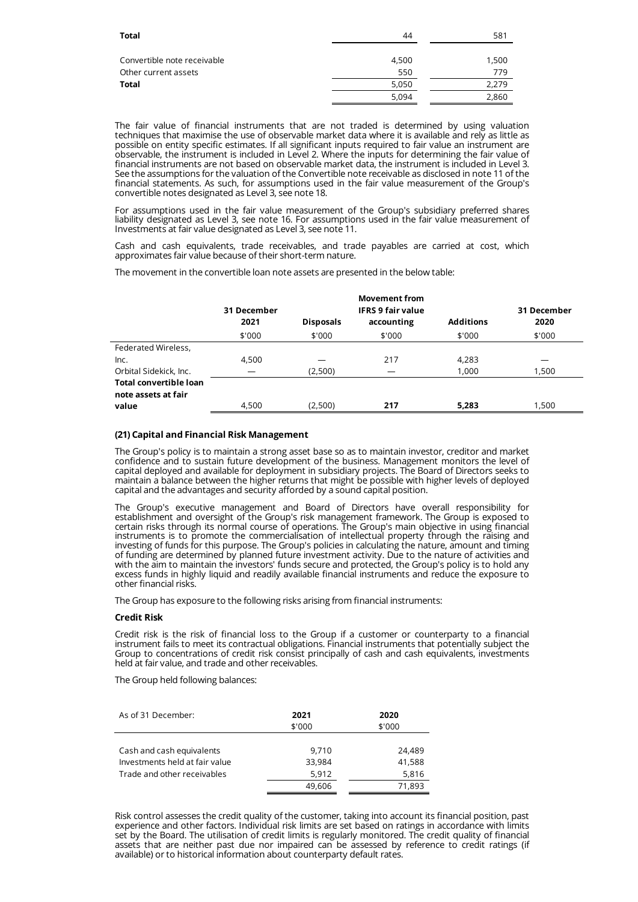| | | |
|---|---|---|
| **Total** | 44 | 581 |
| | | |
| Convertible note receivable | 4,500 | 1,500 |
| Other current assets | 550 | 779 |
| **Total** | 5,050 | 2,279 |
| | 5,094 | 2,860 |

The fair value of financial instruments that are not traded is determined by using valuation techniques that maximise the use of observable market data where it is available and rely as little as possible on entity specific estimates. If all significant inputs required to fair value an instrument are observable, the instrument is included in Level 2. Where the inputs for determining the fair value of financial instruments are not based on observable market data, the instrument is included in Level 3. See the assumptions for the valuation of the Convertible note receivable as disclosed in note 11 of the financial statements. As such, for assumptions used in the fair value measurement of the Group's convertible notes designated as Level 3, see note 18.

For assumptions used in the fair value measurement of the Group's subsidiary preferred shares liability designated as Level 3, see note 16. For assumptions used in the fair value measurement of Investments at fair value designated as Level 3, see note 11.

Cash and cash equivalents, trade receivables, and trade payables are carried at cost, which approximates fair value because of their short-term nature.

The movement in the convertible loan note assets are presented in the below table:

| | 31 December 2021 | Disposals | Movement from IFRS 9 fair value accounting | Additions | 31 December 2020 |
|---|---|---|---|---|---|
| | $'000 | $'000 | $'000 | $'000 | $'000 |
| Federated Wireless, Inc. | 4,500 | — | 217 | 4,283 | — |
| Orbital Sidekick, Inc. | — | (2,500) | — | 1,000 | 1,500 |
| **Total convertible loan note assets at fair value** | 4,500 | (2,500) | **217** | **5,283** | 1,500 |

### (21) Capital and Financial Risk Management

The Group's policy is to maintain a strong asset base so as to maintain investor, creditor and market confidence and to sustain future development of the business. Management monitors the level of capital deployed and available for deployment in subsidiary projects. The Board of Directors seeks to maintain a balance between the higher returns that might be possible with higher levels of deployed capital and the advantages and security afforded by a sound capital position.

The Group's executive management and Board of Directors have overall responsibility for establishment and oversight of the Group's risk management framework. The Group is exposed to certain risks through its normal course of operations. The Group's main objective in using financial instruments is to promote the commercialisation of intellectual property through the raising and investing of funds for this purpose. The Group's policies in calculating the nature, amount and timing of funding are determined by planned future investment activity. Due to the nature of activities and with the aim to maintain the investors' funds secure and protected, the Group's policy is to hold any excess funds in highly liquid and readily available financial instruments and reduce the exposure to other financial risks.

The Group has exposure to the following risks arising from financial instruments:

**Credit Risk**

Credit risk is the risk of financial loss to the Group if a customer or counterparty to a financial instrument fails to meet its contractual obligations. Financial instruments that potentially subject the Group to concentrations of credit risk consist principally of cash and cash equivalents, investments held at fair value, and trade and other receivables.

The Group held following balances:

| As of 31 December: | 2021 | 2020 |
|---|---|---|
| | $'000 | $'000 |
| Cash and cash equivalents | 9,710 | 24,489 |
| Investments held at fair value | 33,984 | 41,588 |
| Trade and other receivables | 5,912 | 5,816 |
| | 49,606 | 71,893 |

Risk control assesses the credit quality of the customer, taking into account its financial position, past experience and other factors. Individual risk limits are set based on ratings in accordance with limits set by the Board. The utilisation of credit limits is regularly monitored. The credit quality of financial assets that are neither past due nor impaired can be assessed by reference to credit ratings (if available) or to historical information about counterparty default rates.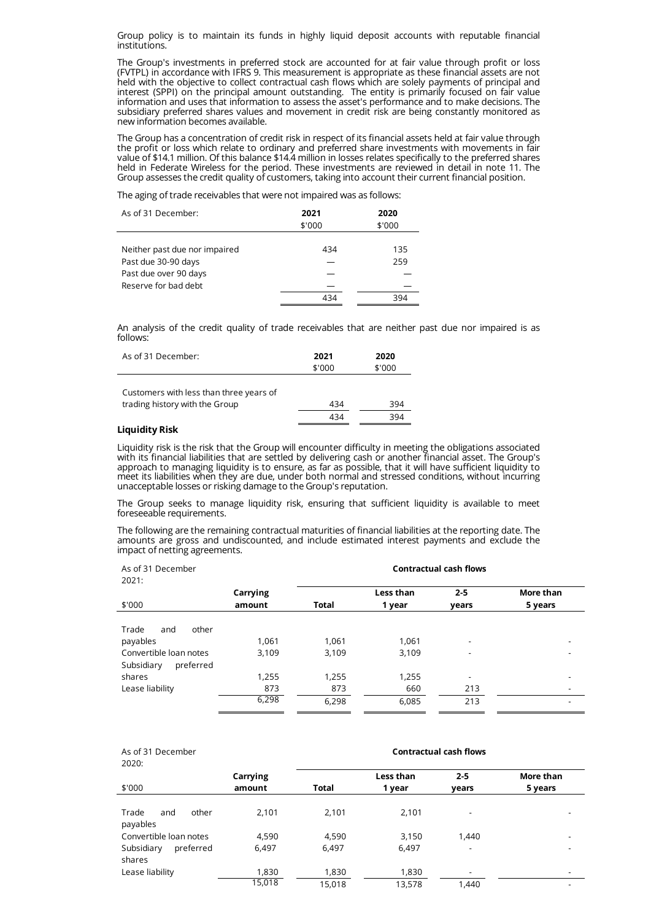Group policy is to maintain its funds in highly liquid deposit accounts with reputable financial institutions.

The Group's investments in preferred stock are accounted for at fair value through profit or loss (FVTPL) in accordance with IFRS 9. This measurement is appropriate as these financial assets are not held with the objective to collect contractual cash flows which are solely payments of principal and interest (SPPI) on the principal amount outstanding. The entity is primarily focused on fair value information and uses that information to assess the asset's performance and to make decisions. The subsidiary preferred shares values and movement in credit risk are being constantly monitored as new information becomes available.

The Group has a concentration of credit risk in respect of its financial assets held at fair value through the profit or loss which relate to ordinary and preferred share investments with movements in fair value of $14.1 million. Of this balance $14.4 million in losses relates specifically to the preferred shares held in Federate Wireless for the period. These investments are reviewed in detail in note 11. The Group assesses the credit quality of customers, taking into account their current financial position.

The aging of trade receivables that were not impaired was as follows:

| As of 31 December: | 2021<br>$'000 | 2020<br>$'000 |
|---|---|---|
| Neither past due nor impaired | 434 | 135 |
| Past due 30-90 days | — | 259 |
| Past due over 90 days | — | — |
| Reserve for bad debt | — | — |
| | 434 | 394 |

An analysis of the credit quality of trade receivables that are neither past due nor impaired is as follows:

| As of 31 December: | 2021<br>$'000 | 2020<br>$'000 |
|---|---|---|
| Customers with less than three years of trading history with the Group | 434 | 394 |
| | 434 | 394 |

**Liquidity Risk**

Liquidity risk is the risk that the Group will encounter difficulty in meeting the obligations associated with its financial liabilities that are settled by delivering cash or another financial asset. The Group's approach to managing liquidity is to ensure, as far as possible, that it will have sufficient liquidity to meet its liabilities when they are due, under both normal and stressed conditions, without incurring unacceptable losses or risking damage to the Group's reputation.

The Group seeks to manage liquidity risk, ensuring that sufficient liquidity is available to meet foreseeable requirements.

The following are the remaining contractual maturities of financial liabilities at the reporting date. The amounts are gross and undiscounted, and include estimated interest payments and exclude the impact of netting agreements.

| As of 31 December 2021: | | Contractual cash flows | | | |
|---|---|---|---|---|---|
| $'000 | Carrying amount | Total | Less than 1 year | 2-5 years | More than 5 years |
| Trade and other payables | 1,061 | 1,061 | 1,061 | - | - |
| Convertible loan notes | 3,109 | 3,109 | 3,109 | - | - |
| Subsidiary preferred shares | 1,255 | 1,255 | 1,255 | - | - |
| Lease liability | 873 | 873 | 660 | 213 | - |
| | 6,298 | 6,298 | 6,085 | 213 | - |

| As of 31 December 2020: | | Contractual cash flows | | | |
|---|---|---|---|---|---|
| $'000 | Carrying amount | Total | Less than 1 year | 2-5 years | More than 5 years |
| Trade and other payables | 2,101 | 2,101 | 2,101 | - | - |
| Convertible loan notes | 4,590 | 4,590 | 3,150 | 1,440 | - |
| Subsidiary preferred shares | 6,497 | 6,497 | 6,497 | - | - |
| Lease liability | 1,830 | 1,830 | 1,830 | - | - |
| | 15,018 | 15,018 | 13,578 | 1,440 | - |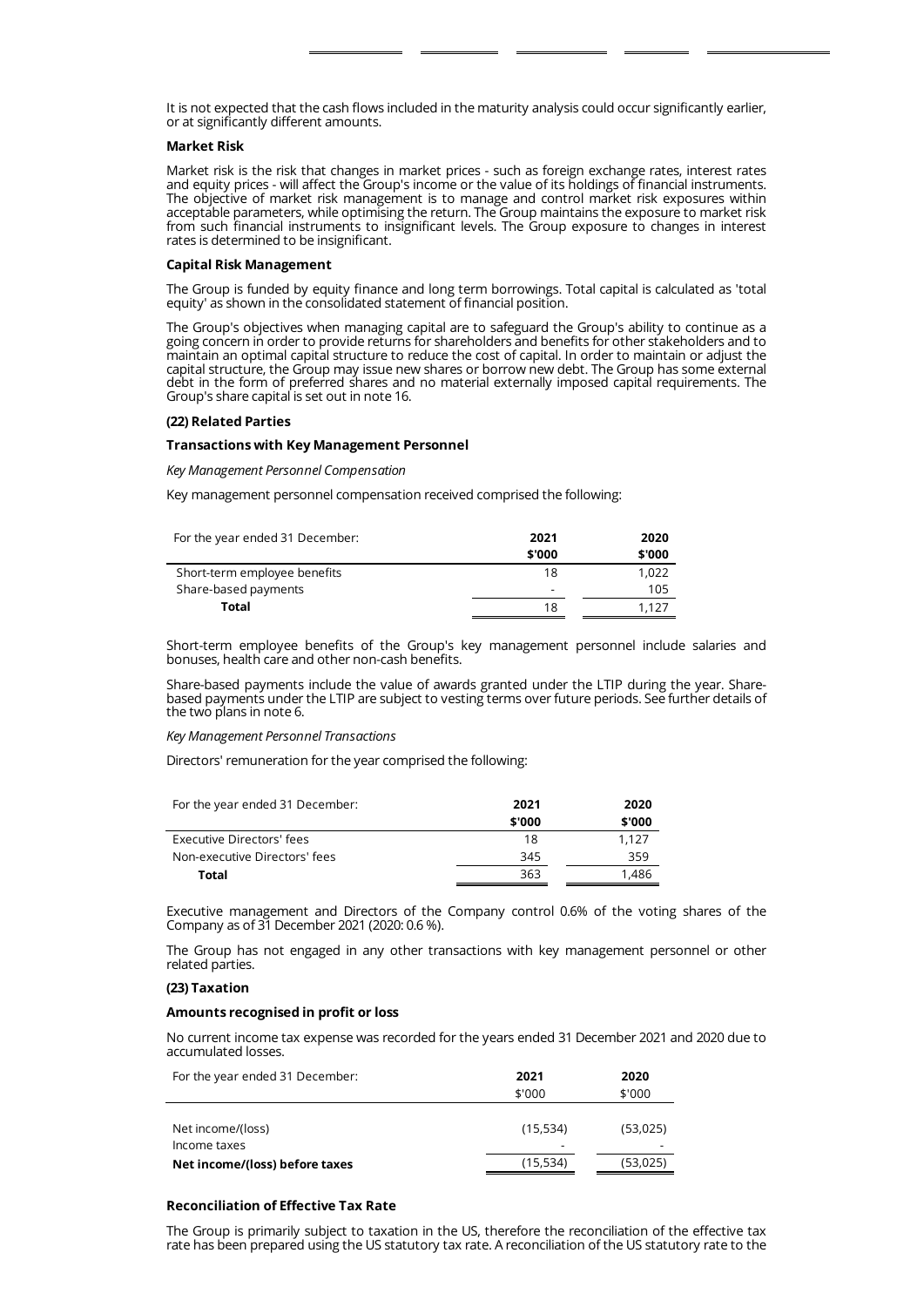It is not expected that the cash flows included in the maturity analysis could occur significantly earlier, or at significantly different amounts.

**Market Risk**

Market risk is the risk that changes in market prices - such as foreign exchange rates, interest rates and equity prices - will affect the Group's income or the value of its holdings of financial instruments. The objective of market risk management is to manage and control market risk exposures within acceptable parameters, while optimising the return. The Group maintains the exposure to market risk from such financial instruments to insignificant levels. The Group exposure to changes in interest rates is determined to be insignificant.

**Capital Risk Management**

The Group is funded by equity finance and long term borrowings. Total capital is calculated as 'total equity' as shown in the consolidated statement of financial position.

The Group's objectives when managing capital are to safeguard the Group's ability to continue as a going concern in order to provide returns for shareholders and benefits for other stakeholders and to maintain an optimal capital structure to reduce the cost of capital. In order to maintain or adjust the capital structure, the Group may issue new shares or borrow new debt. The Group has some external debt in the form of preferred shares and no material externally imposed capital requirements. The Group's share capital is set out in note 16.

## (22) Related Parties

**Transactions with Key Management Personnel**

*Key Management Personnel Compensation*

Key management personnel compensation received comprised the following:

| For the year ended 31 December: | 2021<br>$'000 | 2020<br>$'000 |
|---|---|---|
| Short-term employee benefits | 18 | 1,022 |
| Share-based payments | - | 105 |
| **Total** | 18 | 1,127 |

Short-term employee benefits of the Group's key management personnel include salaries and bonuses, health care and other non-cash benefits.

Share-based payments include the value of awards granted under the LTIP during the year. Share-based payments under the LTIP are subject to vesting terms over future periods. See further details of the two plans in note 6.

*Key Management Personnel Transactions*

Directors' remuneration for the year comprised the following:

| For the year ended 31 December: | 2021<br>$'000 | 2020<br>$'000 |
|---|---|---|
| Executive Directors' fees | 18 | 1,127 |
| Non-executive Directors' fees | 345 | 359 |
| **Total** | 363 | 1,486 |

Executive management and Directors of the Company control 0.6% of the voting shares of the Company as of 31 December 2021 (2020: 0.6 %).

The Group has not engaged in any other transactions with key management personnel or other related parties.

## (23) Taxation

**Amounts recognised in profit or loss**

No current income tax expense was recorded for the years ended 31 December 2021 and 2020 due to accumulated losses.

| For the year ended 31 December: | 2021<br>$'000 | 2020<br>$'000 |
|---|---|---|
| Net income/(loss) | (15,534) | (53,025) |
| Income taxes | - | - |
| **Net income/(loss) before taxes** | (15,534) | (53,025) |

**Reconciliation of Effective Tax Rate**

The Group is primarily subject to taxation in the US, therefore the reconciliation of the effective tax rate has been prepared using the US statutory tax rate. A reconciliation of the US statutory rate to the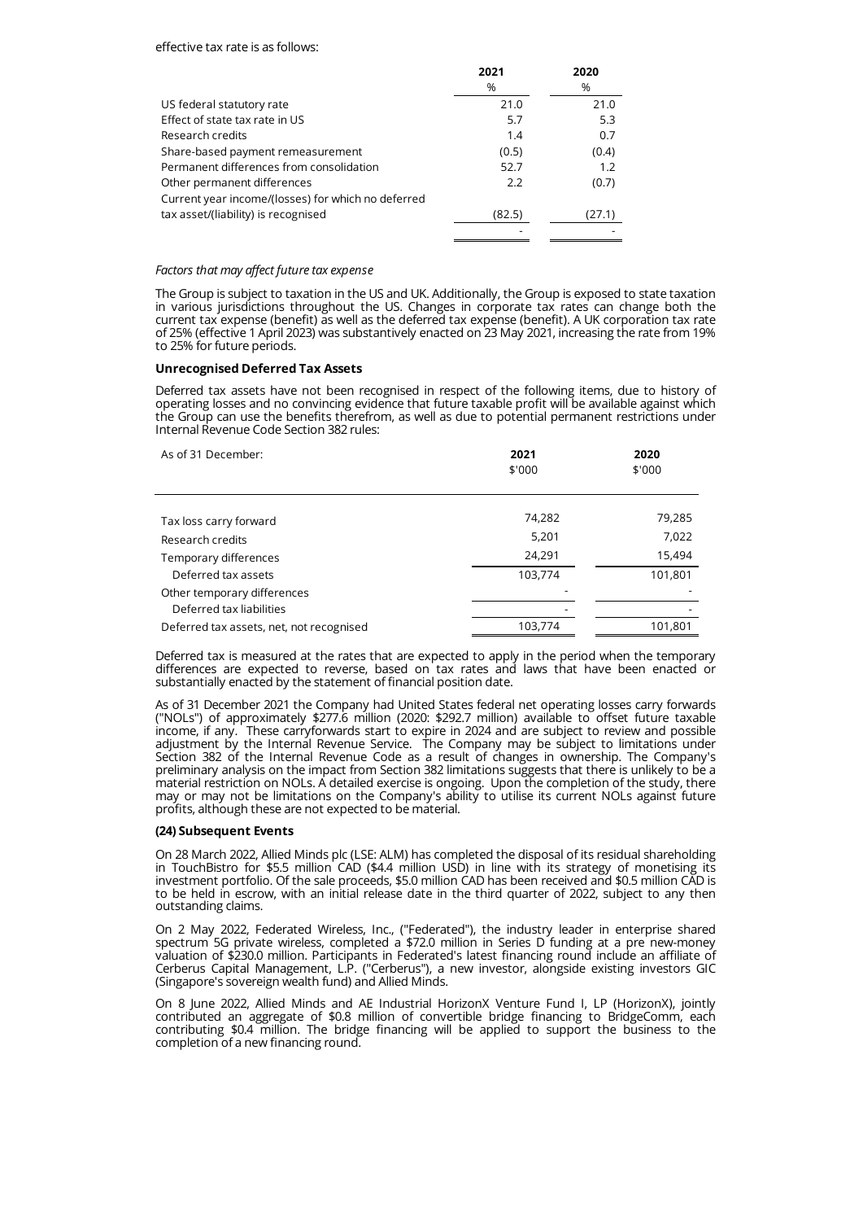effective tax rate is as follows:

| | 2021 | 2020 |
|---|---|---|
| | % | % |
| US federal statutory rate | 21.0 | 21.0 |
| Effect of state tax rate in US | 5.7 | 5.3 |
| Research credits | 1.4 | 0.7 |
| Share-based payment remeasurement | (0.5) | (0.4) |
| Permanent differences from consolidation | 52.7 | 1.2 |
| Other permanent differences | 2.2 | (0.7) |
| Current year income/(losses) for which no deferred tax asset/(liability) is recognised | (82.5) | (27.1) |
| | - | - |

*Factors that may affect future tax expense*

The Group is subject to taxation in the US and UK. Additionally, the Group is exposed to state taxation in various jurisdictions throughout the US. Changes in corporate tax rates can change both the current tax expense (benefit) as well as the deferred tax expense (benefit). A UK corporation tax rate of 25% (effective 1 April 2023) was substantively enacted on 23 May 2021, increasing the rate from 19% to 25% for future periods.

**Unrecognised Deferred Tax Assets**

Deferred tax assets have not been recognised in respect of the following items, due to history of operating losses and no convincing evidence that future taxable profit will be available against which the Group can use the benefits therefrom, as well as due to potential permanent restrictions under Internal Revenue Code Section 382 rules:

| As of 31 December: | 2021<br>$'000 | 2020<br>$'000 |
|---|---|---|
| Tax loss carry forward | 74,282 | 79,285 |
| Research credits | 5,201 | 7,022 |
| Temporary differences | 24,291 | 15,494 |
| Deferred tax assets | 103,774 | 101,801 |
| Other temporary differences | - | - |
| Deferred tax liabilities | - | - |
| Deferred tax assets, net, not recognised | 103,774 | 101,801 |

Deferred tax is measured at the rates that are expected to apply in the period when the temporary differences are expected to reverse, based on tax rates and laws that have been enacted or substantially enacted by the statement of financial position date.

As of 31 December 2021 the Company had United States federal net operating losses carry forwards ("NOLs") of approximately $277.6 million (2020: $292.7 million) available to offset future taxable income, if any. These carryforwards start to expire in 2024 and are subject to review and possible adjustment by the Internal Revenue Service. The Company may be subject to limitations under Section 382 of the Internal Revenue Code as a result of changes in ownership. The Company's preliminary analysis on the impact from Section 382 limitations suggests that there is unlikely to be a material restriction on NOLs. A detailed exercise is ongoing. Upon the completion of the study, there may or may not be limitations on the Company's ability to utilise its current NOLs against future profits, although these are not expected to be material.

**(24) Subsequent Events**

On 28 March 2022, Allied Minds plc (LSE: ALM) has completed the disposal of its residual shareholding in TouchBistro for $5.5 million CAD ($4.4 million USD) in line with its strategy of monetising its investment portfolio. Of the sale proceeds, $5.0 million CAD has been received and $0.5 million CAD is to be held in escrow, with an initial release date in the third quarter of 2022, subject to any then outstanding claims.

On 2 May 2022, Federated Wireless, Inc., ("Federated"), the industry leader in enterprise shared spectrum 5G private wireless, completed a $72.0 million in Series D funding at a pre new-money valuation of $230.0 million. Participants in Federated's latest financing round include an affiliate of Cerberus Capital Management, L.P. ("Cerberus"), a new investor, alongside existing investors GIC (Singapore's sovereign wealth fund) and Allied Minds.

On 8 June 2022, Allied Minds and AE Industrial HorizonX Venture Fund I, LP (HorizonX), jointly contributed an aggregate of $0.8 million of convertible bridge financing to BridgeComm, each contributing $0.4 million. The bridge financing will be applied to support the business to the completion of a new financing round.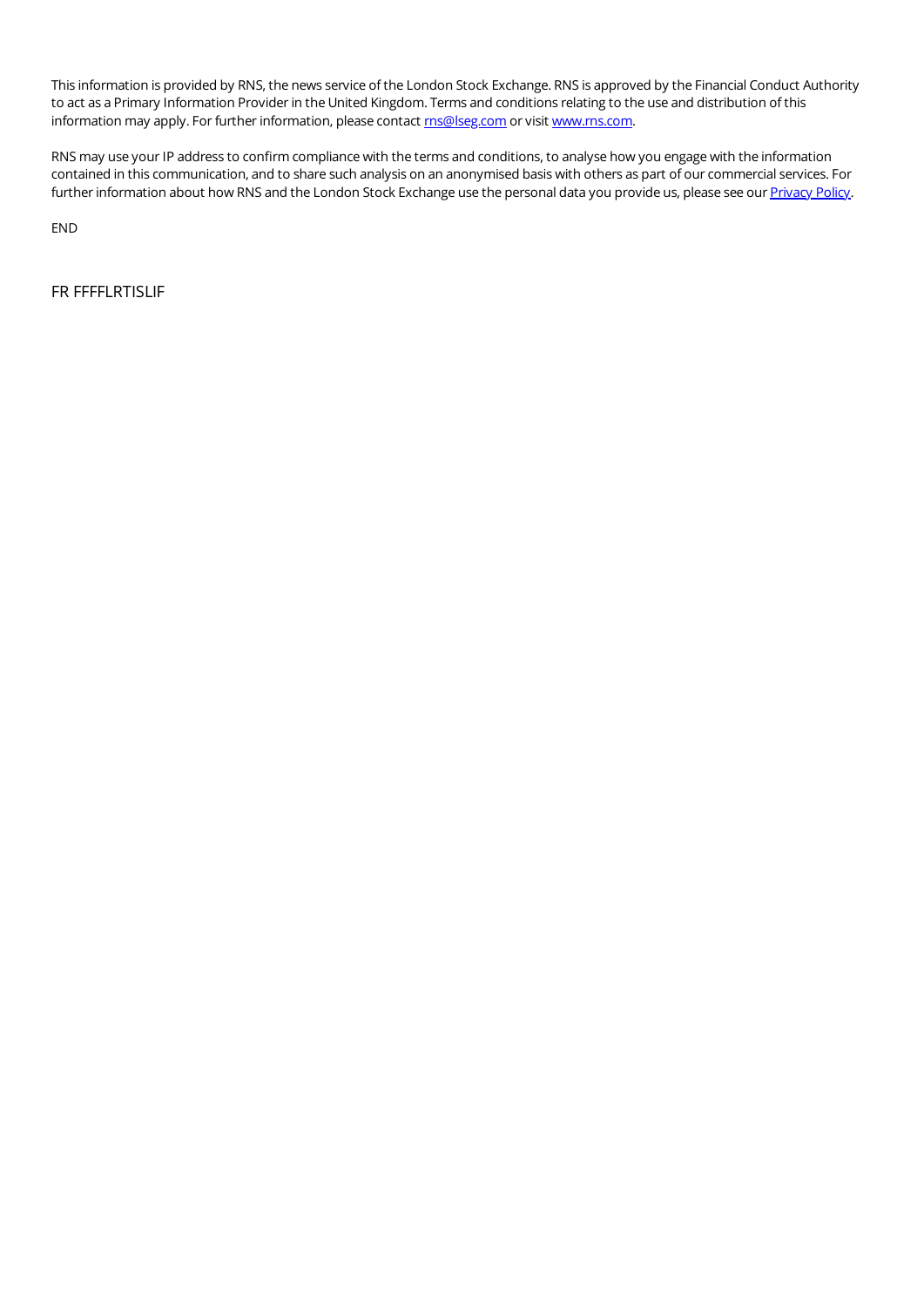This information is provided by RNS, the news service of the London Stock Exchange. RNS is approved by the Financial Conduct Authority to act as a Primary Information Provider in the United Kingdom. Terms and conditions relating to the use and distribution of this information may apply. For further information, please contact rns@lseg.com or visit www.rns.com.

RNS may use your IP address to confirm compliance with the terms and conditions, to analyse how you engage with the information contained in this communication, and to share such analysis on an anonymised basis with others as part of our commercial services. For further information about how RNS and the London Stock Exchange use the personal data you provide us, please see our Privacy Policy.

END

FR FFFFLRTISLIF